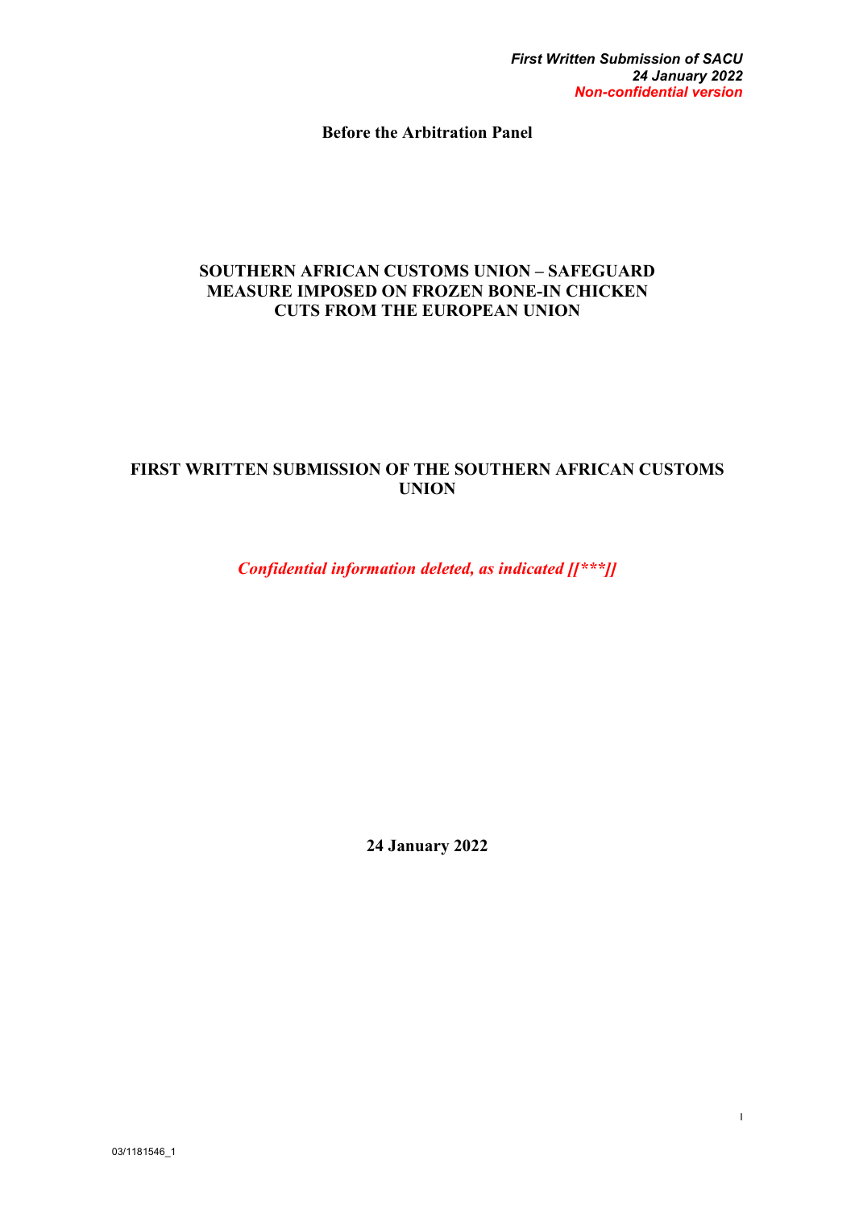*First Written Submission of SACU*
*24 January 2022*
*Non-confidential version*

**Before the Arbitration Panel**

# SOUTHERN AFRICAN CUSTOMS UNION – SAFEGUARD MEASURE IMPOSED ON FROZEN BONE-IN CHICKEN CUTS FROM THE EUROPEAN UNION

# FIRST WRITTEN SUBMISSION OF THE SOUTHERN AFRICAN CUSTOMS UNION

***Confidential information deleted, as indicated [[***]]***

**24 January 2022**

03/1181546_1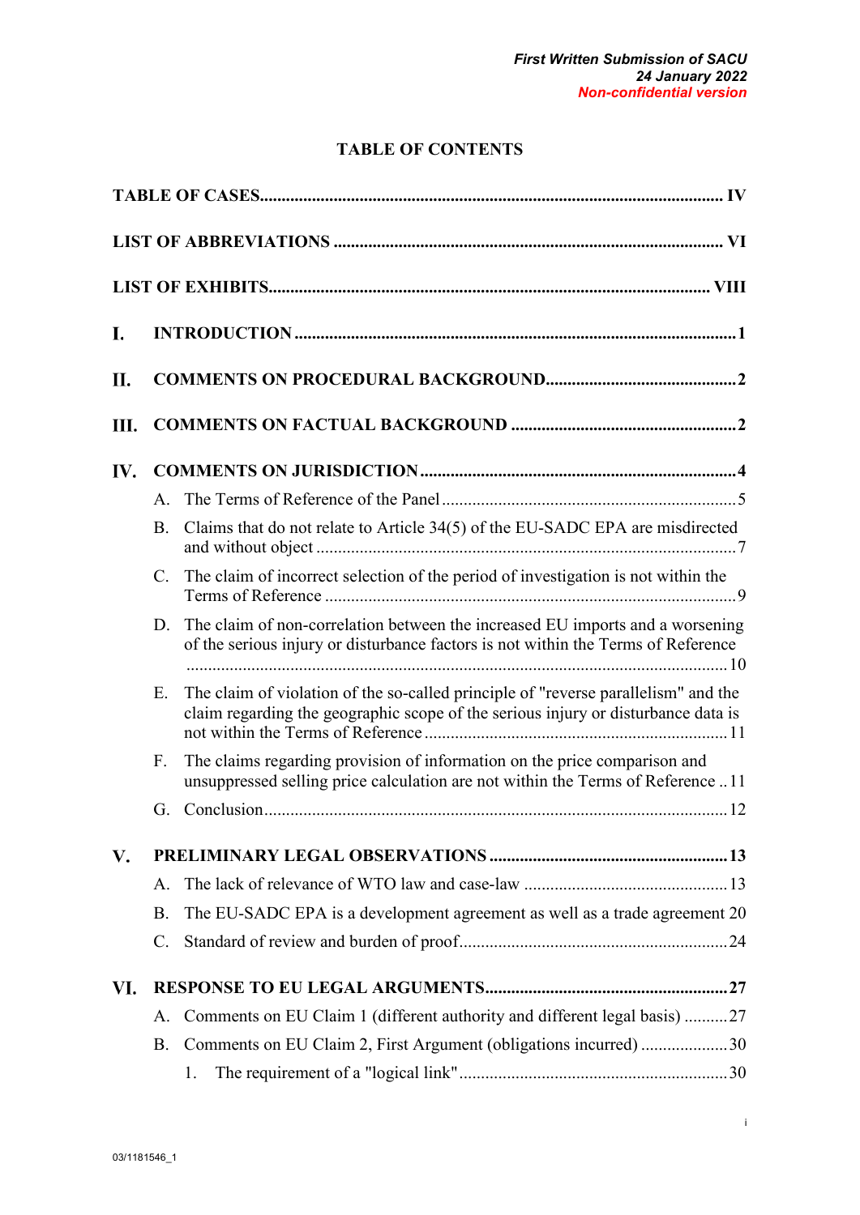# TABLE OF CONTENTS

**TABLE OF CASES** .......... IV

**LIST OF ABBREVIATIONS** .......... VI

**LIST OF EXHIBITS** .......... VIII

**I. INTRODUCTION** .......... 1

**II. COMMENTS ON PROCEDURAL BACKGROUND** .......... 2

**III. COMMENTS ON FACTUAL BACKGROUND** .......... 2

**IV. COMMENTS ON JURISDICTION** .......... 4

- A. The Terms of Reference of the Panel .......... 5
- B. Claims that do not relate to Article 34(5) of the EU-SADC EPA are misdirected and without object .......... 7
- C. The claim of incorrect selection of the period of investigation is not within the Terms of Reference .......... 9
- D. The claim of non-correlation between the increased EU imports and a worsening of the serious injury or disturbance factors is not within the Terms of Reference .......... 10
- E. The claim of violation of the so-called principle of "reverse parallelism" and the claim regarding the geographic scope of the serious injury or disturbance data is not within the Terms of Reference .......... 11
- F. The claims regarding provision of information on the price comparison and unsuppressed selling price calculation are not within the Terms of Reference .......... 11
- G. Conclusion .......... 12

**V. PRELIMINARY LEGAL OBSERVATIONS** .......... 13

- A. The lack of relevance of WTO law and case-law .......... 13
- B. The EU-SADC EPA is a development agreement as well as a trade agreement .......... 20
- C. Standard of review and burden of proof .......... 24

**VI. RESPONSE TO EU LEGAL ARGUMENTS** .......... 27

- A. Comments on EU Claim 1 (different authority and different legal basis) .......... 27
- B. Comments on EU Claim 2, First Argument (obligations incurred) .......... 30
  1. The requirement of a "logical link" .......... 30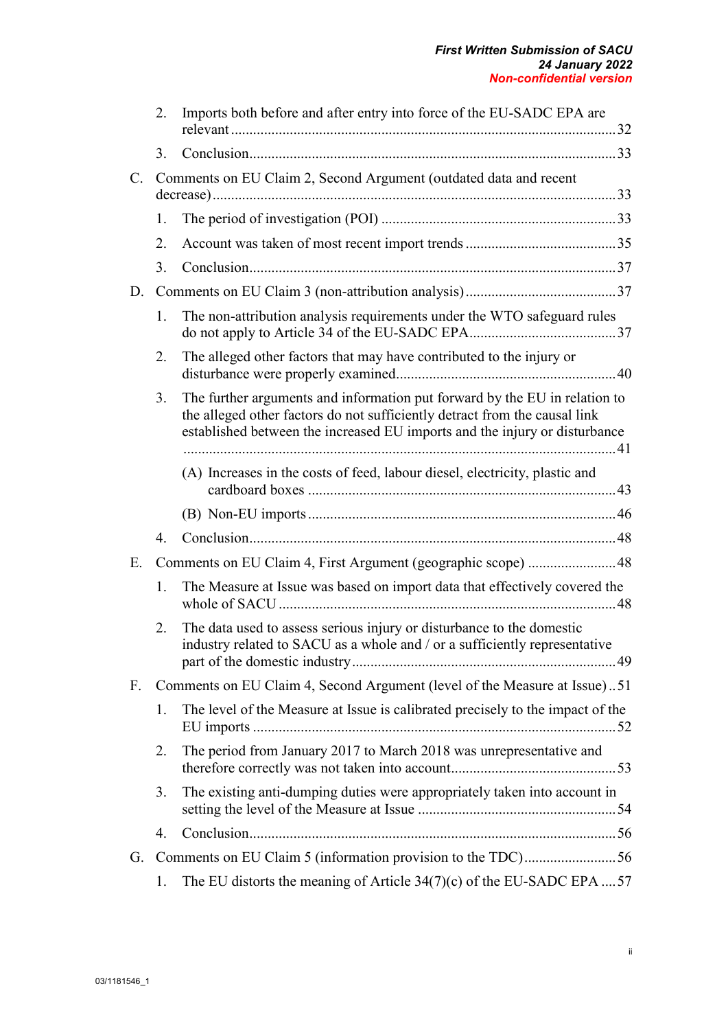2. Imports both before and after entry into force of the EU-SADC EPA are relevant ... 32
3. Conclusion ... 33

C. Comments on EU Claim 2, Second Argument (outdated data and recent decrease) ... 33
1. The period of investigation (POI) ... 33
2. Account was taken of most recent import trends ... 35
3. Conclusion ... 37

D. Comments on EU Claim 3 (non-attribution analysis) ... 37
1. The non-attribution analysis requirements under the WTO safeguard rules do not apply to Article 34 of the EU-SADC EPA ... 37
2. The alleged other factors that may have contributed to the injury or disturbance were properly examined ... 40
3. The further arguments and information put forward by the EU in relation to the alleged other factors do not sufficiently detract from the causal link established between the increased EU imports and the injury or disturbance ... 41
   (A) Increases in the costs of feed, labour diesel, electricity, plastic and cardboard boxes ... 43
   (B) Non-EU imports ... 46
4. Conclusion ... 48

E. Comments on EU Claim 4, First Argument (geographic scope) ... 48
1. The Measure at Issue was based on import data that effectively covered the whole of SACU ... 48
2. The data used to assess serious injury or disturbance to the domestic industry related to SACU as a whole and / or a sufficiently representative part of the domestic industry ... 49

F. Comments on EU Claim 4, Second Argument (level of the Measure at Issue) .. 51
1. The level of the Measure at Issue is calibrated precisely to the impact of the EU imports ... 52
2. The period from January 2017 to March 2018 was unrepresentative and therefore correctly was not taken into account ... 53
3. The existing anti-dumping duties were appropriately taken into account in setting the level of the Measure at Issue ... 54
4. Conclusion ... 56

G. Comments on EU Claim 5 (information provision to the TDC) ... 56
1. The EU distorts the meaning of Article 34(7)(c) of the EU-SADC EPA .... 57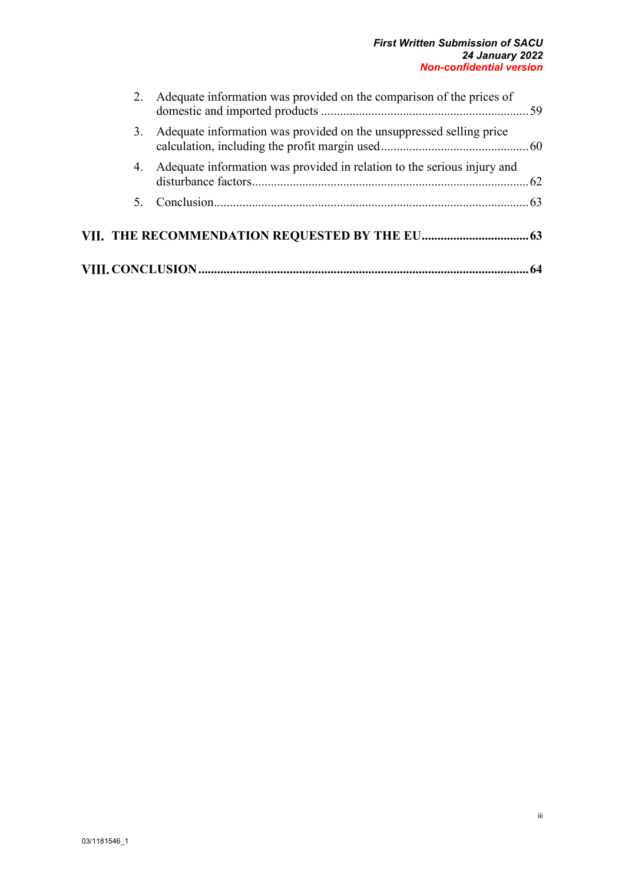2. Adequate information was provided on the comparison of the prices of domestic and imported products ... 59
3. Adequate information was provided on the unsuppressed selling price calculation, including the profit margin used ... 60
4. Adequate information was provided in relation to the serious injury and disturbance factors ... 62
5. Conclusion ... 63

**VII. THE RECOMMENDATION REQUESTED BY THE EU ... 63**

**VIII. CONCLUSION ... 64**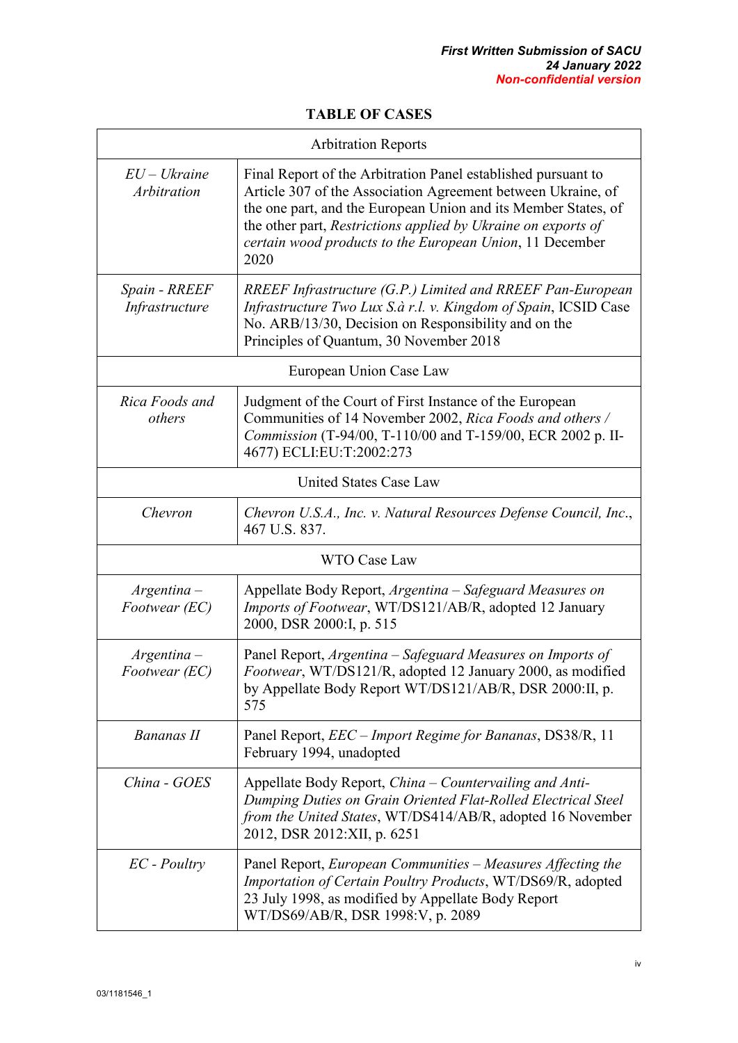## TABLE OF CASES

| Arbitration Reports | |
|---|---|
| *EU – Ukraine Arbitration* | Final Report of the Arbitration Panel established pursuant to Article 307 of the Association Agreement between Ukraine, of the one part, and the European Union and its Member States, of the other part, *Restrictions applied by Ukraine on exports of certain wood products to the European Union*, 11 December 2020 |
| *Spain - RREEF Infrastructure* | *RREEF Infrastructure (G.P.) Limited and RREEF Pan-European Infrastructure Two Lux S.à r.l. v. Kingdom of Spain*, ICSID Case No. ARB/13/30, Decision on Responsibility and on the Principles of Quantum, 30 November 2018 |
| European Union Case Law | |
| *Rica Foods and others* | Judgment of the Court of First Instance of the European Communities of 14 November 2002, *Rica Foods and others / Commission* (T-94/00, T-110/00 and T-159/00, ECR 2002 p. II-4677) ECLI:EU:T:2002:273 |
| United States Case Law | |
| *Chevron* | *Chevron U.S.A., Inc. v. Natural Resources Defense Council, Inc.*, 467 U.S. 837. |
| WTO Case Law | |
| *Argentina – Footwear (EC)* | Appellate Body Report, *Argentina – Safeguard Measures on Imports of Footwear*, WT/DS121/AB/R, adopted 12 January 2000, DSR 2000:I, p. 515 |
| *Argentina – Footwear (EC)* | Panel Report, *Argentina – Safeguard Measures on Imports of Footwear*, WT/DS121/R, adopted 12 January 2000, as modified by Appellate Body Report WT/DS121/AB/R, DSR 2000:II, p. 575 |
| *Bananas II* | Panel Report, *EEC – Import Regime for Bananas*, DS38/R, 11 February 1994, unadopted |
| *China - GOES* | Appellate Body Report, *China – Countervailing and Anti-Dumping Duties on Grain Oriented Flat-Rolled Electrical Steel from the United States*, WT/DS414/AB/R, adopted 16 November 2012, DSR 2012:XII, p. 6251 |
| *EC - Poultry* | Panel Report, *European Communities – Measures Affecting the Importation of Certain Poultry Products*, WT/DS69/R, adopted 23 July 1998, as modified by Appellate Body Report WT/DS69/AB/R, DSR 1998:V, p. 2089 |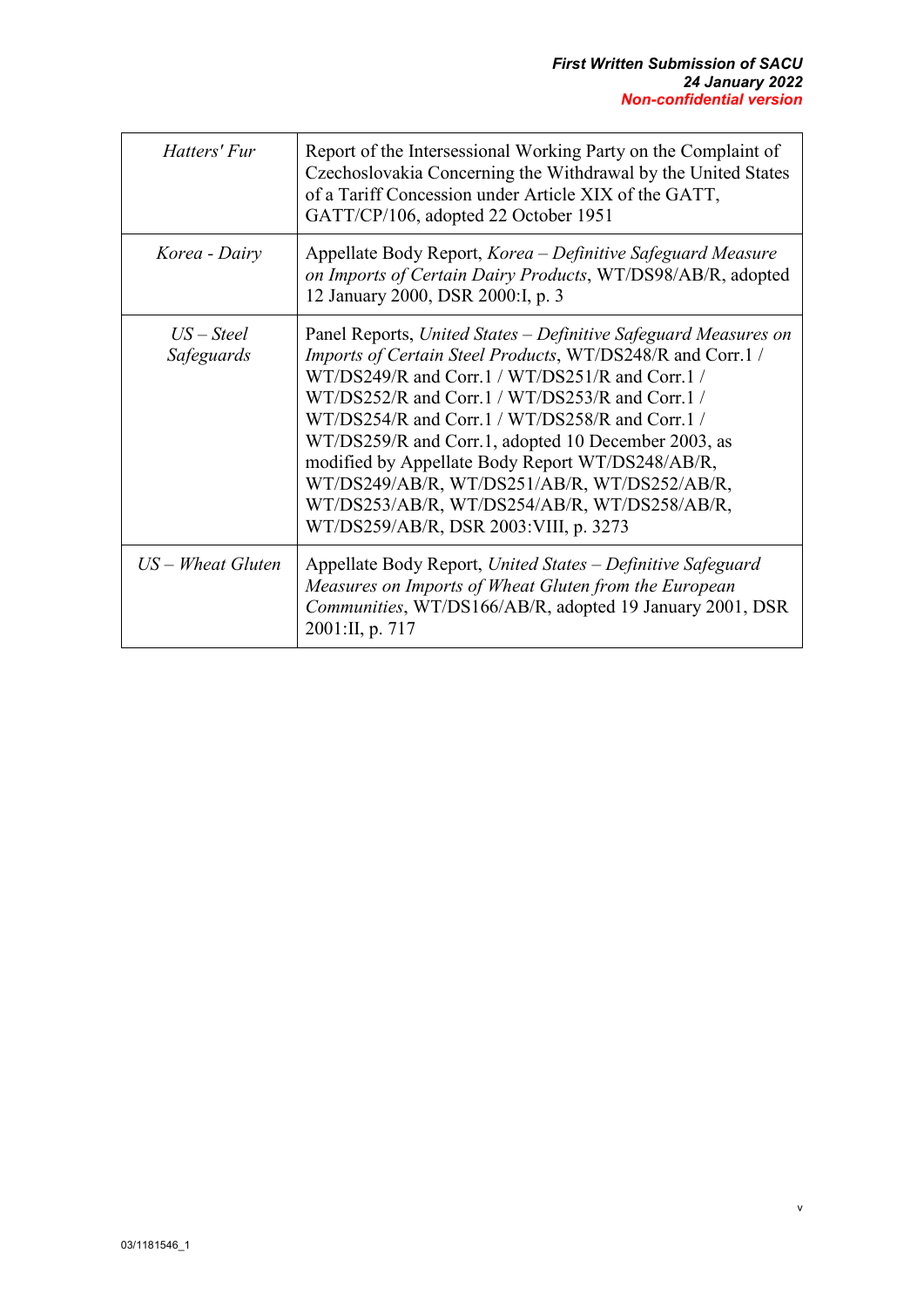| | |
|---|---|
| *Hatters' Fur* | Report of the Intersessional Working Party on the Complaint of Czechoslovakia Concerning the Withdrawal by the United States of a Tariff Concession under Article XIX of the GATT, GATT/CP/106, adopted 22 October 1951 |
| *Korea - Dairy* | Appellate Body Report, *Korea – Definitive Safeguard Measure on Imports of Certain Dairy Products*, WT/DS98/AB/R, adopted 12 January 2000, DSR 2000:I, p. 3 |
| *US – Steel Safeguards* | Panel Reports, *United States – Definitive Safeguard Measures on Imports of Certain Steel Products*, WT/DS248/R and Corr.1 / WT/DS249/R and Corr.1 / WT/DS251/R and Corr.1 / WT/DS252/R and Corr.1 / WT/DS253/R and Corr.1 / WT/DS254/R and Corr.1 / WT/DS258/R and Corr.1 / WT/DS259/R and Corr.1, adopted 10 December 2003, as modified by Appellate Body Report WT/DS248/AB/R, WT/DS249/AB/R, WT/DS251/AB/R, WT/DS252/AB/R, WT/DS253/AB/R, WT/DS254/AB/R, WT/DS258/AB/R, WT/DS259/AB/R, DSR 2003:VIII, p. 3273 |
| *US – Wheat Gluten* | Appellate Body Report, *United States – Definitive Safeguard Measures on Imports of Wheat Gluten from the European Communities*, WT/DS166/AB/R, adopted 19 January 2001, DSR 2001:II, p. 717 |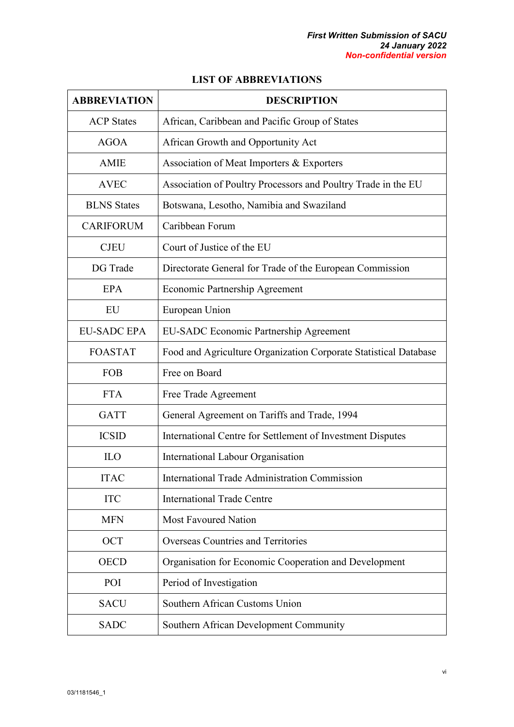## LIST OF ABBREVIATIONS

| ABBREVIATION | DESCRIPTION |
|---|---|
| ACP States | African, Caribbean and Pacific Group of States |
| AGOA | African Growth and Opportunity Act |
| AMIE | Association of Meat Importers & Exporters |
| AVEC | Association of Poultry Processors and Poultry Trade in the EU |
| BLNS States | Botswana, Lesotho, Namibia and Swaziland |
| CARIFORUM | Caribbean Forum |
| CJEU | Court of Justice of the EU |
| DG Trade | Directorate General for Trade of the European Commission |
| EPA | Economic Partnership Agreement |
| EU | European Union |
| EU-SADC EPA | EU-SADC Economic Partnership Agreement |
| FOASTAT | Food and Agriculture Organization Corporate Statistical Database |
| FOB | Free on Board |
| FTA | Free Trade Agreement |
| GATT | General Agreement on Tariffs and Trade, 1994 |
| ICSID | International Centre for Settlement of Investment Disputes |
| ILO | International Labour Organisation |
| ITAC | International Trade Administration Commission |
| ITC | International Trade Centre |
| MFN | Most Favoured Nation |
| OCT | Overseas Countries and Territories |
| OECD | Organisation for Economic Cooperation and Development |
| POI | Period of Investigation |
| SACU | Southern African Customs Union |
| SADC | Southern African Development Community |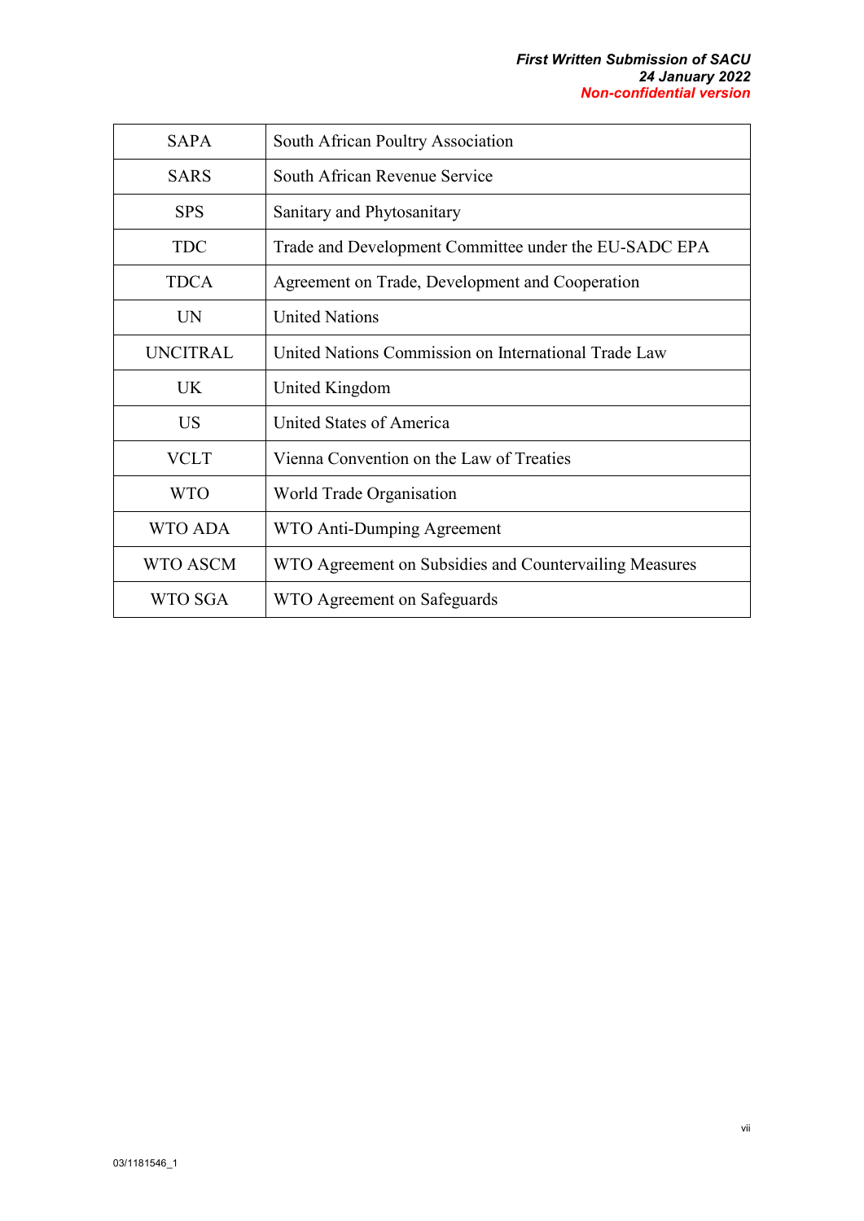| | |
|---|---|
| SAPA | South African Poultry Association |
| SARS | South African Revenue Service |
| SPS | Sanitary and Phytosanitary |
| TDC | Trade and Development Committee under the EU-SADC EPA |
| TDCA | Agreement on Trade, Development and Cooperation |
| UN | United Nations |
| UNCITRAL | United Nations Commission on International Trade Law |
| UK | United Kingdom |
| US | United States of America |
| VCLT | Vienna Convention on the Law of Treaties |
| WTO | World Trade Organisation |
| WTO ADA | WTO Anti-Dumping Agreement |
| WTO ASCM | WTO Agreement on Subsidies and Countervailing Measures |
| WTO SGA | WTO Agreement on Safeguards |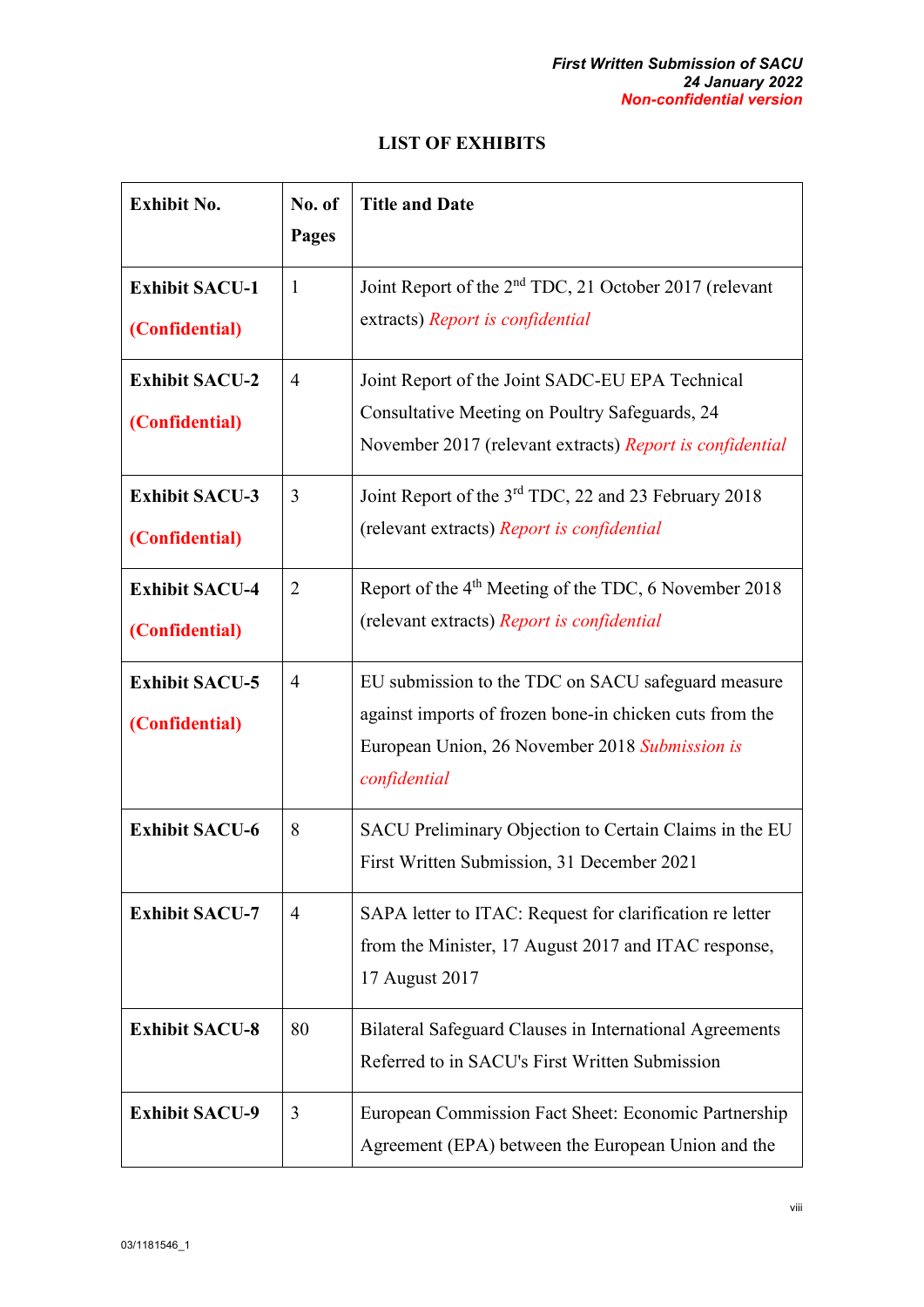## LIST OF EXHIBITS

| Exhibit No. | No. of Pages | Title and Date |
|---|---|---|
| **Exhibit SACU-1** **(Confidential)** | 1 | Joint Report of the 2nd TDC, 21 October 2017 (relevant extracts) *Report is confidential* |
| **Exhibit SACU-2** **(Confidential)** | 4 | Joint Report of the Joint SADC-EU EPA Technical Consultative Meeting on Poultry Safeguards, 24 November 2017 (relevant extracts) *Report is confidential* |
| **Exhibit SACU-3** **(Confidential)** | 3 | Joint Report of the 3rd TDC, 22 and 23 February 2018 (relevant extracts) *Report is confidential* |
| **Exhibit SACU-4** **(Confidential)** | 2 | Report of the 4th Meeting of the TDC, 6 November 2018 (relevant extracts) *Report is confidential* |
| **Exhibit SACU-5** **(Confidential)** | 4 | EU submission to the TDC on SACU safeguard measure against imports of frozen bone-in chicken cuts from the European Union, 26 November 2018 *Submission is confidential* |
| **Exhibit SACU-6** | 8 | SACU Preliminary Objection to Certain Claims in the EU First Written Submission, 31 December 2021 |
| **Exhibit SACU-7** | 4 | SAPA letter to ITAC: Request for clarification re letter from the Minister, 17 August 2017 and ITAC response, 17 August 2017 |
| **Exhibit SACU-8** | 80 | Bilateral Safeguard Clauses in International Agreements Referred to in SACU's First Written Submission |
| **Exhibit SACU-9** | 3 | European Commission Fact Sheet: Economic Partnership Agreement (EPA) between the European Union and the |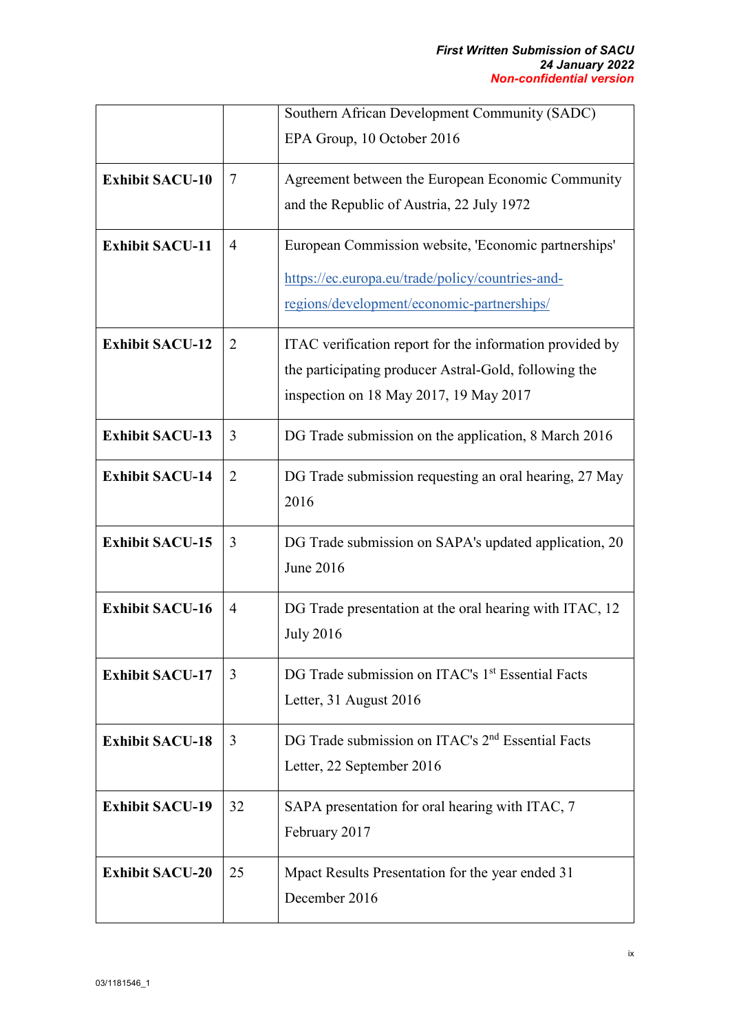| | | |
|---|---|---|
| | | Southern African Development Community (SADC) EPA Group, 10 October 2016 |
| **Exhibit SACU-10** | 7 | Agreement between the European Economic Community and the Republic of Austria, 22 July 1972 |
| **Exhibit SACU-11** | 4 | European Commission website, 'Economic partnerships' https://ec.europa.eu/trade/policy/countries-and-regions/development/economic-partnerships/ |
| **Exhibit SACU-12** | 2 | ITAC verification report for the information provided by the participating producer Astral-Gold, following the inspection on 18 May 2017, 19 May 2017 |
| **Exhibit SACU-13** | 3 | DG Trade submission on the application, 8 March 2016 |
| **Exhibit SACU-14** | 2 | DG Trade submission requesting an oral hearing, 27 May 2016 |
| **Exhibit SACU-15** | 3 | DG Trade submission on SAPA's updated application, 20 June 2016 |
| **Exhibit SACU-16** | 4 | DG Trade presentation at the oral hearing with ITAC, 12 July 2016 |
| **Exhibit SACU-17** | 3 | DG Trade submission on ITAC's 1st Essential Facts Letter, 31 August 2016 |
| **Exhibit SACU-18** | 3 | DG Trade submission on ITAC's 2nd Essential Facts Letter, 22 September 2016 |
| **Exhibit SACU-19** | 32 | SAPA presentation for oral hearing with ITAC, 7 February 2017 |
| **Exhibit SACU-20** | 25 | Mpact Results Presentation for the year ended 31 December 2016 |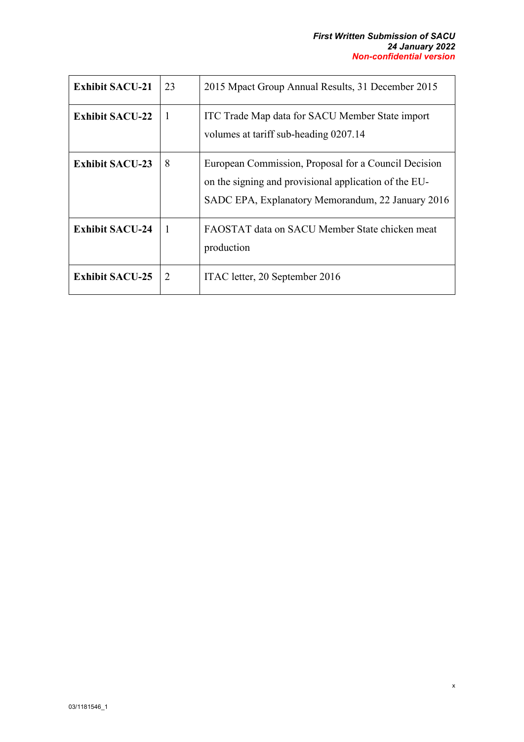| **Exhibit SACU-21** | 23 | 2015 Mpact Group Annual Results, 31 December 2015 |
|---|---|---|
| **Exhibit SACU-22** | 1 | ITC Trade Map data for SACU Member State import volumes at tariff sub-heading 0207.14 |
| **Exhibit SACU-23** | 8 | European Commission, Proposal for a Council Decision on the signing and provisional application of the EU-SADC EPA, Explanatory Memorandum, 22 January 2016 |
| **Exhibit SACU-24** | 1 | FAOSTAT data on SACU Member State chicken meat production |
| **Exhibit SACU-25** | 2 | ITAC letter, 20 September 2016 |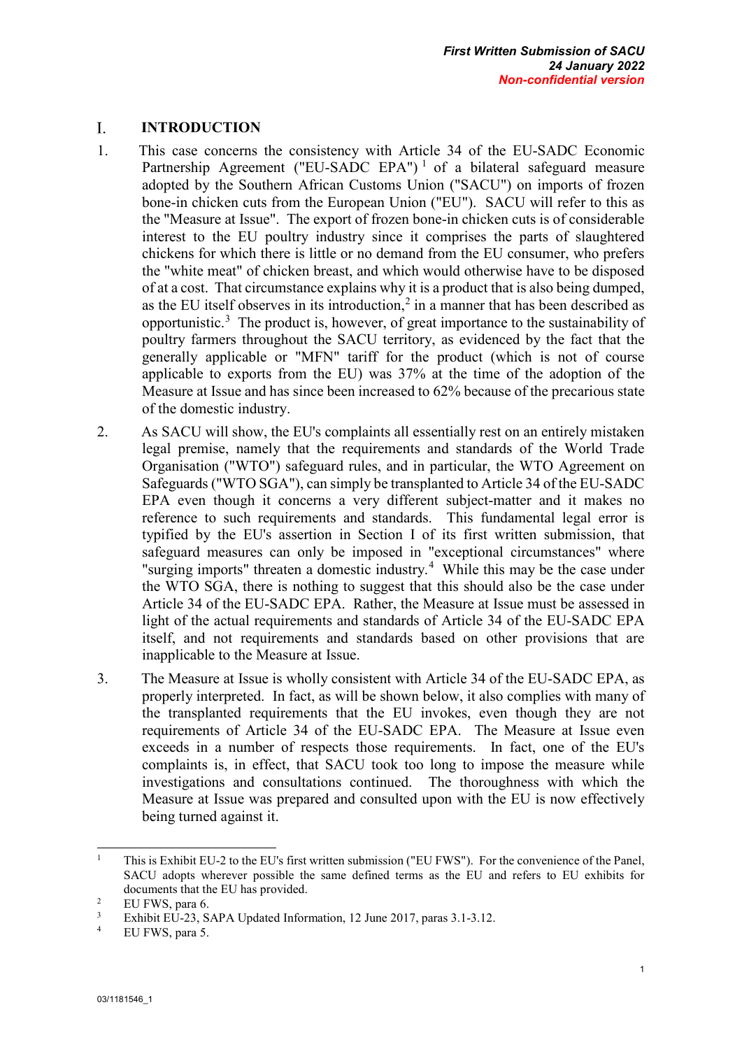# I. INTRODUCTION

1. This case concerns the consistency with Article 34 of the EU-SADC Economic Partnership Agreement ("EU-SADC EPA")[1] of a bilateral safeguard measure adopted by the Southern African Customs Union ("SACU") on imports of frozen bone-in chicken cuts from the European Union ("EU"). SACU will refer to this as the "Measure at Issue". The export of frozen bone-in chicken cuts is of considerable interest to the EU poultry industry since it comprises the parts of slaughtered chickens for which there is little or no demand from the EU consumer, who prefers the "white meat" of chicken breast, and which would otherwise have to be disposed of at a cost. That circumstance explains why it is a product that is also being dumped, as the EU itself observes in its introduction,[2] in a manner that has been described as opportunistic.[3] The product is, however, of great importance to the sustainability of poultry farmers throughout the SACU territory, as evidenced by the fact that the generally applicable or "MFN" tariff for the product (which is not of course applicable to exports from the EU) was 37% at the time of the adoption of the Measure at Issue and has since been increased to 62% because of the precarious state of the domestic industry.

2. As SACU will show, the EU's complaints all essentially rest on an entirely mistaken legal premise, namely that the requirements and standards of the World Trade Organisation ("WTO") safeguard rules, and in particular, the WTO Agreement on Safeguards ("WTO SGA"), can simply be transplanted to Article 34 of the EU-SADC EPA even though it concerns a very different subject-matter and it makes no reference to such requirements and standards. This fundamental legal error is typified by the EU's assertion in Section I of its first written submission, that safeguard measures can only be imposed in "exceptional circumstances" where "surging imports" threaten a domestic industry.[4] While this may be the case under the WTO SGA, there is nothing to suggest that this should also be the case under Article 34 of the EU-SADC EPA. Rather, the Measure at Issue must be assessed in light of the actual requirements and standards of Article 34 of the EU-SADC EPA itself, and not requirements and standards based on other provisions that are inapplicable to the Measure at Issue.

3. The Measure at Issue is wholly consistent with Article 34 of the EU-SADC EPA, as properly interpreted. In fact, as will be shown below, it also complies with many of the transplanted requirements that the EU invokes, even though they are not requirements of Article 34 of the EU-SADC EPA. The Measure at Issue even exceeds in a number of respects those requirements. In fact, one of the EU's complaints is, in effect, that SACU took too long to impose the measure while investigations and consultations continued. The thoroughness with which the Measure at Issue was prepared and consulted upon with the EU is now effectively being turned against it.

---

[1] This is Exhibit EU-2 to the EU's first written submission ("EU FWS"). For the convenience of the Panel, SACU adopts wherever possible the same defined terms as the EU and refers to EU exhibits for documents that the EU has provided.

[2] EU FWS, para 6.

[3] Exhibit EU-23, SAPA Updated Information, 12 June 2017, paras 3.1-3.12.

[4] EU FWS, para 5.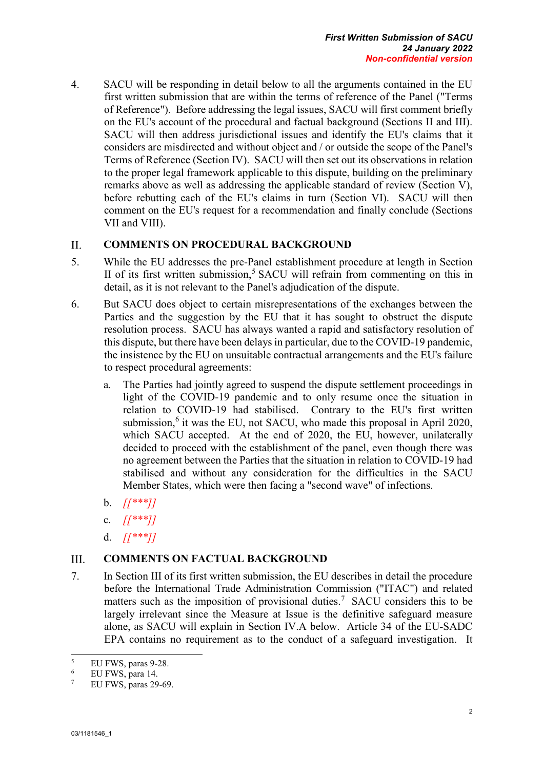4. SACU will be responding in detail below to all the arguments contained in the EU first written submission that are within the terms of reference of the Panel ("Terms of Reference"). Before addressing the legal issues, SACU will first comment briefly on the EU's account of the procedural and factual background (Sections II and III). SACU will then address jurisdictional issues and identify the EU's claims that it considers are misdirected and without object and / or outside the scope of the Panel's Terms of Reference (Section IV). SACU will then set out its observations in relation to the proper legal framework applicable to this dispute, building on the preliminary remarks above as well as addressing the applicable standard of review (Section V), before rebutting each of the EU's claims in turn (Section VI). SACU will then comment on the EU's request for a recommendation and finally conclude (Sections VII and VIII).

## II. COMMENTS ON PROCEDURAL BACKGROUND

5. While the EU addresses the pre-Panel establishment procedure at length in Section II of its first written submission,[5] SACU will refrain from commenting on this in detail, as it is not relevant to the Panel's adjudication of the dispute.

6. But SACU does object to certain misrepresentations of the exchanges between the Parties and the suggestion by the EU that it has sought to obstruct the dispute resolution process. SACU has always wanted a rapid and satisfactory resolution of this dispute, but there have been delays in particular, due to the COVID-19 pandemic, the insistence by the EU on unsuitable contractual arrangements and the EU's failure to respect procedural agreements:

   a. The Parties had jointly agreed to suspend the dispute settlement proceedings in light of the COVID-19 pandemic and to only resume once the situation in relation to COVID-19 had stabilised. Contrary to the EU's first written submission,[6] it was the EU, not SACU, who made this proposal in April 2020, which SACU accepted. At the end of 2020, the EU, however, unilaterally decided to proceed with the establishment of the panel, even though there was no agreement between the Parties that the situation in relation to COVID-19 had stabilised and without any consideration for the difficulties in the SACU Member States, which were then facing a "second wave" of infections.

   b. *[[***]]*

   c. *[[***]]*

   d. *[[***]]*

## III. COMMENTS ON FACTUAL BACKGROUND

7. In Section III of its first written submission, the EU describes in detail the procedure before the International Trade Administration Commission ("ITAC") and related matters such as the imposition of provisional duties.[7] SACU considers this to be largely irrelevant since the Measure at Issue is the definitive safeguard measure alone, as SACU will explain in Section IV.A below. Article 34 of the EU-SADC EPA contains no requirement as to the conduct of a safeguard investigation. It

---

[5] EU FWS, paras 9-28.

[6] EU FWS, para 14.

[7] EU FWS, paras 29-69.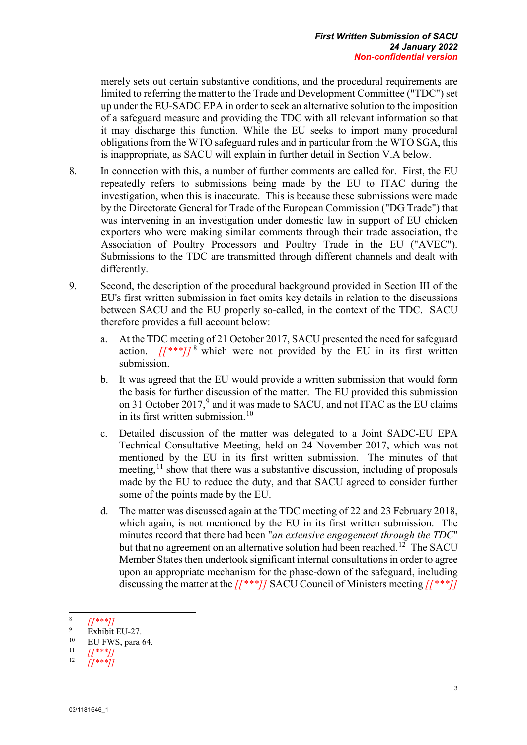merely sets out certain substantive conditions, and the procedural requirements are limited to referring the matter to the Trade and Development Committee ("TDC") set up under the EU-SADC EPA in order to seek an alternative solution to the imposition of a safeguard measure and providing the TDC with all relevant information so that it may discharge this function. While the EU seeks to import many procedural obligations from the WTO safeguard rules and in particular from the WTO SGA, this is inappropriate, as SACU will explain in further detail in Section V.A below.

8. In connection with this, a number of further comments are called for. First, the EU repeatedly refers to submissions being made by the EU to ITAC during the investigation, when this is inaccurate. This is because these submissions were made by the Directorate General for Trade of the European Commission ("DG Trade") that was intervening in an investigation under domestic law in support of EU chicken exporters who were making similar comments through their trade association, the Association of Poultry Processors and Poultry Trade in the EU ("AVEC"). Submissions to the TDC are transmitted through different channels and dealt with differently.

9. Second, the description of the procedural background provided in Section III of the EU's first written submission in fact omits key details in relation to the discussions between SACU and the EU properly so-called, in the context of the TDC. SACU therefore provides a full account below:

   a. At the TDC meeting of 21 October 2017, SACU presented the need for safeguard action. *[[\*\*\*]]* [8] which were not provided by the EU in its first written submission.

   b. It was agreed that the EU would provide a written submission that would form the basis for further discussion of the matter. The EU provided this submission on 31 October 2017,[9] and it was made to SACU, and not ITAC as the EU claims in its first written submission.[10]

   c. Detailed discussion of the matter was delegated to a Joint SADC-EU EPA Technical Consultative Meeting, held on 24 November 2017, which was not mentioned by the EU in its first written submission. The minutes of that meeting,[11] show that there was a substantive discussion, including of proposals made by the EU to reduce the duty, and that SACU agreed to consider further some of the points made by the EU.

   d. The matter was discussed again at the TDC meeting of 22 and 23 February 2018, which again, is not mentioned by the EU in its first written submission. The minutes record that there had been "*an extensive engagement through the TDC*" but that no agreement on an alternative solution had been reached.[12] The SACU Member States then undertook significant internal consultations in order to agree upon an appropriate mechanism for the phase-down of the safeguard, including discussing the matter at the *[[\*\*\*]]* SACU Council of Ministers meeting *[[\*\*\*]]*

---

8 *[[\*\*\*]]*

9 Exhibit EU-27.

10 EU FWS, para 64.

11 *[[\*\*\*]]*

12 *[[\*\*\*]]*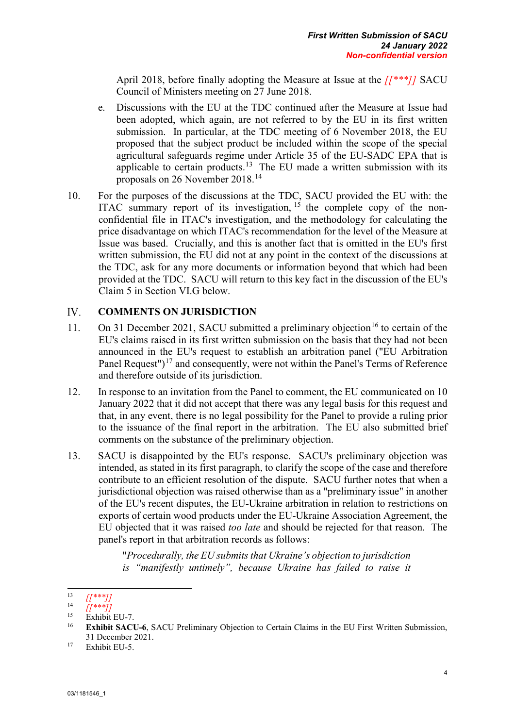April 2018, before finally adopting the Measure at Issue at the *[[***]]* SACU Council of Ministers meeting on 27 June 2018.

e. Discussions with the EU at the TDC continued after the Measure at Issue had been adopted, which again, are not referred to by the EU in its first written submission. In particular, at the TDC meeting of 6 November 2018, the EU proposed that the subject product be included within the scope of the special agricultural safeguards regime under Article 35 of the EU-SADC EPA that is applicable to certain products.[13] The EU made a written submission with its proposals on 26 November 2018.[14]

10. For the purposes of the discussions at the TDC, SACU provided the EU with: the ITAC summary report of its investigation,[15] the complete copy of the non-confidential file in ITAC's investigation, and the methodology for calculating the price disadvantage on which ITAC's recommendation for the level of the Measure at Issue was based. Crucially, and this is another fact that is omitted in the EU's first written submission, the EU did not at any point in the context of the discussions at the TDC, ask for any more documents or information beyond that which had been provided at the TDC. SACU will return to this key fact in the discussion of the EU's Claim 5 in Section VI.G below.

## IV. COMMENTS ON JURISDICTION

11. On 31 December 2021, SACU submitted a preliminary objection[16] to certain of the EU's claims raised in its first written submission on the basis that they had not been announced in the EU's request to establish an arbitration panel ("EU Arbitration Panel Request")[17] and consequently, were not within the Panel's Terms of Reference and therefore outside of its jurisdiction.

12. In response to an invitation from the Panel to comment, the EU communicated on 10 January 2022 that it did not accept that there was any legal basis for this request and that, in any event, there is no legal possibility for the Panel to provide a ruling prior to the issuance of the final report in the arbitration. The EU also submitted brief comments on the substance of the preliminary objection.

13. SACU is disappointed by the EU's response. SACU's preliminary objection was intended, as stated in its first paragraph, to clarify the scope of the case and therefore contribute to an efficient resolution of the dispute. SACU further notes that when a jurisdictional objection was raised otherwise than as a "preliminary issue" in another of the EU's recent disputes, the EU-Ukraine arbitration in relation to restrictions on exports of certain wood products under the EU-Ukraine Association Agreement, the EU objected that it was raised *too late* and should be rejected for that reason. The panel's report in that arbitration records as follows:

> "*Procedurally, the EU submits that Ukraine's objection to jurisdiction is "manifestly untimely", because Ukraine has failed to raise it*

---

[13] *[[***]]*

[14] *[[***]]*

[15] Exhibit EU-7.

[16] **Exhibit SACU-6**, SACU Preliminary Objection to Certain Claims in the EU First Written Submission, 31 December 2021.

[17] Exhibit EU-5.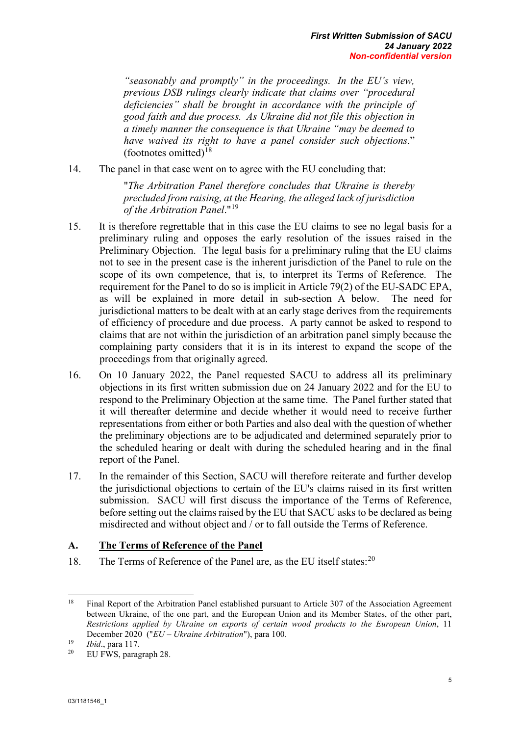> *"seasonably and promptly" in the proceedings. In the EU's view, previous DSB rulings clearly indicate that claims over "procedural deficiencies" shall be brought in accordance with the principle of good faith and due process. As Ukraine did not file this objection in a timely manner the consequence is that Ukraine "may be deemed to have waived its right to have a panel consider such objections*." (footnotes omitted)[18]

14. The panel in that case went on to agree with the EU concluding that:

> "*The Arbitration Panel therefore concludes that Ukraine is thereby precluded from raising, at the Hearing, the alleged lack of jurisdiction of the Arbitration Panel*."[19]

15. It is therefore regrettable that in this case the EU claims to see no legal basis for a preliminary ruling and opposes the early resolution of the issues raised in the Preliminary Objection. The legal basis for a preliminary ruling that the EU claims not to see in the present case is the inherent jurisdiction of the Panel to rule on the scope of its own competence, that is, to interpret its Terms of Reference. The requirement for the Panel to do so is implicit in Article 79(2) of the EU-SADC EPA, as will be explained in more detail in sub-section A below. The need for jurisdictional matters to be dealt with at an early stage derives from the requirements of efficiency of procedure and due process. A party cannot be asked to respond to claims that are not within the jurisdiction of an arbitration panel simply because the complaining party considers that it is in its interest to expand the scope of the proceedings from that originally agreed.

16. On 10 January 2022, the Panel requested SACU to address all its preliminary objections in its first written submission due on 24 January 2022 and for the EU to respond to the Preliminary Objection at the same time. The Panel further stated that it will thereafter determine and decide whether it would need to receive further representations from either or both Parties and also deal with the question of whether the preliminary objections are to be adjudicated and determined separately prior to the scheduled hearing or dealt with during the scheduled hearing and in the final report of the Panel.

17. In the remainder of this Section, SACU will therefore reiterate and further develop the jurisdictional objections to certain of the EU's claims raised in its first written submission. SACU will first discuss the importance of the Terms of Reference, before setting out the claims raised by the EU that SACU asks to be declared as being misdirected and without object and / or to fall outside the Terms of Reference.

## A. <u>The Terms of Reference of the Panel</u>

18. The Terms of Reference of the Panel are, as the EU itself states:[20]

---

[18] Final Report of the Arbitration Panel established pursuant to Article 307 of the Association Agreement between Ukraine, of the one part, and the European Union and its Member States, of the other part, *Restrictions applied by Ukraine on exports of certain wood products to the European Union*, 11 December 2020 ("*EU – Ukraine Arbitration*"), para 100.

[19] *Ibid*., para 117.

[20] EU FWS, paragraph 28.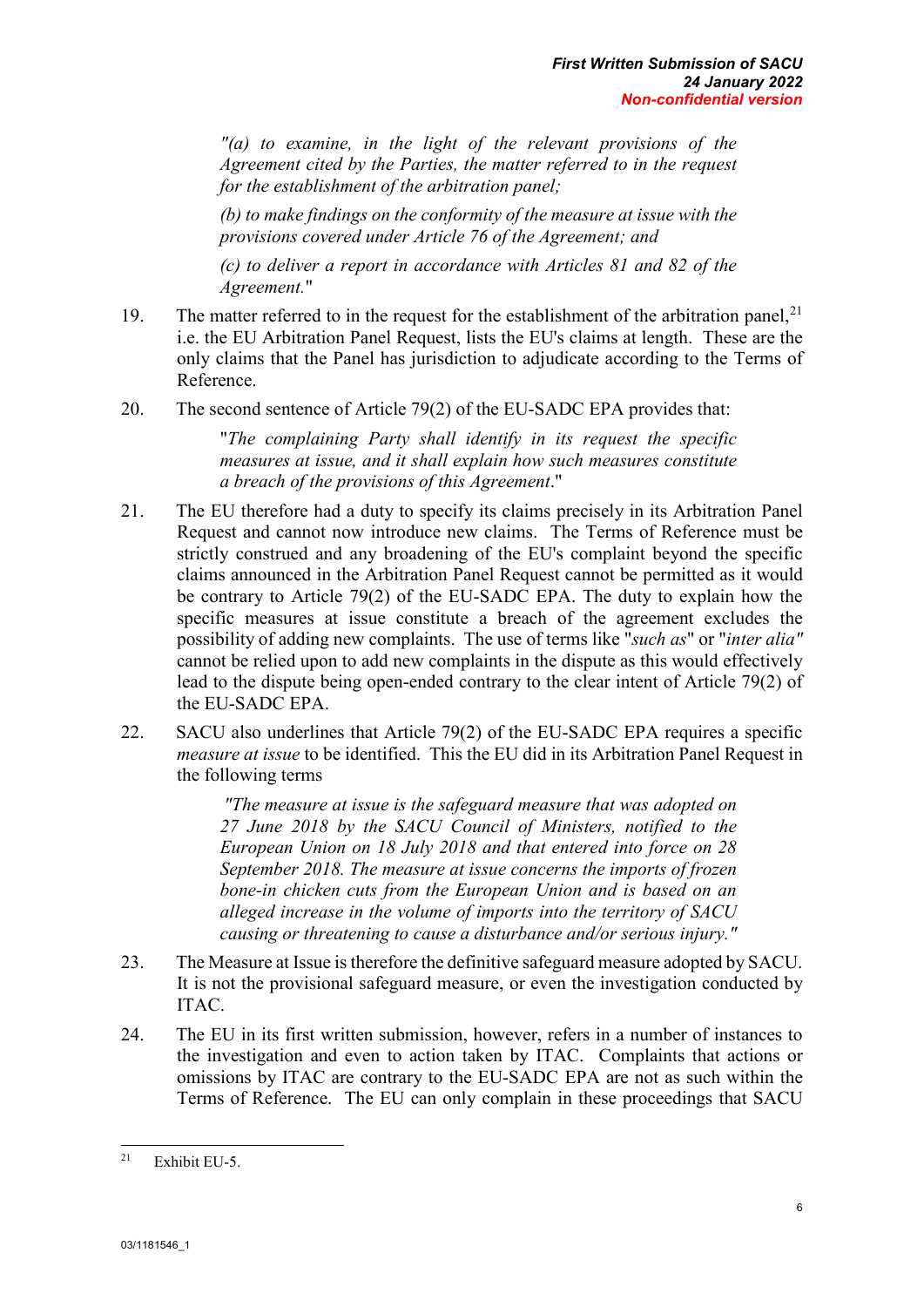> *"(a) to examine, in the light of the relevant provisions of the Agreement cited by the Parties, the matter referred to in the request for the establishment of the arbitration panel;*
>
> *(b) to make findings on the conformity of the measure at issue with the provisions covered under Article 76 of the Agreement; and*
>
> *(c) to deliver a report in accordance with Articles 81 and 82 of the Agreement.*"

19. The matter referred to in the request for the establishment of the arbitration panel,[21] i.e. the EU Arbitration Panel Request, lists the EU's claims at length. These are the only claims that the Panel has jurisdiction to adjudicate according to the Terms of Reference.

20. The second sentence of Article 79(2) of the EU-SADC EPA provides that:

> "*The complaining Party shall identify in its request the specific measures at issue, and it shall explain how such measures constitute a breach of the provisions of this Agreement*."

21. The EU therefore had a duty to specify its claims precisely in its Arbitration Panel Request and cannot now introduce new claims. The Terms of Reference must be strictly construed and any broadening of the EU's complaint beyond the specific claims announced in the Arbitration Panel Request cannot be permitted as it would be contrary to Article 79(2) of the EU-SADC EPA. The duty to explain how the specific measures at issue constitute a breach of the agreement excludes the possibility of adding new complaints. The use of terms like "*such as*" or "*inter alia"* cannot be relied upon to add new complaints in the dispute as this would effectively lead to the dispute being open-ended contrary to the clear intent of Article 79(2) of the EU-SADC EPA.

22. SACU also underlines that Article 79(2) of the EU-SADC EPA requires a specific *measure at issue* to be identified. This the EU did in its Arbitration Panel Request in the following terms

> *"The measure at issue is the safeguard measure that was adopted on 27 June 2018 by the SACU Council of Ministers, notified to the European Union on 18 July 2018 and that entered into force on 28 September 2018. The measure at issue concerns the imports of frozen bone-in chicken cuts from the European Union and is based on an alleged increase in the volume of imports into the territory of SACU causing or threatening to cause a disturbance and/or serious injury."*

23. The Measure at Issue is therefore the definitive safeguard measure adopted by SACU. It is not the provisional safeguard measure, or even the investigation conducted by ITAC.

24. The EU in its first written submission, however, refers in a number of instances to the investigation and even to action taken by ITAC. Complaints that actions or omissions by ITAC are contrary to the EU-SADC EPA are not as such within the Terms of Reference. The EU can only complain in these proceedings that SACU

[21] Exhibit EU-5.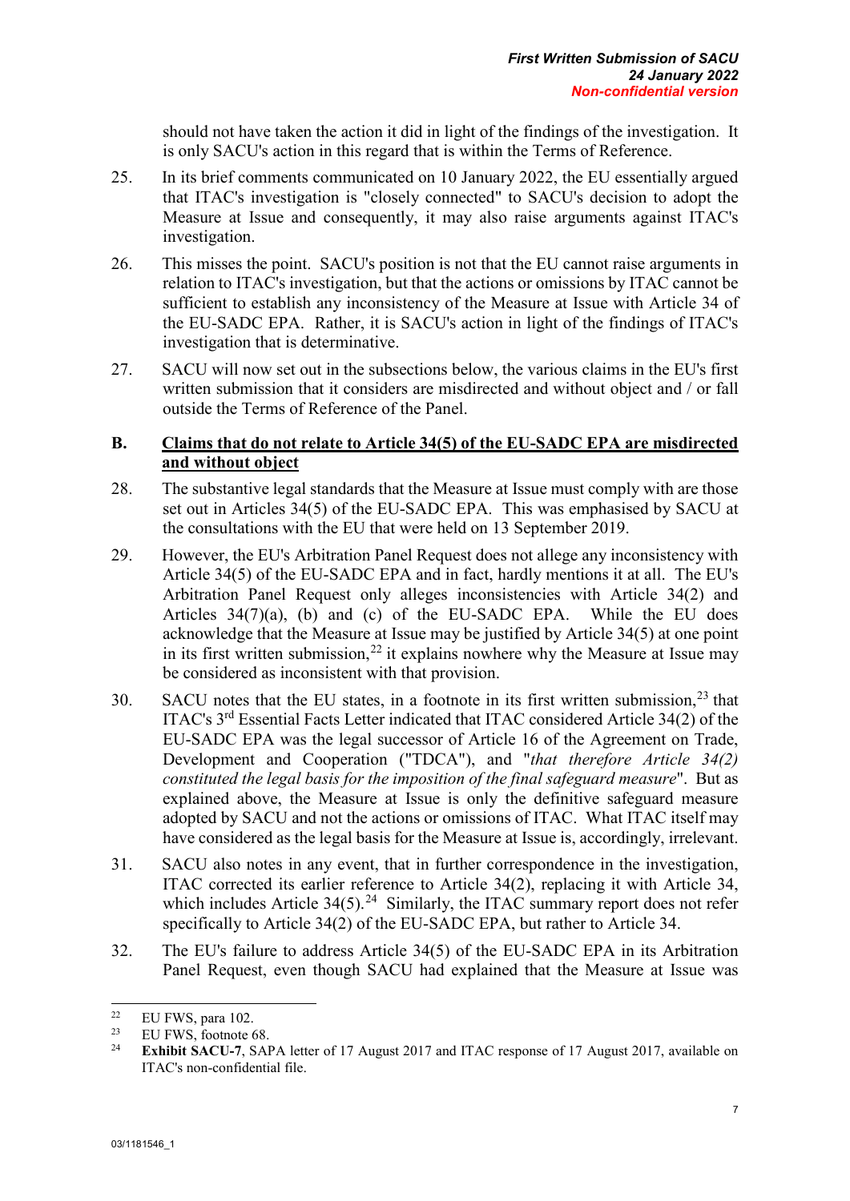should not have taken the action it did in light of the findings of the investigation. It is only SACU's action in this regard that is within the Terms of Reference.

25. In its brief comments communicated on 10 January 2022, the EU essentially argued that ITAC's investigation is "closely connected" to SACU's decision to adopt the Measure at Issue and consequently, it may also raise arguments against ITAC's investigation.

26. This misses the point. SACU's position is not that the EU cannot raise arguments in relation to ITAC's investigation, but that the actions or omissions by ITAC cannot be sufficient to establish any inconsistency of the Measure at Issue with Article 34 of the EU-SADC EPA. Rather, it is SACU's action in light of the findings of ITAC's investigation that is determinative.

27. SACU will now set out in the subsections below, the various claims in the EU's first written submission that it considers are misdirected and without object and / or fall outside the Terms of Reference of the Panel.

## B. Claims that do not relate to Article 34(5) of the EU-SADC EPA are misdirected and without object

28. The substantive legal standards that the Measure at Issue must comply with are those set out in Articles 34(5) of the EU-SADC EPA. This was emphasised by SACU at the consultations with the EU that were held on 13 September 2019.

29. However, the EU's Arbitration Panel Request does not allege any inconsistency with Article 34(5) of the EU-SADC EPA and in fact, hardly mentions it at all. The EU's Arbitration Panel Request only alleges inconsistencies with Article 34(2) and Articles 34(7)(a), (b) and (c) of the EU-SADC EPA. While the EU does acknowledge that the Measure at Issue may be justified by Article 34(5) at one point in its first written submission,[22] it explains nowhere why the Measure at Issue may be considered as inconsistent with that provision.

30. SACU notes that the EU states, in a footnote in its first written submission,[23] that ITAC's 3rd Essential Facts Letter indicated that ITAC considered Article 34(2) of the EU-SADC EPA was the legal successor of Article 16 of the Agreement on Trade, Development and Cooperation ("TDCA"), and "*that therefore Article 34(2) constituted the legal basis for the imposition of the final safeguard measure*". But as explained above, the Measure at Issue is only the definitive safeguard measure adopted by SACU and not the actions or omissions of ITAC. What ITAC itself may have considered as the legal basis for the Measure at Issue is, accordingly, irrelevant.

31. SACU also notes in any event, that in further correspondence in the investigation, ITAC corrected its earlier reference to Article 34(2), replacing it with Article 34, which includes Article 34(5).[24] Similarly, the ITAC summary report does not refer specifically to Article 34(2) of the EU-SADC EPA, but rather to Article 34.

32. The EU's failure to address Article 34(5) of the EU-SADC EPA in its Arbitration Panel Request, even though SACU had explained that the Measure at Issue was

---

[22] EU FWS, para 102.

[23] EU FWS, footnote 68.

[24] **Exhibit SACU-7**, SAPA letter of 17 August 2017 and ITAC response of 17 August 2017, available on ITAC's non-confidential file.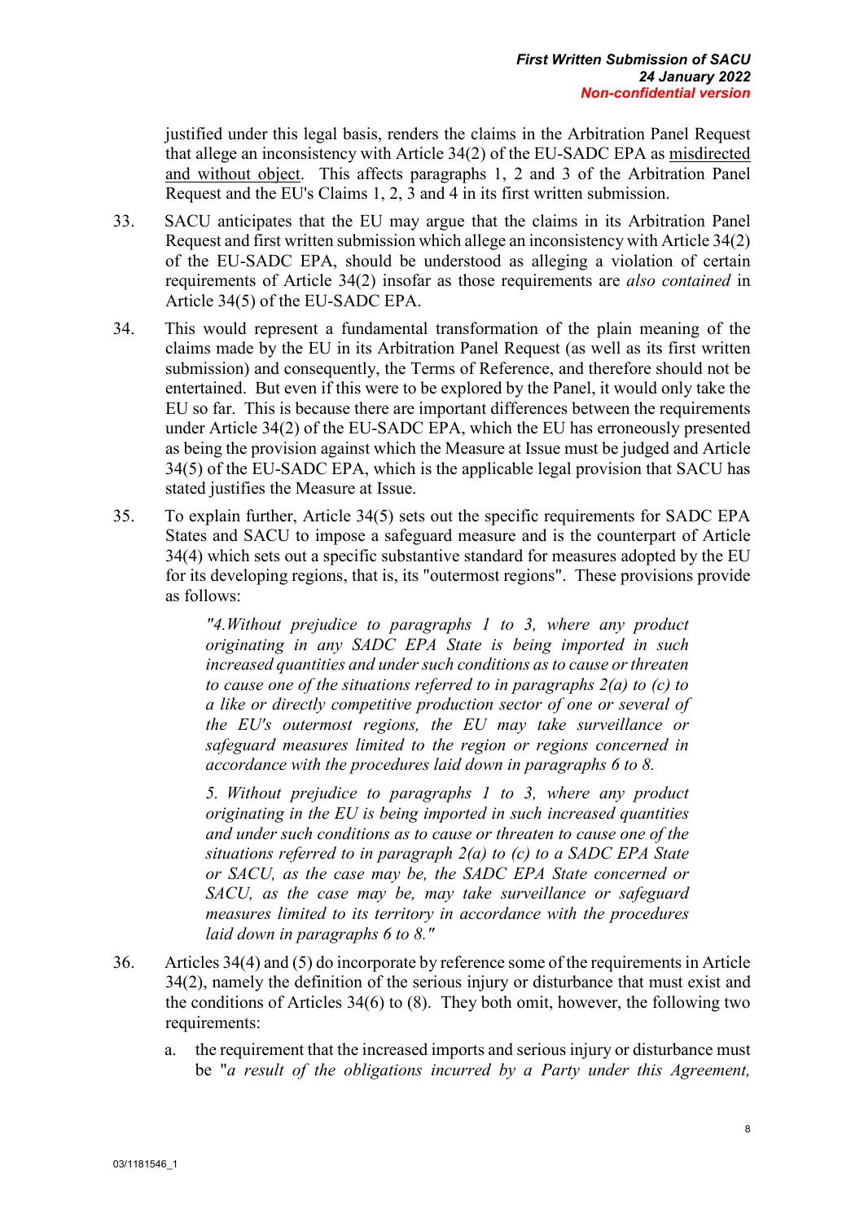justified under this legal basis, renders the claims in the Arbitration Panel Request that allege an inconsistency with Article 34(2) of the EU-SADC EPA as <u>misdirected and without object</u>. This affects paragraphs 1, 2 and 3 of the Arbitration Panel Request and the EU's Claims 1, 2, 3 and 4 in its first written submission.

33. SACU anticipates that the EU may argue that the claims in its Arbitration Panel Request and first written submission which allege an inconsistency with Article 34(2) of the EU-SADC EPA, should be understood as alleging a violation of certain requirements of Article 34(2) insofar as those requirements are *also contained* in Article 34(5) of the EU-SADC EPA.

34. This would represent a fundamental transformation of the plain meaning of the claims made by the EU in its Arbitration Panel Request (as well as its first written submission) and consequently, the Terms of Reference, and therefore should not be entertained. But even if this were to be explored by the Panel, it would only take the EU so far. This is because there are important differences between the requirements under Article 34(2) of the EU-SADC EPA, which the EU has erroneously presented as being the provision against which the Measure at Issue must be judged and Article 34(5) of the EU-SADC EPA, which is the applicable legal provision that SACU has stated justifies the Measure at Issue.

35. To explain further, Article 34(5) sets out the specific requirements for SADC EPA States and SACU to impose a safeguard measure and is the counterpart of Article 34(4) which sets out a specific substantive standard for measures adopted by the EU for its developing regions, that is, its "outermost regions". These provisions provide as follows:

> *"4.Without prejudice to paragraphs 1 to 3, where any product originating in any SADC EPA State is being imported in such increased quantities and under such conditions as to cause or threaten to cause one of the situations referred to in paragraphs 2(a) to (c) to a like or directly competitive production sector of one or several of the EU's outermost regions, the EU may take surveillance or safeguard measures limited to the region or regions concerned in accordance with the procedures laid down in paragraphs 6 to 8.*
>
> *5. Without prejudice to paragraphs 1 to 3, where any product originating in the EU is being imported in such increased quantities and under such conditions as to cause or threaten to cause one of the situations referred to in paragraph 2(a) to (c) to a SADC EPA State or SACU, as the case may be, the SADC EPA State concerned or SACU, as the case may be, may take surveillance or safeguard measures limited to its territory in accordance with the procedures laid down in paragraphs 6 to 8."*

36. Articles 34(4) and (5) do incorporate by reference some of the requirements in Article 34(2), namely the definition of the serious injury or disturbance that must exist and the conditions of Articles 34(6) to (8). They both omit, however, the following two requirements:

    a. the requirement that the increased imports and serious injury or disturbance must be "*a result of the obligations incurred by a Party under this Agreement,*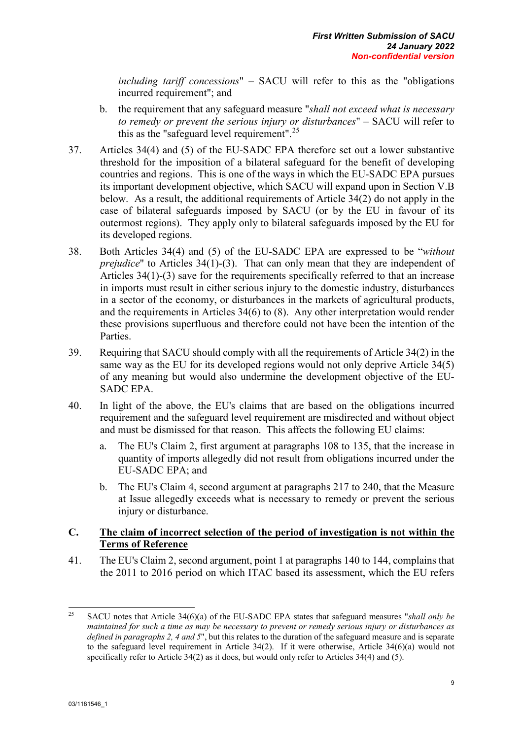*including tariff concessions*" – SACU will refer to this as the "obligations incurred requirement"; and

b. the requirement that any safeguard measure "*shall not exceed what is necessary to remedy or prevent the serious injury or disturbances*" – SACU will refer to this as the "safeguard level requirement".[25]

37. Articles 34(4) and (5) of the EU-SADC EPA therefore set out a lower substantive threshold for the imposition of a bilateral safeguard for the benefit of developing countries and regions. This is one of the ways in which the EU-SADC EPA pursues its important development objective, which SACU will expand upon in Section V.B below. As a result, the additional requirements of Article 34(2) do not apply in the case of bilateral safeguards imposed by SACU (or by the EU in favour of its outermost regions). They apply only to bilateral safeguards imposed by the EU for its developed regions.

38. Both Articles 34(4) and (5) of the EU-SADC EPA are expressed to be "*without prejudice*" to Articles 34(1)-(3). That can only mean that they are independent of Articles 34(1)-(3) save for the requirements specifically referred to that an increase in imports must result in either serious injury to the domestic industry, disturbances in a sector of the economy, or disturbances in the markets of agricultural products, and the requirements in Articles 34(6) to (8). Any other interpretation would render these provisions superfluous and therefore could not have been the intention of the Parties.

39. Requiring that SACU should comply with all the requirements of Article 34(2) in the same way as the EU for its developed regions would not only deprive Article 34(5) of any meaning but would also undermine the development objective of the EU-SADC EPA.

40. In light of the above, the EU's claims that are based on the obligations incurred requirement and the safeguard level requirement are misdirected and without object and must be dismissed for that reason. This affects the following EU claims:

   a. The EU's Claim 2, first argument at paragraphs 108 to 135, that the increase in quantity of imports allegedly did not result from obligations incurred under the EU-SADC EPA; and

   b. The EU's Claim 4, second argument at paragraphs 217 to 240, that the Measure at Issue allegedly exceeds what is necessary to remedy or prevent the serious injury or disturbance.

## C. <u>The claim of incorrect selection of the period of investigation is not within the Terms of Reference</u>

41. The EU's Claim 2, second argument, point 1 at paragraphs 140 to 144, complains that the 2011 to 2016 period on which ITAC based its assessment, which the EU refers

---

[25] SACU notes that Article 34(6)(a) of the EU-SADC EPA states that safeguard measures "*shall only be maintained for such a time as may be necessary to prevent or remedy serious injury or disturbances as defined in paragraphs 2, 4 and 5*", but this relates to the duration of the safeguard measure and is separate to the safeguard level requirement in Article 34(2). If it were otherwise, Article 34(6)(a) would not specifically refer to Article 34(2) as it does, but would only refer to Articles 34(4) and (5).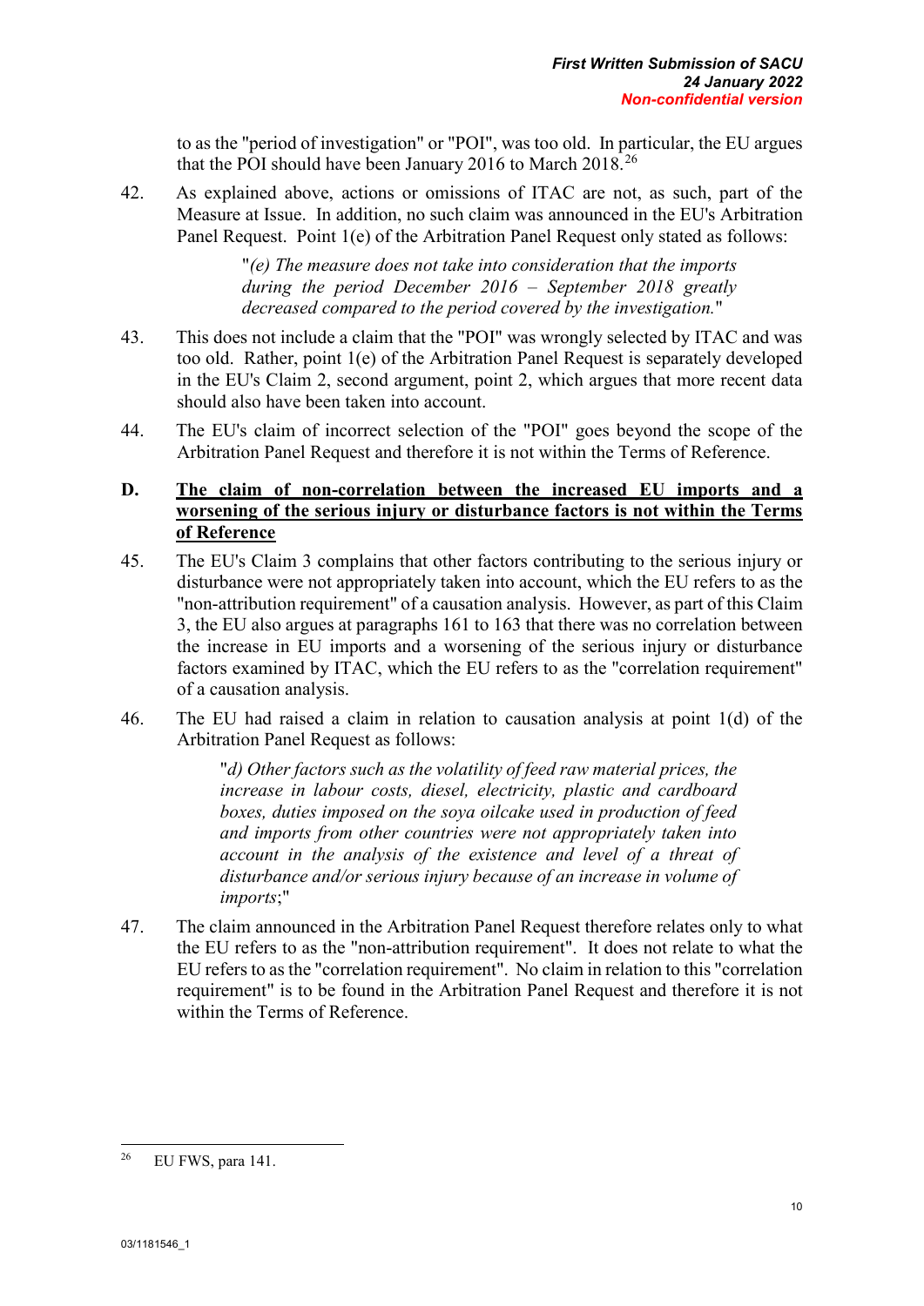to as the "period of investigation" or "POI", was too old. In particular, the EU argues that the POI should have been January 2016 to March 2018.[26]

42. As explained above, actions or omissions of ITAC are not, as such, part of the Measure at Issue. In addition, no such claim was announced in the EU's Arbitration Panel Request. Point 1(e) of the Arbitration Panel Request only stated as follows:

> "*(e) The measure does not take into consideration that the imports during the period December 2016 – September 2018 greatly decreased compared to the period covered by the investigation.*"

43. This does not include a claim that the "POI" was wrongly selected by ITAC and was too old. Rather, point 1(e) of the Arbitration Panel Request is separately developed in the EU's Claim 2, second argument, point 2, which argues that more recent data should also have been taken into account.

44. The EU's claim of incorrect selection of the "POI" goes beyond the scope of the Arbitration Panel Request and therefore it is not within the Terms of Reference.

## D. The claim of non-correlation between the increased EU imports and a worsening of the serious injury or disturbance factors is not within the Terms of Reference

45. The EU's Claim 3 complains that other factors contributing to the serious injury or disturbance were not appropriately taken into account, which the EU refers to as the "non-attribution requirement" of a causation analysis. However, as part of this Claim 3, the EU also argues at paragraphs 161 to 163 that there was no correlation between the increase in EU imports and a worsening of the serious injury or disturbance factors examined by ITAC, which the EU refers to as the "correlation requirement" of a causation analysis.

46. The EU had raised a claim in relation to causation analysis at point 1(d) of the Arbitration Panel Request as follows:

> "*d) Other factors such as the volatility of feed raw material prices, the increase in labour costs, diesel, electricity, plastic and cardboard boxes, duties imposed on the soya oilcake used in production of feed and imports from other countries were not appropriately taken into account in the analysis of the existence and level of a threat of disturbance and/or serious injury because of an increase in volume of imports*;"

47. The claim announced in the Arbitration Panel Request therefore relates only to what the EU refers to as the "non-attribution requirement". It does not relate to what the EU refers to as the "correlation requirement". No claim in relation to this "correlation requirement" is to be found in the Arbitration Panel Request and therefore it is not within the Terms of Reference.

---

[26] EU FWS, para 141.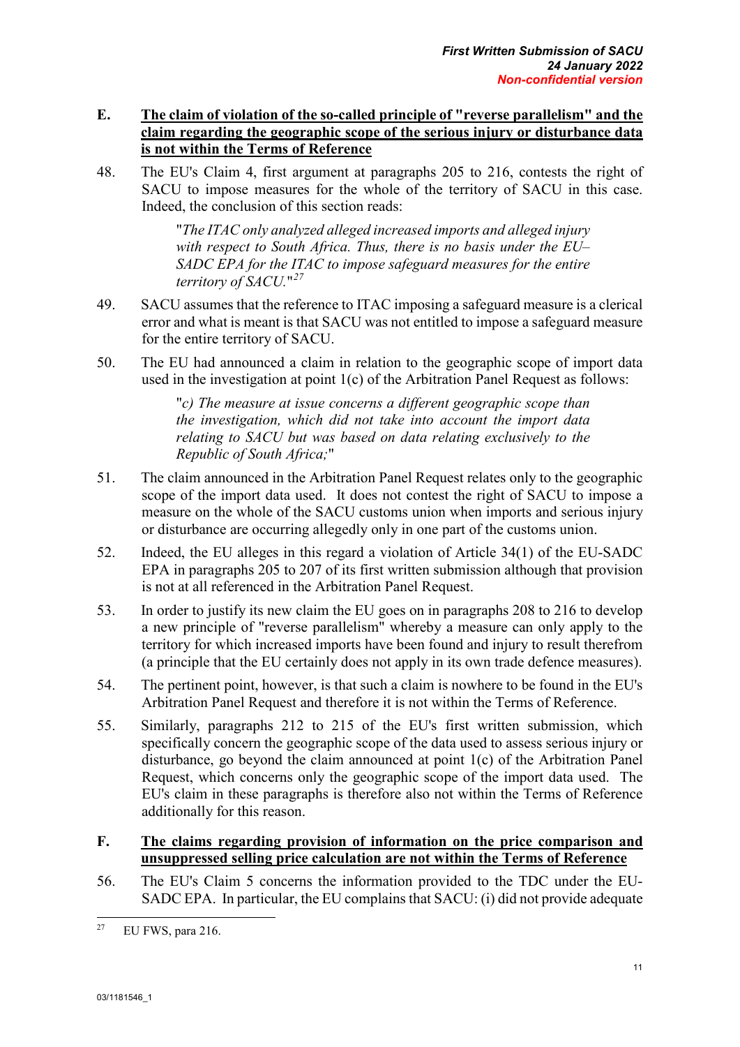## E. The claim of violation of the so-called principle of "reverse parallelism" and the claim regarding the geographic scope of the serious injury or disturbance data is not within the Terms of Reference

48. The EU's Claim 4, first argument at paragraphs 205 to 216, contests the right of SACU to impose measures for the whole of the territory of SACU in this case. Indeed, the conclusion of this section reads:

> "*The ITAC only analyzed alleged increased imports and alleged injury with respect to South Africa. Thus, there is no basis under the EU–SADC EPA for the ITAC to impose safeguard measures for the entire territory of SACU.*"[27]

49. SACU assumes that the reference to ITAC imposing a safeguard measure is a clerical error and what is meant is that SACU was not entitled to impose a safeguard measure for the entire territory of SACU.

50. The EU had announced a claim in relation to the geographic scope of import data used in the investigation at point 1(c) of the Arbitration Panel Request as follows:

> "*c) The measure at issue concerns a different geographic scope than the investigation, which did not take into account the import data relating to SACU but was based on data relating exclusively to the Republic of South Africa;*"

51. The claim announced in the Arbitration Panel Request relates only to the geographic scope of the import data used. It does not contest the right of SACU to impose a measure on the whole of the SACU customs union when imports and serious injury or disturbance are occurring allegedly only in one part of the customs union.

52. Indeed, the EU alleges in this regard a violation of Article 34(1) of the EU-SADC EPA in paragraphs 205 to 207 of its first written submission although that provision is not at all referenced in the Arbitration Panel Request.

53. In order to justify its new claim the EU goes on in paragraphs 208 to 216 to develop a new principle of "reverse parallelism" whereby a measure can only apply to the territory for which increased imports have been found and injury to result therefrom (a principle that the EU certainly does not apply in its own trade defence measures).

54. The pertinent point, however, is that such a claim is nowhere to be found in the EU's Arbitration Panel Request and therefore it is not within the Terms of Reference.

55. Similarly, paragraphs 212 to 215 of the EU's first written submission, which specifically concern the geographic scope of the data used to assess serious injury or disturbance, go beyond the claim announced at point 1(c) of the Arbitration Panel Request, which concerns only the geographic scope of the import data used. The EU's claim in these paragraphs is therefore also not within the Terms of Reference additionally for this reason.

## F. The claims regarding provision of information on the price comparison and unsuppressed selling price calculation are not within the Terms of Reference

56. The EU's Claim 5 concerns the information provided to the TDC under the EU-SADC EPA. In particular, the EU complains that SACU: (i) did not provide adequate

---

[27] EU FWS, para 216.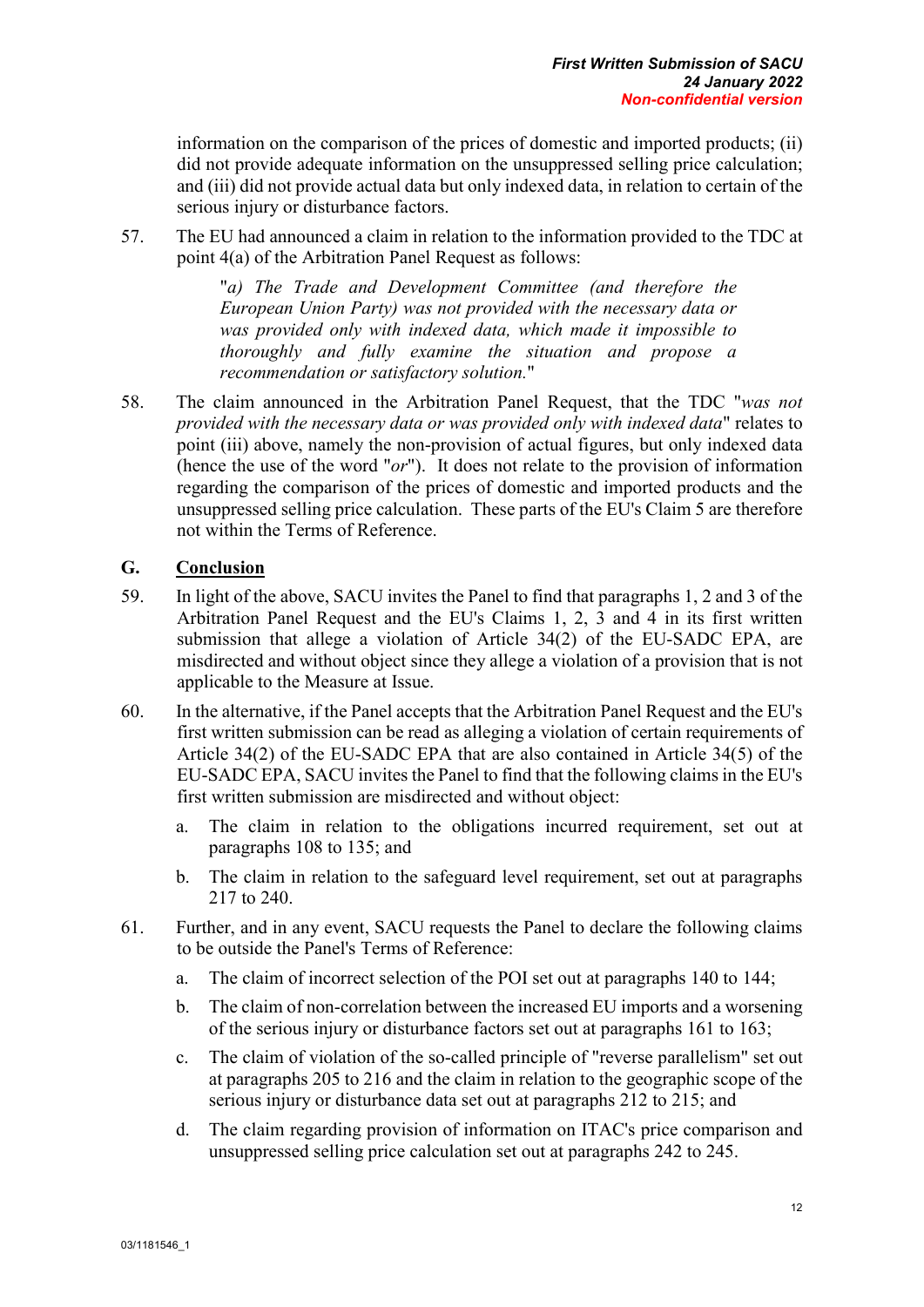information on the comparison of the prices of domestic and imported products; (ii) did not provide adequate information on the unsuppressed selling price calculation; and (iii) did not provide actual data but only indexed data, in relation to certain of the serious injury or disturbance factors.

57. The EU had announced a claim in relation to the information provided to the TDC at point 4(a) of the Arbitration Panel Request as follows:

> "*a) The Trade and Development Committee (and therefore the European Union Party) was not provided with the necessary data or was provided only with indexed data, which made it impossible to thoroughly and fully examine the situation and propose a recommendation or satisfactory solution.*"

58. The claim announced in the Arbitration Panel Request, that the TDC "*was not provided with the necessary data or was provided only with indexed data*" relates to point (iii) above, namely the non-provision of actual figures, but only indexed data (hence the use of the word "*or*"). It does not relate to the provision of information regarding the comparison of the prices of domestic and imported products and the unsuppressed selling price calculation. These parts of the EU's Claim 5 are therefore not within the Terms of Reference.

## G. Conclusion

59. In light of the above, SACU invites the Panel to find that paragraphs 1, 2 and 3 of the Arbitration Panel Request and the EU's Claims 1, 2, 3 and 4 in its first written submission that allege a violation of Article 34(2) of the EU-SADC EPA, are misdirected and without object since they allege a violation of a provision that is not applicable to the Measure at Issue.

60. In the alternative, if the Panel accepts that the Arbitration Panel Request and the EU's first written submission can be read as alleging a violation of certain requirements of Article 34(2) of the EU-SADC EPA that are also contained in Article 34(5) of the EU-SADC EPA, SACU invites the Panel to find that the following claims in the EU's first written submission are misdirected and without object:

    a. The claim in relation to the obligations incurred requirement, set out at paragraphs 108 to 135; and

    b. The claim in relation to the safeguard level requirement, set out at paragraphs 217 to 240.

61. Further, and in any event, SACU requests the Panel to declare the following claims to be outside the Panel's Terms of Reference:

    a. The claim of incorrect selection of the POI set out at paragraphs 140 to 144;

    b. The claim of non-correlation between the increased EU imports and a worsening of the serious injury or disturbance factors set out at paragraphs 161 to 163;

    c. The claim of violation of the so-called principle of "reverse parallelism" set out at paragraphs 205 to 216 and the claim in relation to the geographic scope of the serious injury or disturbance data set out at paragraphs 212 to 215; and

    d. The claim regarding provision of information on ITAC's price comparison and unsuppressed selling price calculation set out at paragraphs 242 to 245.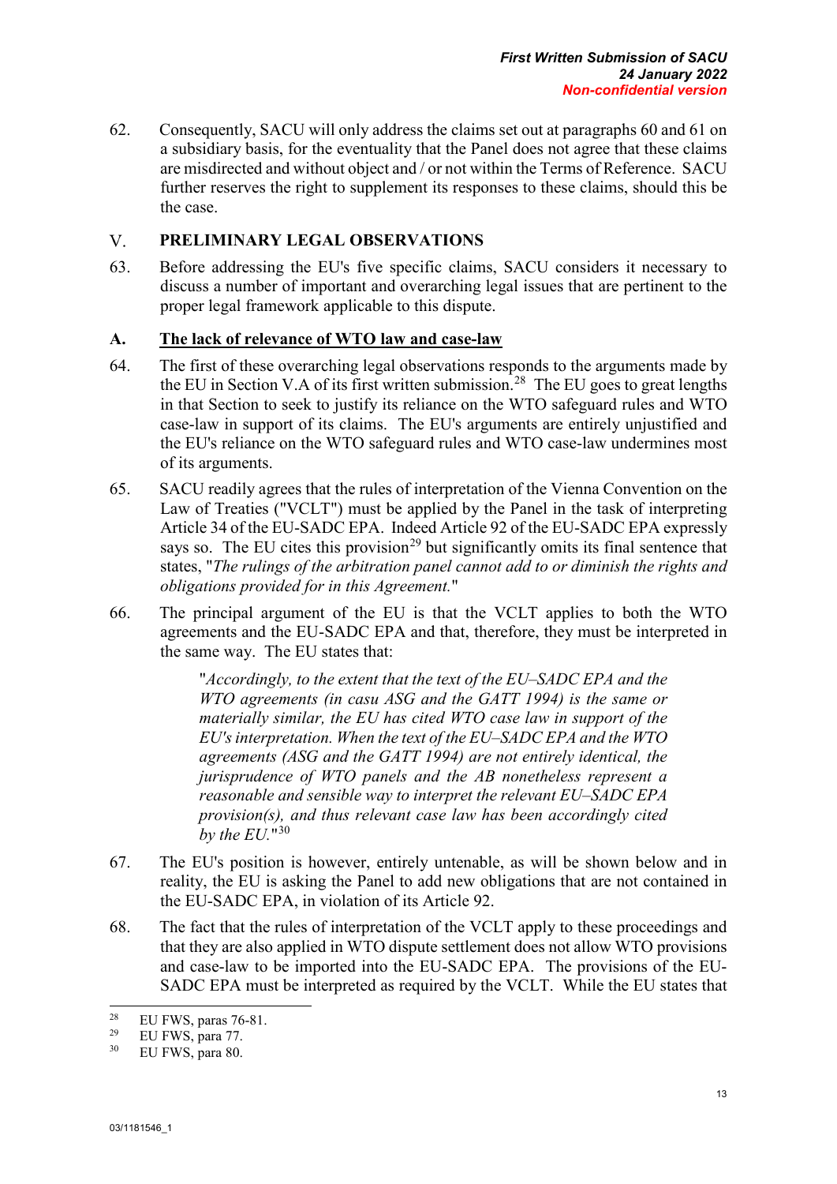62. Consequently, SACU will only address the claims set out at paragraphs 60 and 61 on a subsidiary basis, for the eventuality that the Panel does not agree that these claims are misdirected and without object and / or not within the Terms of Reference. SACU further reserves the right to supplement its responses to these claims, should this be the case.

## V. PRELIMINARY LEGAL OBSERVATIONS

63. Before addressing the EU's five specific claims, SACU considers it necessary to discuss a number of important and overarching legal issues that are pertinent to the proper legal framework applicable to this dispute.

### A. The lack of relevance of WTO law and case-law

64. The first of these overarching legal observations responds to the arguments made by the EU in Section V.A of its first written submission.[28] The EU goes to great lengths in that Section to seek to justify its reliance on the WTO safeguard rules and WTO case-law in support of its claims. The EU's arguments are entirely unjustified and the EU's reliance on the WTO safeguard rules and WTO case-law undermines most of its arguments.

65. SACU readily agrees that the rules of interpretation of the Vienna Convention on the Law of Treaties ("VCLT") must be applied by the Panel in the task of interpreting Article 34 of the EU-SADC EPA. Indeed Article 92 of the EU-SADC EPA expressly says so. The EU cites this provision[29] but significantly omits its final sentence that states, "*The rulings of the arbitration panel cannot add to or diminish the rights and obligations provided for in this Agreement.*"

66. The principal argument of the EU is that the VCLT applies to both the WTO agreements and the EU-SADC EPA and that, therefore, they must be interpreted in the same way. The EU states that:

> "*Accordingly, to the extent that the text of the EU–SADC EPA and the WTO agreements (in casu ASG and the GATT 1994) is the same or materially similar, the EU has cited WTO case law in support of the EU's interpretation. When the text of the EU–SADC EPA and the WTO agreements (ASG and the GATT 1994) are not entirely identical, the jurisprudence of WTO panels and the AB nonetheless represent a reasonable and sensible way to interpret the relevant EU–SADC EPA provision(s), and thus relevant case law has been accordingly cited by the EU.*"[30]

67. The EU's position is however, entirely untenable, as will be shown below and in reality, the EU is asking the Panel to add new obligations that are not contained in the EU-SADC EPA, in violation of its Article 92.

68. The fact that the rules of interpretation of the VCLT apply to these proceedings and that they are also applied in WTO dispute settlement does not allow WTO provisions and case-law to be imported into the EU-SADC EPA. The provisions of the EU-SADC EPA must be interpreted as required by the VCLT. While the EU states that

---

[28] EU FWS, paras 76-81.

[29] EU FWS, para 77.

[30] EU FWS, para 80.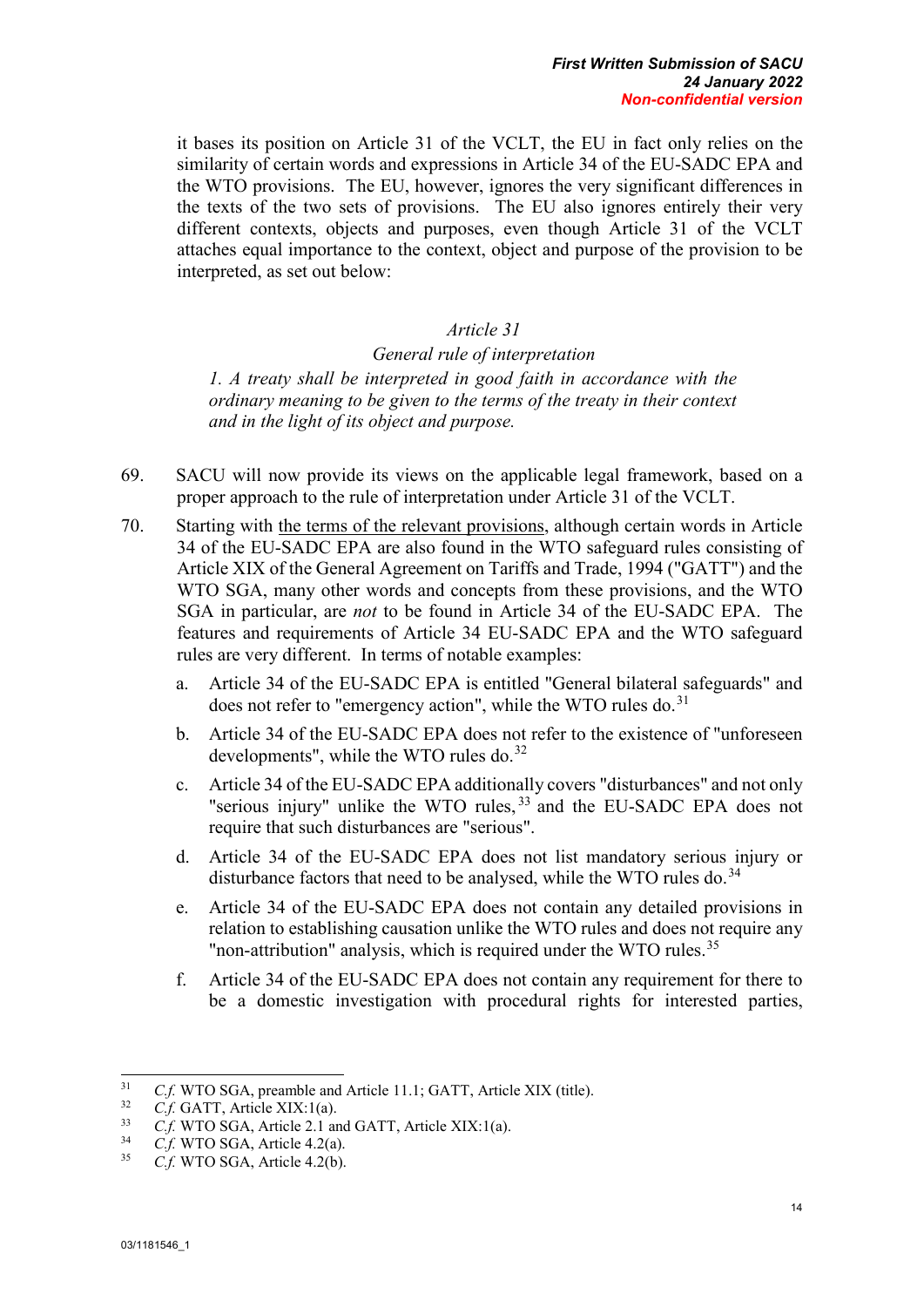it bases its position on Article 31 of the VCLT, the EU in fact only relies on the similarity of certain words and expressions in Article 34 of the EU-SADC EPA and the WTO provisions. The EU, however, ignores the very significant differences in the texts of the two sets of provisions. The EU also ignores entirely their very different contexts, objects and purposes, even though Article 31 of the VCLT attaches equal importance to the context, object and purpose of the provision to be interpreted, as set out below:

> *Article 31*
>
> *General rule of interpretation*
>
> *1. A treaty shall be interpreted in good faith in accordance with the ordinary meaning to be given to the terms of the treaty in their context and in the light of its object and purpose.*

69. SACU will now provide its views on the applicable legal framework, based on a proper approach to the rule of interpretation under Article 31 of the VCLT.

70. Starting with <u>the terms of the relevant provisions</u>, although certain words in Article 34 of the EU-SADC EPA are also found in the WTO safeguard rules consisting of Article XIX of the General Agreement on Tariffs and Trade, 1994 ("GATT") and the WTO SGA, many other words and concepts from these provisions, and the WTO SGA in particular, are *not* to be found in Article 34 of the EU-SADC EPA. The features and requirements of Article 34 EU-SADC EPA and the WTO safeguard rules are very different. In terms of notable examples:

    a. Article 34 of the EU-SADC EPA is entitled "General bilateral safeguards" and does not refer to "emergency action", while the WTO rules do.[31]

    b. Article 34 of the EU-SADC EPA does not refer to the existence of "unforeseen developments", while the WTO rules do.[32]

    c. Article 34 of the EU-SADC EPA additionally covers "disturbances" and not only "serious injury" unlike the WTO rules,[33] and the EU-SADC EPA does not require that such disturbances are "serious".

    d. Article 34 of the EU-SADC EPA does not list mandatory serious injury or disturbance factors that need to be analysed, while the WTO rules do.[34]

    e. Article 34 of the EU-SADC EPA does not contain any detailed provisions in relation to establishing causation unlike the WTO rules and does not require any "non-attribution" analysis, which is required under the WTO rules.[35]

    f. Article 34 of the EU-SADC EPA does not contain any requirement for there to be a domestic investigation with procedural rights for interested parties,

---

[31] *C.f.* WTO SGA, preamble and Article 11.1; GATT, Article XIX (title).

[32] *C.f.* GATT, Article XIX:1(a).

[33] *C.f.* WTO SGA, Article 2.1 and GATT, Article XIX:1(a).

[34] *C.f.* WTO SGA, Article 4.2(a).

[35] *C.f.* WTO SGA, Article 4.2(b).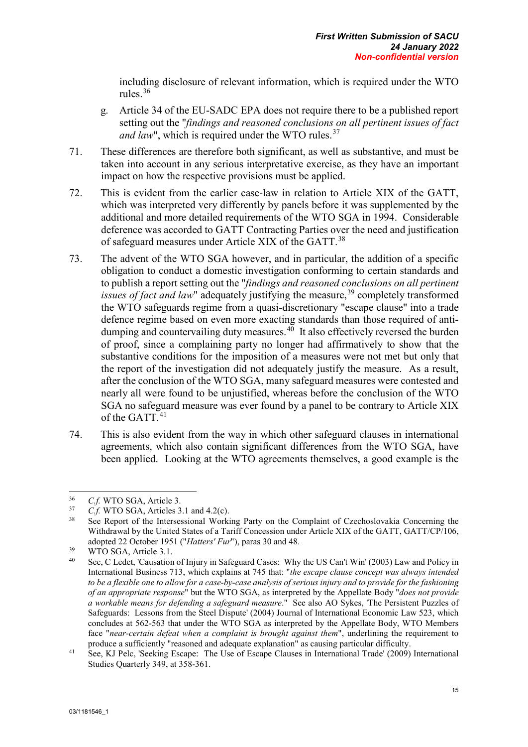including disclosure of relevant information, which is required under the WTO rules.[36]

g. Article 34 of the EU-SADC EPA does not require there to be a published report setting out the "*findings and reasoned conclusions on all pertinent issues of fact and law*", which is required under the WTO rules.[37]

71. These differences are therefore both significant, as well as substantive, and must be taken into account in any serious interpretative exercise, as they have an important impact on how the respective provisions must be applied.

72. This is evident from the earlier case-law in relation to Article XIX of the GATT, which was interpreted very differently by panels before it was supplemented by the additional and more detailed requirements of the WTO SGA in 1994. Considerable deference was accorded to GATT Contracting Parties over the need and justification of safeguard measures under Article XIX of the GATT.[38]

73. The advent of the WTO SGA however, and in particular, the addition of a specific obligation to conduct a domestic investigation conforming to certain standards and to publish a report setting out the "*findings and reasoned conclusions on all pertinent issues of fact and law*" adequately justifying the measure,[39] completely transformed the WTO safeguards regime from a quasi-discretionary "escape clause" into a trade defence regime based on even more exacting standards than those required of anti-dumping and countervailing duty measures.[40] It also effectively reversed the burden of proof, since a complaining party no longer had affirmatively to show that the substantive conditions for the imposition of a measures were not met but only that the report of the investigation did not adequately justify the measure. As a result, after the conclusion of the WTO SGA, many safeguard measures were contested and nearly all were found to be unjustified, whereas before the conclusion of the WTO SGA no safeguard measure was ever found by a panel to be contrary to Article XIX of the GATT.[41]

74. This is also evident from the way in which other safeguard clauses in international agreements, which also contain significant differences from the WTO SGA, have been applied. Looking at the WTO agreements themselves, a good example is the

---

[36] *C.f.* WTO SGA, Article 3.

[37] *C.f.* WTO SGA, Articles 3.1 and 4.2(c).

[38] See Report of the Intersessional Working Party on the Complaint of Czechoslovakia Concerning the Withdrawal by the United States of a Tariff Concession under Article XIX of the GATT, GATT/CP/106, adopted 22 October 1951 ("*Hatters' Fur*"), paras 30 and 48.

[39] WTO SGA, Article 3.1.

[40] See, C Ledet, 'Causation of Injury in Safeguard Cases: Why the US Can't Win' (2003) Law and Policy in International Business 713, which explains at 745 that: "*the escape clause concept was always intended to be a flexible one to allow for a case-by-case analysis of serious injury and to provide for the fashioning of an appropriate response*" but the WTO SGA, as interpreted by the Appellate Body "*does not provide a workable means for defending a safeguard measure*." See also AO Sykes, 'The Persistent Puzzles of Safeguards: Lessons from the Steel Dispute' (2004) Journal of International Economic Law 523, which concludes at 562-563 that under the WTO SGA as interpreted by the Appellate Body, WTO Members face "*near-certain defeat when a complaint is brought against them*", underlining the requirement to produce a sufficiently "reasoned and adequate explanation" as causing particular difficulty.

[41] See, KJ Pelc, 'Seeking Escape: The Use of Escape Clauses in International Trade' (2009) International Studies Quarterly 349, at 358-361.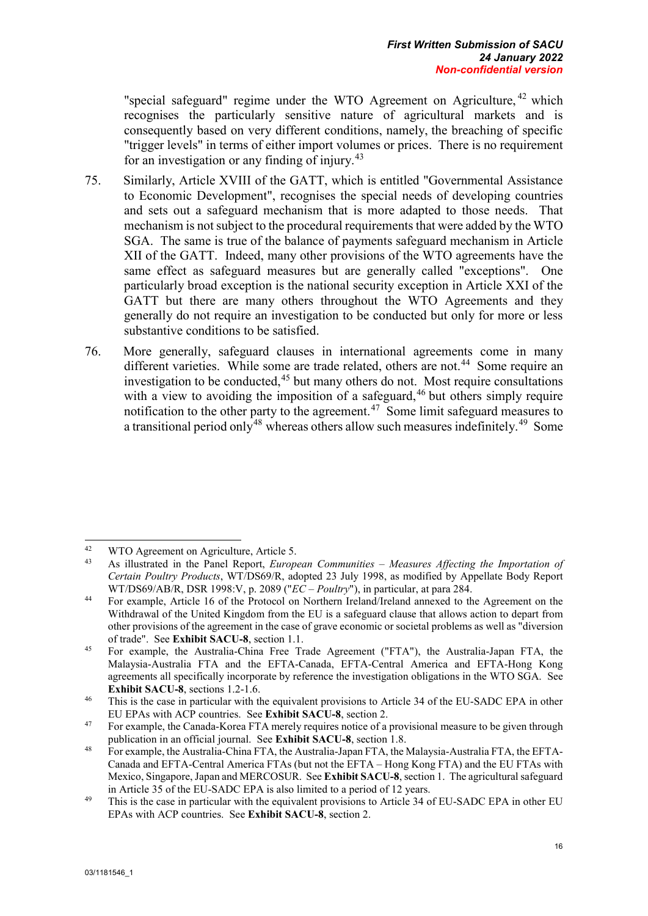"special safeguard" regime under the WTO Agreement on Agriculture,[42] which recognises the particularly sensitive nature of agricultural markets and is consequently based on very different conditions, namely, the breaching of specific "trigger levels" in terms of either import volumes or prices. There is no requirement for an investigation or any finding of injury.[43]

75. Similarly, Article XVIII of the GATT, which is entitled "Governmental Assistance to Economic Development", recognises the special needs of developing countries and sets out a safeguard mechanism that is more adapted to those needs. That mechanism is not subject to the procedural requirements that were added by the WTO SGA. The same is true of the balance of payments safeguard mechanism in Article XII of the GATT. Indeed, many other provisions of the WTO agreements have the same effect as safeguard measures but are generally called "exceptions". One particularly broad exception is the national security exception in Article XXI of the GATT but there are many others throughout the WTO Agreements and they generally do not require an investigation to be conducted but only for more or less substantive conditions to be satisfied.

76. More generally, safeguard clauses in international agreements come in many different varieties. While some are trade related, others are not.[44] Some require an investigation to be conducted,[45] but many others do not. Most require consultations with a view to avoiding the imposition of a safeguard,[46] but others simply require notification to the other party to the agreement.[47] Some limit safeguard measures to a transitional period only[48] whereas others allow such measures indefinitely.[49] Some

---

[42] WTO Agreement on Agriculture, Article 5.

[43] As illustrated in the Panel Report, *European Communities – Measures Affecting the Importation of Certain Poultry Products*, WT/DS69/R, adopted 23 July 1998, as modified by Appellate Body Report WT/DS69/AB/R, DSR 1998:V, p. 2089 ("*EC – Poultry*"), in particular, at para 284.

[44] For example, Article 16 of the Protocol on Northern Ireland/Ireland annexed to the Agreement on the Withdrawal of the United Kingdom from the EU is a safeguard clause that allows action to depart from other provisions of the agreement in the case of grave economic or societal problems as well as "diversion of trade". See **Exhibit SACU-8**, section 1.1.

[45] For example, the Australia-China Free Trade Agreement ("FTA"), the Australia-Japan FTA, the Malaysia-Australia FTA and the EFTA-Canada, EFTA-Central America and EFTA-Hong Kong agreements all specifically incorporate by reference the investigation obligations in the WTO SGA. See **Exhibit SACU-8**, sections 1.2-1.6.

[46] This is the case in particular with the equivalent provisions to Article 34 of the EU-SADC EPA in other EU EPAs with ACP countries. See **Exhibit SACU-8**, section 2.

[47] For example, the Canada-Korea FTA merely requires notice of a provisional measure to be given through publication in an official journal. See **Exhibit SACU-8**, section 1.8.

[48] For example, the Australia-China FTA, the Australia-Japan FTA, the Malaysia-Australia FTA, the EFTA-Canada and EFTA-Central America FTAs (but not the EFTA – Hong Kong FTA) and the EU FTAs with Mexico, Singapore, Japan and MERCOSUR. See **Exhibit SACU-8**, section 1. The agricultural safeguard in Article 35 of the EU-SADC EPA is also limited to a period of 12 years.

[49] This is the case in particular with the equivalent provisions to Article 34 of EU-SADC EPA in other EU EPAs with ACP countries. See **Exhibit SACU-8**, section 2.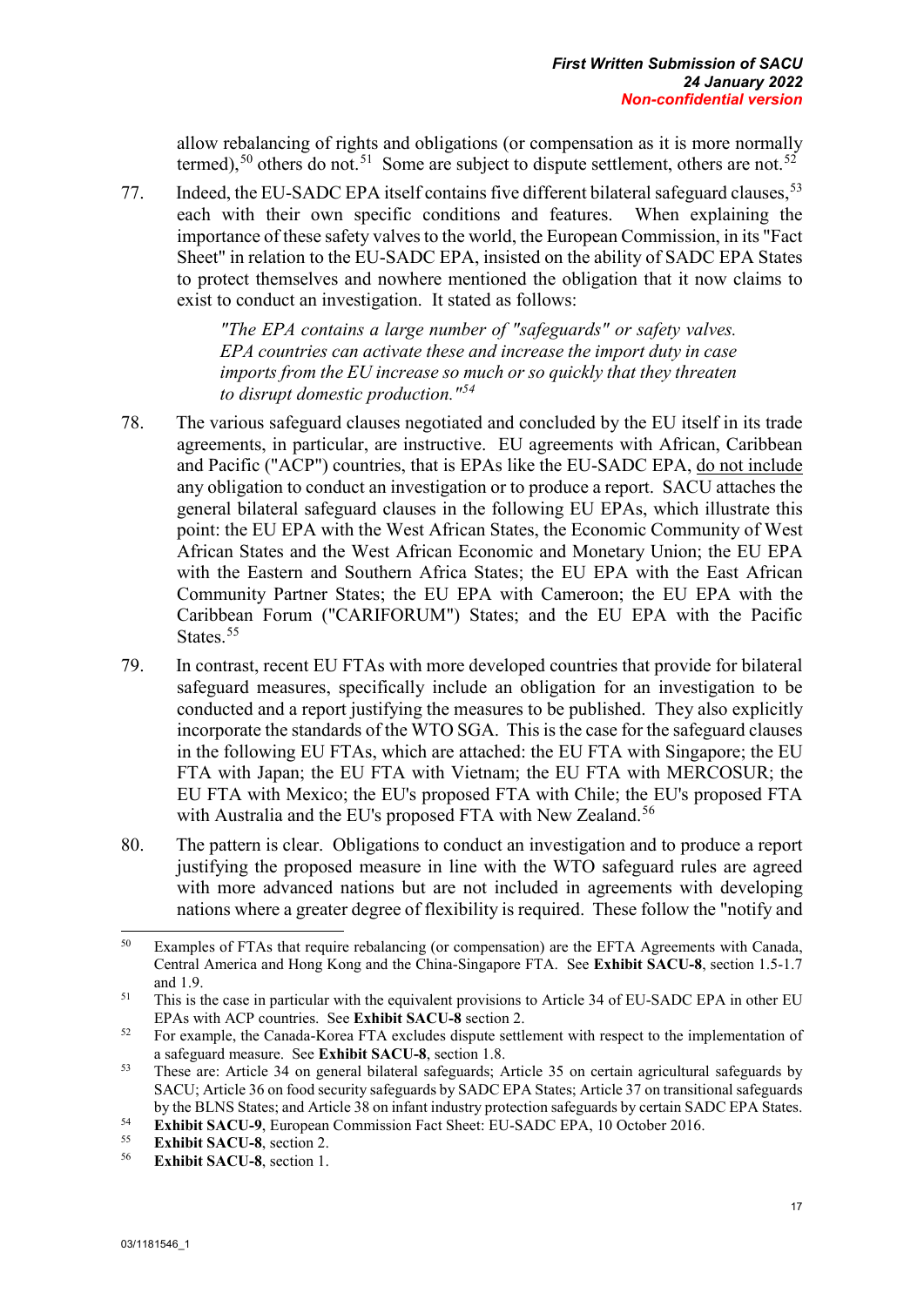allow rebalancing of rights and obligations (or compensation as it is more normally termed),[50] others do not.[51] Some are subject to dispute settlement, others are not.[52]

77. Indeed, the EU-SADC EPA itself contains five different bilateral safeguard clauses,[53] each with their own specific conditions and features. When explaining the importance of these safety valves to the world, the European Commission, in its "Fact Sheet" in relation to the EU-SADC EPA, insisted on the ability of SADC EPA States to protect themselves and nowhere mentioned the obligation that it now claims to exist to conduct an investigation. It stated as follows:

> *"The EPA contains a large number of "safeguards" or safety valves. EPA countries can activate these and increase the import duty in case imports from the EU increase so much or so quickly that they threaten to disrupt domestic production."*[54]

78. The various safeguard clauses negotiated and concluded by the EU itself in its trade agreements, in particular, are instructive. EU agreements with African, Caribbean and Pacific ("ACP") countries, that is EPAs like the EU-SADC EPA, do not include any obligation to conduct an investigation or to produce a report. SACU attaches the general bilateral safeguard clauses in the following EU EPAs, which illustrate this point: the EU EPA with the West African States, the Economic Community of West African States and the West African Economic and Monetary Union; the EU EPA with the Eastern and Southern Africa States; the EU EPA with the East African Community Partner States; the EU EPA with Cameroon; the EU EPA with the Caribbean Forum ("CARIFORUM") States; and the EU EPA with the Pacific States.[55]

79. In contrast, recent EU FTAs with more developed countries that provide for bilateral safeguard measures, specifically include an obligation for an investigation to be conducted and a report justifying the measures to be published. They also explicitly incorporate the standards of the WTO SGA. This is the case for the safeguard clauses in the following EU FTAs, which are attached: the EU FTA with Singapore; the EU FTA with Japan; the EU FTA with Vietnam; the EU FTA with MERCOSUR; the EU FTA with Mexico; the EU's proposed FTA with Chile; the EU's proposed FTA with Australia and the EU's proposed FTA with New Zealand.[56]

80. The pattern is clear. Obligations to conduct an investigation and to produce a report justifying the proposed measure in line with the WTO safeguard rules are agreed with more advanced nations but are not included in agreements with developing nations where a greater degree of flexibility is required. These follow the "notify and

---

[50] Examples of FTAs that require rebalancing (or compensation) are the EFTA Agreements with Canada, Central America and Hong Kong and the China-Singapore FTA. See **Exhibit SACU-8**, section 1.5-1.7 and 1.9.

[51] This is the case in particular with the equivalent provisions to Article 34 of EU-SADC EPA in other EU EPAs with ACP countries. See **Exhibit SACU-8** section 2.

[52] For example, the Canada-Korea FTA excludes dispute settlement with respect to the implementation of a safeguard measure. See **Exhibit SACU-8**, section 1.8.

[53] These are: Article 34 on general bilateral safeguards; Article 35 on certain agricultural safeguards by SACU; Article 36 on food security safeguards by SADC EPA States; Article 37 on transitional safeguards by the BLNS States; and Article 38 on infant industry protection safeguards by certain SADC EPA States.

[54] **Exhibit SACU-9**, European Commission Fact Sheet: EU-SADC EPA, 10 October 2016.

[55] **Exhibit SACU-8**, section 2.

[56] **Exhibit SACU-8**, section 1.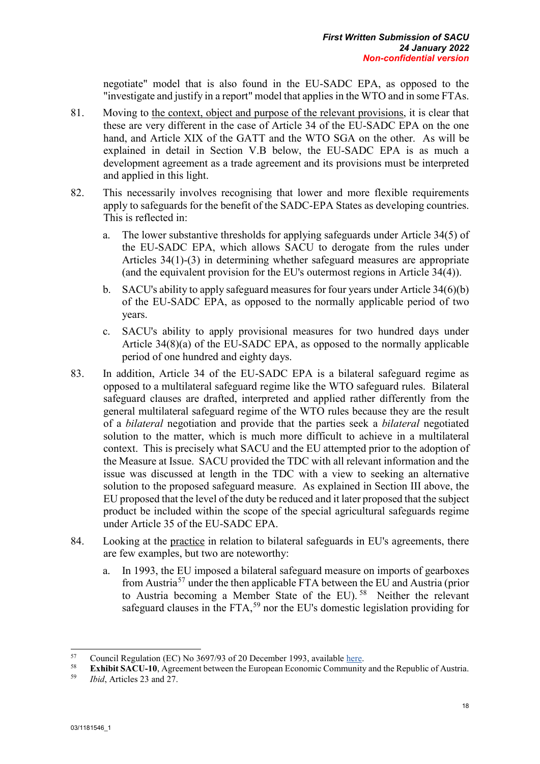negotiate" model that is also found in the EU-SADC EPA, as opposed to the "investigate and justify in a report" model that applies in the WTO and in some FTAs.

81. Moving to the context, object and purpose of the relevant provisions, it is clear that these are very different in the case of Article 34 of the EU-SADC EPA on the one hand, and Article XIX of the GATT and the WTO SGA on the other. As will be explained in detail in Section V.B below, the EU-SADC EPA is as much a development agreement as a trade agreement and its provisions must be interpreted and applied in this light.

82. This necessarily involves recognising that lower and more flexible requirements apply to safeguards for the benefit of the SADC-EPA States as developing countries. This is reflected in:

   a. The lower substantive thresholds for applying safeguards under Article 34(5) of the EU-SADC EPA, which allows SACU to derogate from the rules under Articles 34(1)-(3) in determining whether safeguard measures are appropriate (and the equivalent provision for the EU's outermost regions in Article 34(4)).

   b. SACU's ability to apply safeguard measures for four years under Article 34(6)(b) of the EU-SADC EPA, as opposed to the normally applicable period of two years.

   c. SACU's ability to apply provisional measures for two hundred days under Article 34(8)(a) of the EU-SADC EPA, as opposed to the normally applicable period of one hundred and eighty days.

83. In addition, Article 34 of the EU-SADC EPA is a bilateral safeguard regime as opposed to a multilateral safeguard regime like the WTO safeguard rules. Bilateral safeguard clauses are drafted, interpreted and applied rather differently from the general multilateral safeguard regime of the WTO rules because they are the result of a *bilateral* negotiation and provide that the parties seek a *bilateral* negotiated solution to the matter, which is much more difficult to achieve in a multilateral context. This is precisely what SACU and the EU attempted prior to the adoption of the Measure at Issue. SACU provided the TDC with all relevant information and the issue was discussed at length in the TDC with a view to seeking an alternative solution to the proposed safeguard measure. As explained in Section III above, the EU proposed that the level of the duty be reduced and it later proposed that the subject product be included within the scope of the special agricultural safeguards regime under Article 35 of the EU-SADC EPA.

84. Looking at the practice in relation to bilateral safeguards in EU's agreements, there are few examples, but two are noteworthy:

   a. In 1993, the EU imposed a bilateral safeguard measure on imports of gearboxes from Austria[57] under the then applicable FTA between the EU and Austria (prior to Austria becoming a Member State of the EU).[58] Neither the relevant safeguard clauses in the FTA,[59] nor the EU's domestic legislation providing for

---

[57] Council Regulation (EC) No 3697/93 of 20 December 1993, available here.

[58] **Exhibit SACU-10**, Agreement between the European Economic Community and the Republic of Austria.

[59] *Ibid*, Articles 23 and 27.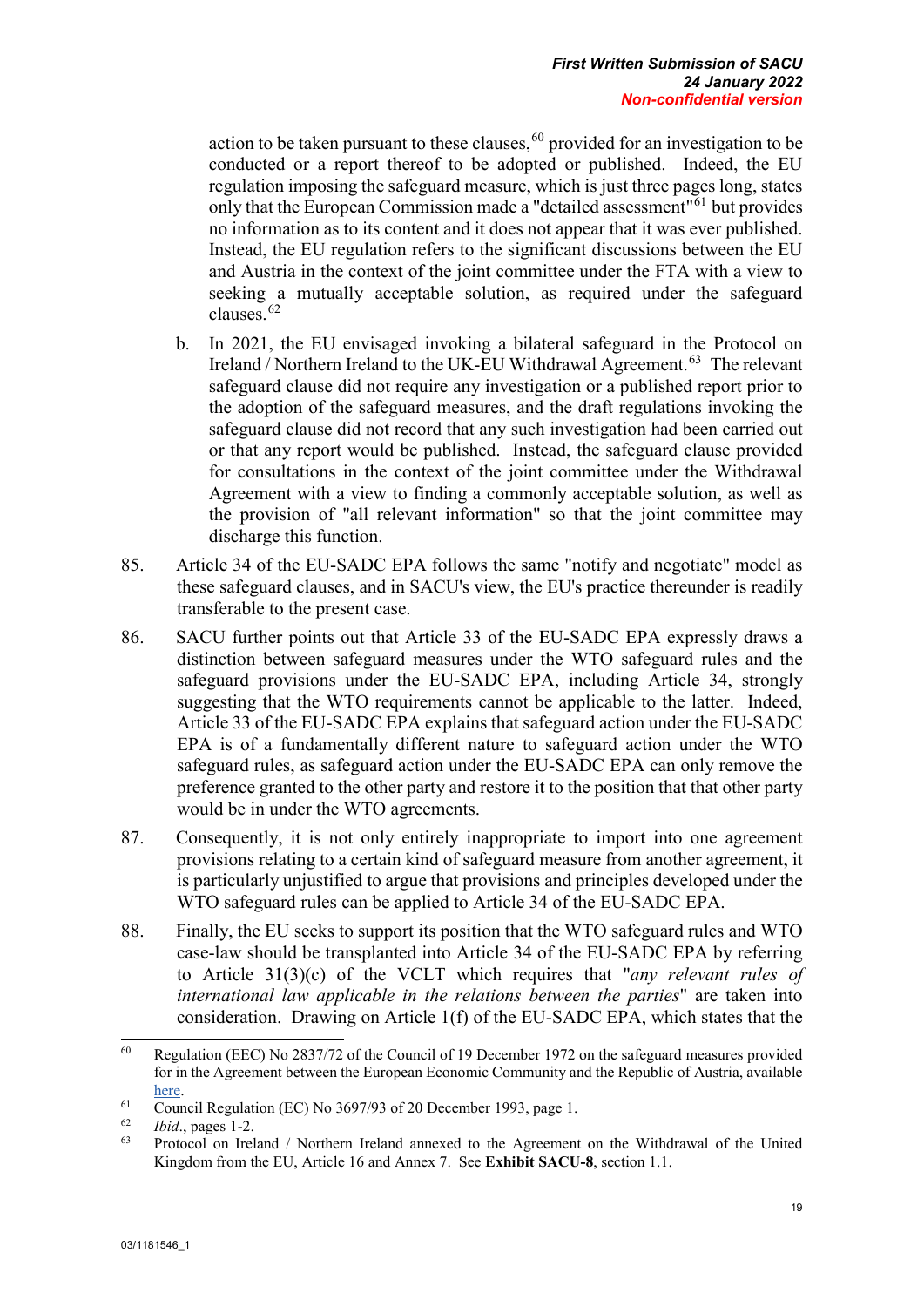action to be taken pursuant to these clauses,[60] provided for an investigation to be conducted or a report thereof to be adopted or published. Indeed, the EU regulation imposing the safeguard measure, which is just three pages long, states only that the European Commission made a "detailed assessment"[61] but provides no information as to its content and it does not appear that it was ever published. Instead, the EU regulation refers to the significant discussions between the EU and Austria in the context of the joint committee under the FTA with a view to seeking a mutually acceptable solution, as required under the safeguard clauses.[62]

b. In 2021, the EU envisaged invoking a bilateral safeguard in the Protocol on Ireland / Northern Ireland to the UK-EU Withdrawal Agreement.[63] The relevant safeguard clause did not require any investigation or a published report prior to the adoption of the safeguard measures, and the draft regulations invoking the safeguard clause did not record that any such investigation had been carried out or that any report would be published. Instead, the safeguard clause provided for consultations in the context of the joint committee under the Withdrawal Agreement with a view to finding a commonly acceptable solution, as well as the provision of "all relevant information" so that the joint committee may discharge this function.

85. Article 34 of the EU-SADC EPA follows the same "notify and negotiate" model as these safeguard clauses, and in SACU's view, the EU's practice thereunder is readily transferable to the present case.

86. SACU further points out that Article 33 of the EU-SADC EPA expressly draws a distinction between safeguard measures under the WTO safeguard rules and the safeguard provisions under the EU-SADC EPA, including Article 34, strongly suggesting that the WTO requirements cannot be applicable to the latter. Indeed, Article 33 of the EU-SADC EPA explains that safeguard action under the EU-SADC EPA is of a fundamentally different nature to safeguard action under the WTO safeguard rules, as safeguard action under the EU-SADC EPA can only remove the preference granted to the other party and restore it to the position that that other party would be in under the WTO agreements.

87. Consequently, it is not only entirely inappropriate to import into one agreement provisions relating to a certain kind of safeguard measure from another agreement, it is particularly unjustified to argue that provisions and principles developed under the WTO safeguard rules can be applied to Article 34 of the EU-SADC EPA.

88. Finally, the EU seeks to support its position that the WTO safeguard rules and WTO case-law should be transplanted into Article 34 of the EU-SADC EPA by referring to Article 31(3)(c) of the VCLT which requires that "*any relevant rules of international law applicable in the relations between the parties*" are taken into consideration. Drawing on Article 1(f) of the EU-SADC EPA, which states that the

---

[60] Regulation (EEC) No 2837/72 of the Council of 19 December 1972 on the safeguard measures provided for in the Agreement between the European Economic Community and the Republic of Austria, available here.

[61] Council Regulation (EC) No 3697/93 of 20 December 1993, page 1.

[62] *Ibid*., pages 1-2.

[63] Protocol on Ireland / Northern Ireland annexed to the Agreement on the Withdrawal of the United Kingdom from the EU, Article 16 and Annex 7. See **Exhibit SACU-8**, section 1.1.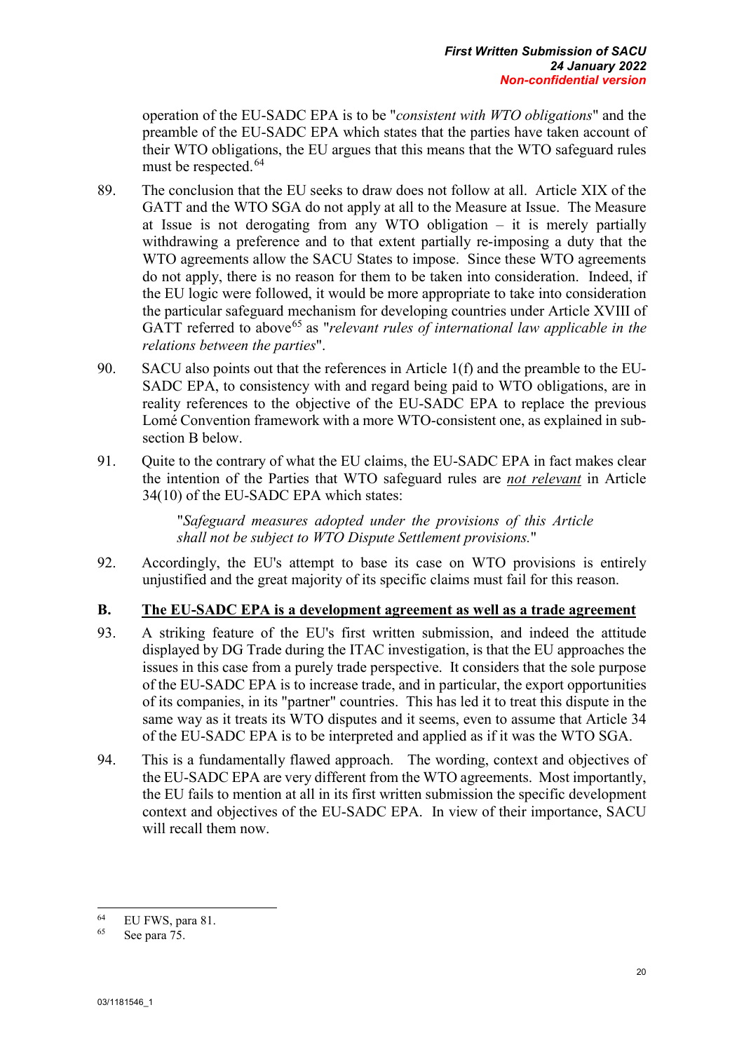operation of the EU-SADC EPA is to be "*consistent with WTO obligations*" and the preamble of the EU-SADC EPA which states that the parties have taken account of their WTO obligations, the EU argues that this means that the WTO safeguard rules must be respected.[64]

89. The conclusion that the EU seeks to draw does not follow at all. Article XIX of the GATT and the WTO SGA do not apply at all to the Measure at Issue. The Measure at Issue is not derogating from any WTO obligation – it is merely partially withdrawing a preference and to that extent partially re-imposing a duty that the WTO agreements allow the SACU States to impose. Since these WTO agreements do not apply, there is no reason for them to be taken into consideration. Indeed, if the EU logic were followed, it would be more appropriate to take into consideration the particular safeguard mechanism for developing countries under Article XVIII of GATT referred to above[65] as "*relevant rules of international law applicable in the relations between the parties*".

90. SACU also points out that the references in Article 1(f) and the preamble to the EU-SADC EPA, to consistency with and regard being paid to WTO obligations, are in reality references to the objective of the EU-SADC EPA to replace the previous Lomé Convention framework with a more WTO-consistent one, as explained in sub-section B below.

91. Quite to the contrary of what the EU claims, the EU-SADC EPA in fact makes clear the intention of the Parties that WTO safeguard rules are ***not relevant*** in Article 34(10) of the EU-SADC EPA which states:

> "*Safeguard measures adopted under the provisions of this Article shall not be subject to WTO Dispute Settlement provisions.*"

92. Accordingly, the EU's attempt to base its case on WTO provisions is entirely unjustified and the great majority of its specific claims must fail for this reason.

## B. The EU-SADC EPA is a development agreement as well as a trade agreement

93. A striking feature of the EU's first written submission, and indeed the attitude displayed by DG Trade during the ITAC investigation, is that the EU approaches the issues in this case from a purely trade perspective. It considers that the sole purpose of the EU-SADC EPA is to increase trade, and in particular, the export opportunities of its companies, in its "partner" countries. This has led it to treat this dispute in the same way as it treats its WTO disputes and it seems, even to assume that Article 34 of the EU-SADC EPA is to be interpreted and applied as if it was the WTO SGA.

94. This is a fundamentally flawed approach. The wording, context and objectives of the EU-SADC EPA are very different from the WTO agreements. Most importantly, the EU fails to mention at all in its first written submission the specific development context and objectives of the EU-SADC EPA. In view of their importance, SACU will recall them now.

---

[64] EU FWS, para 81.

[65] See para 75.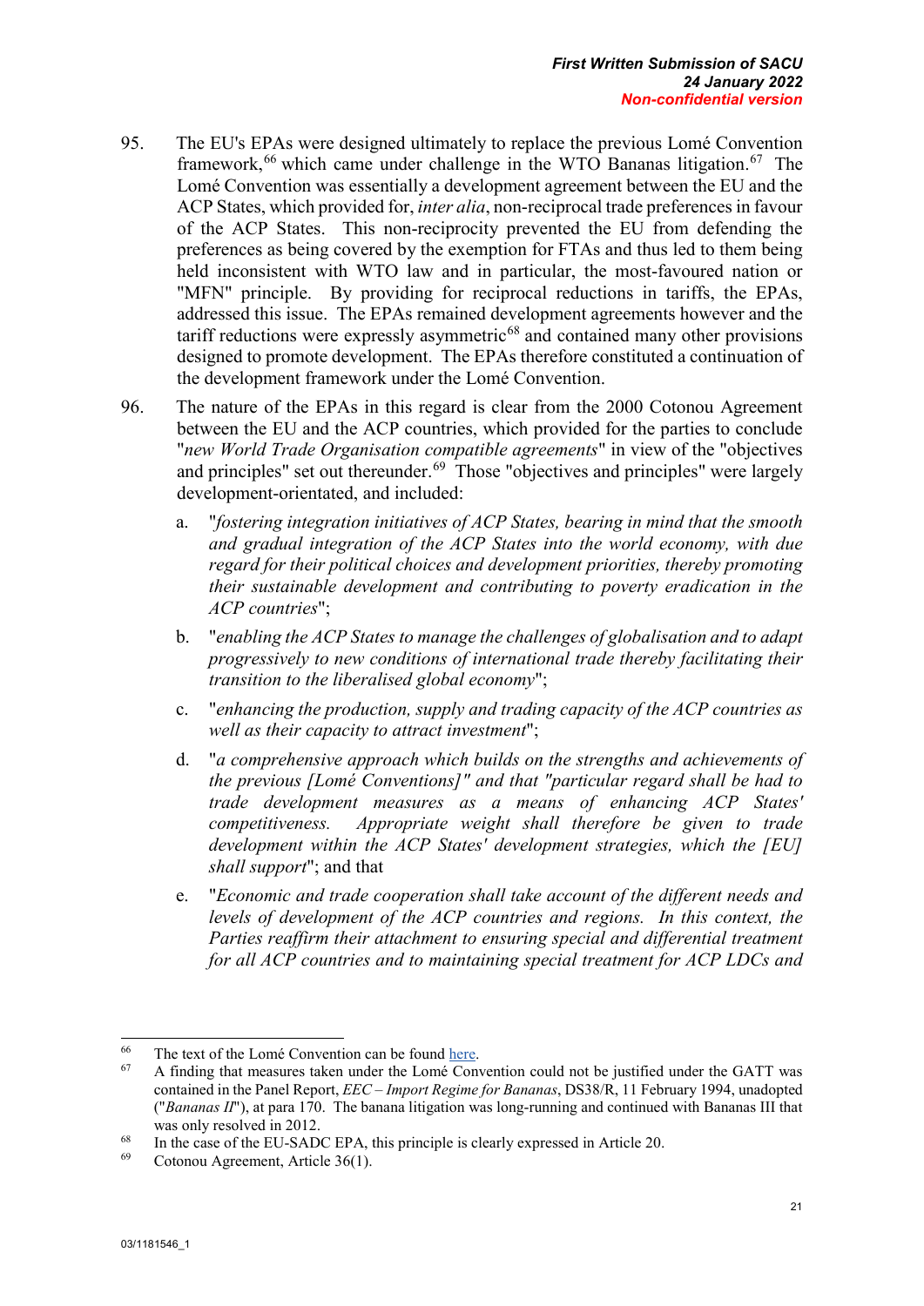95. The EU's EPAs were designed ultimately to replace the previous Lomé Convention framework,[66] which came under challenge in the WTO Bananas litigation.[67] The Lomé Convention was essentially a development agreement between the EU and the ACP States, which provided for, *inter alia*, non-reciprocal trade preferences in favour of the ACP States. This non-reciprocity prevented the EU from defending the preferences as being covered by the exemption for FTAs and thus led to them being held inconsistent with WTO law and in particular, the most-favoured nation or "MFN" principle. By providing for reciprocal reductions in tariffs, the EPAs, addressed this issue. The EPAs remained development agreements however and the tariff reductions were expressly asymmetric[68] and contained many other provisions designed to promote development. The EPAs therefore constituted a continuation of the development framework under the Lomé Convention.

96. The nature of the EPAs in this regard is clear from the 2000 Cotonou Agreement between the EU and the ACP countries, which provided for the parties to conclude "*new World Trade Organisation compatible agreements*" in view of the "objectives and principles" set out thereunder.[69] Those "objectives and principles" were largely development-orientated, and included:

   a. "*fostering integration initiatives of ACP States, bearing in mind that the smooth and gradual integration of the ACP States into the world economy, with due regard for their political choices and development priorities, thereby promoting their sustainable development and contributing to poverty eradication in the ACP countries*";

   b. "*enabling the ACP States to manage the challenges of globalisation and to adapt progressively to new conditions of international trade thereby facilitating their transition to the liberalised global economy*";

   c. "*enhancing the production, supply and trading capacity of the ACP countries as well as their capacity to attract investment*";

   d. "*a comprehensive approach which builds on the strengths and achievements of the previous [Lomé Conventions]" and that "particular regard shall be had to trade development measures as a means of enhancing ACP States' competitiveness. Appropriate weight shall therefore be given to trade development within the ACP States' development strategies, which the [EU] shall support*"; and that

   e. "*Economic and trade cooperation shall take account of the different needs and levels of development of the ACP countries and regions. In this context, the Parties reaffirm their attachment to ensuring special and differential treatment for all ACP countries and to maintaining special treatment for ACP LDCs and*

---

[66] The text of the Lomé Convention can be found here.

[67] A finding that measures taken under the Lomé Convention could not be justified under the GATT was contained in the Panel Report, *EEC – Import Regime for Bananas*, DS38/R, 11 February 1994, unadopted ("*Bananas II*"), at para 170. The banana litigation was long-running and continued with Bananas III that was only resolved in 2012.

[68] In the case of the EU-SADC EPA, this principle is clearly expressed in Article 20.

[69] Cotonou Agreement, Article 36(1).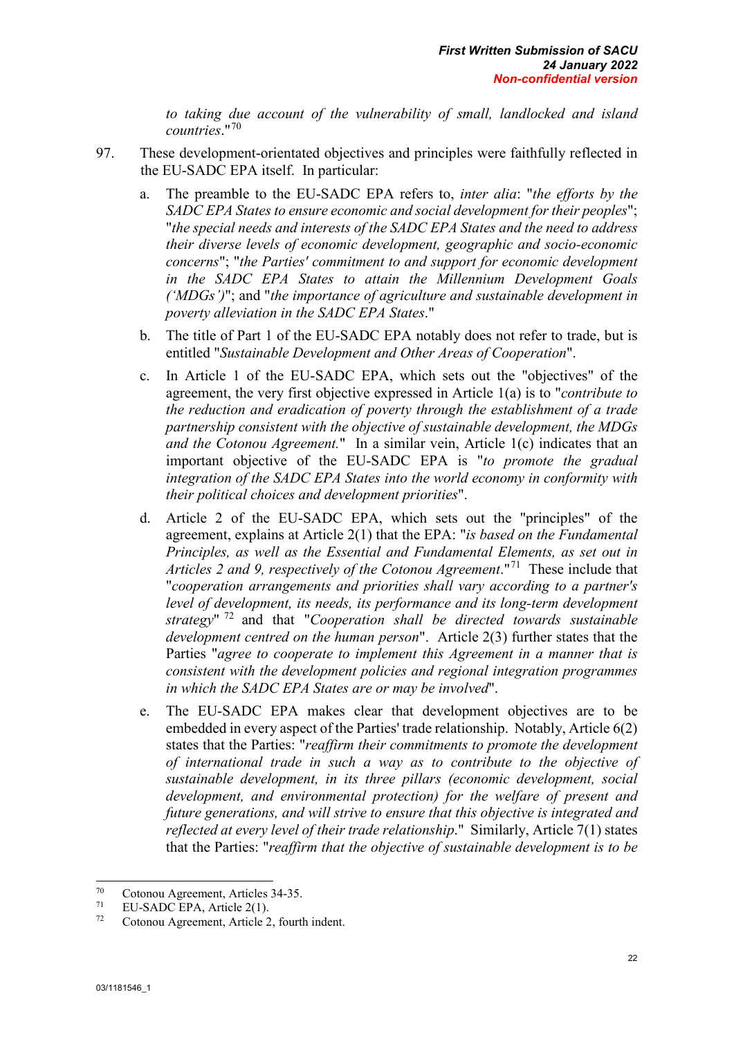*to taking due account of the vulnerability of small, landlocked and island countries*."[70]

97. These development-orientated objectives and principles were faithfully reflected in the EU-SADC EPA itself. In particular:

   a. The preamble to the EU-SADC EPA refers to, *inter alia*: "*the efforts by the SADC EPA States to ensure economic and social development for their peoples*"; "*the special needs and interests of the SADC EPA States and the need to address their diverse levels of economic development, geographic and socio-economic concerns*"; "*the Parties' commitment to and support for economic development in the SADC EPA States to attain the Millennium Development Goals ('MDGs')*"; and "*the importance of agriculture and sustainable development in poverty alleviation in the SADC EPA States*."

   b. The title of Part 1 of the EU-SADC EPA notably does not refer to trade, but is entitled "*Sustainable Development and Other Areas of Cooperation*".

   c. In Article 1 of the EU-SADC EPA, which sets out the "objectives" of the agreement, the very first objective expressed in Article 1(a) is to "*contribute to the reduction and eradication of poverty through the establishment of a trade partnership consistent with the objective of sustainable development, the MDGs and the Cotonou Agreement.*" In a similar vein, Article 1(c) indicates that an important objective of the EU-SADC EPA is "*to promote the gradual integration of the SADC EPA States into the world economy in conformity with their political choices and development priorities*".

   d. Article 2 of the EU-SADC EPA, which sets out the "principles" of the agreement, explains at Article 2(1) that the EPA: "*is based on the Fundamental Principles, as well as the Essential and Fundamental Elements, as set out in Articles 2 and 9, respectively of the Cotonou Agreement*."[71] These include that "*cooperation arrangements and priorities shall vary according to a partner's level of development, its needs, its performance and its long-term development strategy*"[72] and that "*Cooperation shall be directed towards sustainable development centred on the human person*". Article 2(3) further states that the Parties "*agree to cooperate to implement this Agreement in a manner that is consistent with the development policies and regional integration programmes in which the SADC EPA States are or may be involved*".

   e. The EU-SADC EPA makes clear that development objectives are to be embedded in every aspect of the Parties' trade relationship. Notably, Article 6(2) states that the Parties: "*reaffirm their commitments to promote the development of international trade in such a way as to contribute to the objective of sustainable development, in its three pillars (economic development, social development, and environmental protection) for the welfare of present and future generations, and will strive to ensure that this objective is integrated and reflected at every level of their trade relationship*." Similarly, Article 7(1) states that the Parties: "*reaffirm that the objective of sustainable development is to be*

---

[70] Cotonou Agreement, Articles 34-35.

[71] EU-SADC EPA, Article 2(1).

[72] Cotonou Agreement, Article 2, fourth indent.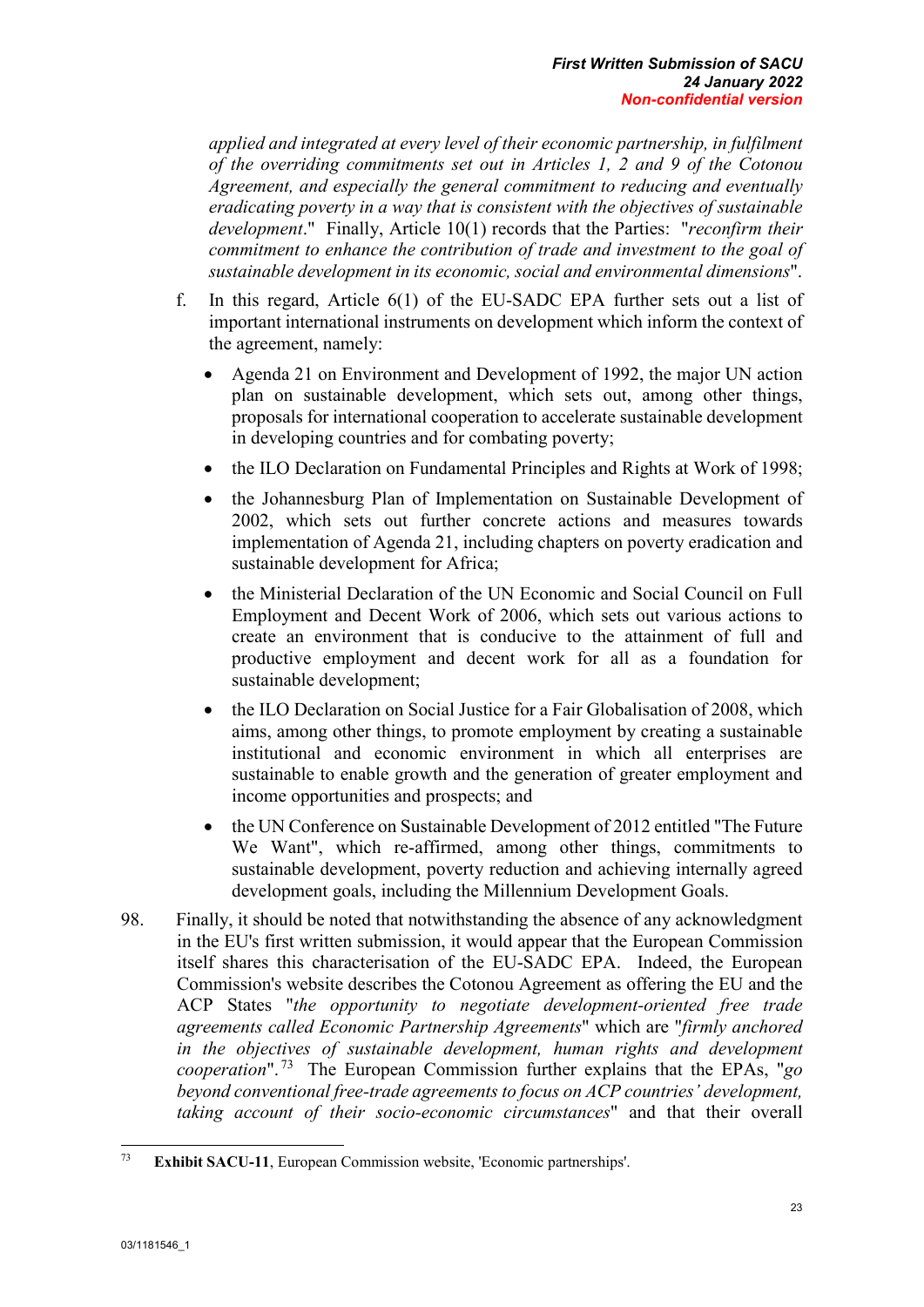*applied and integrated at every level of their economic partnership, in fulfilment of the overriding commitments set out in Articles 1, 2 and 9 of the Cotonou Agreement, and especially the general commitment to reducing and eventually eradicating poverty in a way that is consistent with the objectives of sustainable development*." Finally, Article 10(1) records that the Parties: "*reconfirm their commitment to enhance the contribution of trade and investment to the goal of sustainable development in its economic, social and environmental dimensions*".

f. In this regard, Article 6(1) of the EU-SADC EPA further sets out a list of important international instruments on development which inform the context of the agreement, namely:

- Agenda 21 on Environment and Development of 1992, the major UN action plan on sustainable development, which sets out, among other things, proposals for international cooperation to accelerate sustainable development in developing countries and for combating poverty;
- the ILO Declaration on Fundamental Principles and Rights at Work of 1998;
- the Johannesburg Plan of Implementation on Sustainable Development of 2002, which sets out further concrete actions and measures towards implementation of Agenda 21, including chapters on poverty eradication and sustainable development for Africa;
- the Ministerial Declaration of the UN Economic and Social Council on Full Employment and Decent Work of 2006, which sets out various actions to create an environment that is conducive to the attainment of full and productive employment and decent work for all as a foundation for sustainable development;
- the ILO Declaration on Social Justice for a Fair Globalisation of 2008, which aims, among other things, to promote employment by creating a sustainable institutional and economic environment in which all enterprises are sustainable to enable growth and the generation of greater employment and income opportunities and prospects; and
- the UN Conference on Sustainable Development of 2012 entitled "The Future We Want", which re-affirmed, among other things, commitments to sustainable development, poverty reduction and achieving internally agreed development goals, including the Millennium Development Goals.

98. Finally, it should be noted that notwithstanding the absence of any acknowledgment in the EU's first written submission, it would appear that the European Commission itself shares this characterisation of the EU-SADC EPA. Indeed, the European Commission's website describes the Cotonou Agreement as offering the EU and the ACP States "*the opportunity to negotiate development-oriented free trade agreements called Economic Partnership Agreements*" which are "*firmly anchored in the objectives of sustainable development, human rights and development cooperation*".[73] The European Commission further explains that the EPAs, "*go beyond conventional free-trade agreements to focus on ACP countries' development, taking account of their socio-economic circumstances*" and that their overall

[73] **Exhibit SACU-11**, European Commission website, 'Economic partnerships'.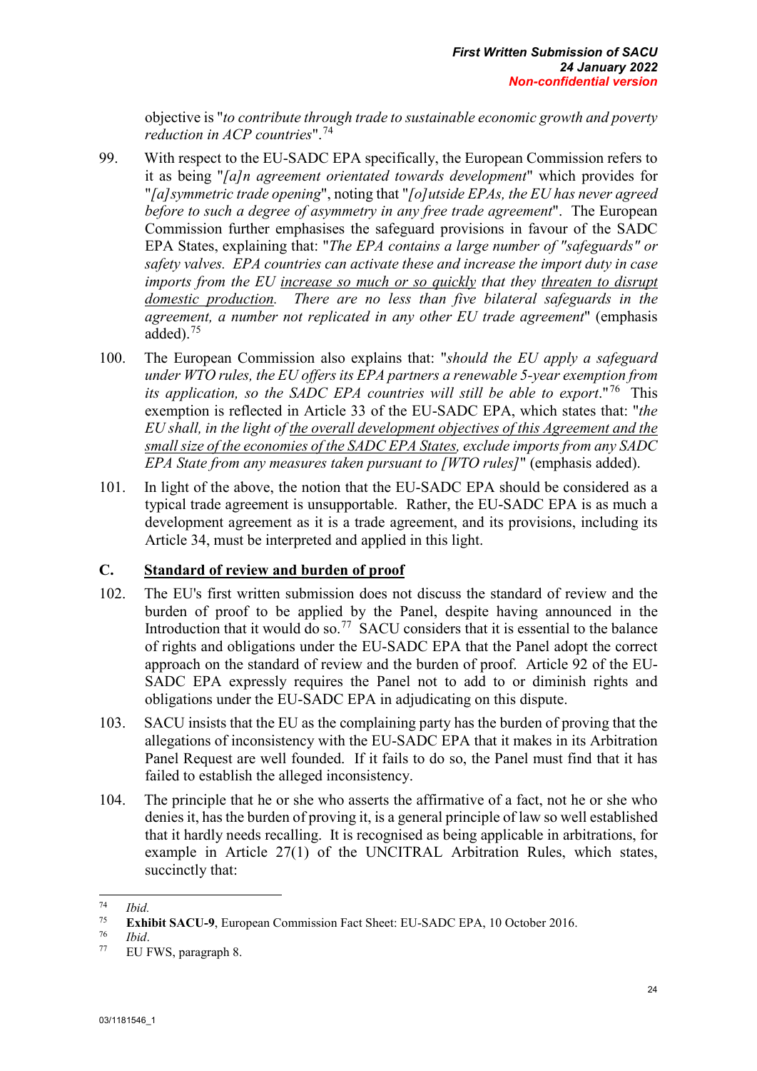objective is "*to contribute through trade to sustainable economic growth and poverty reduction in ACP countries*".[74]

99. With respect to the EU-SADC EPA specifically, the European Commission refers to it as being "*[a]n agreement orientated towards development*" which provides for "*[a]symmetric trade opening*", noting that "*[o]utside EPAs, the EU has never agreed before to such a degree of asymmetry in any free trade agreement*". The European Commission further emphasises the safeguard provisions in favour of the SADC EPA States, explaining that: "*The EPA contains a large number of "safeguards" or safety valves. EPA countries can activate these and increase the import duty in case imports from the EU <u>increase so much or so quickly</u> that they <u>threaten to disrupt domestic production</u>. There are no less than five bilateral safeguards in the agreement, a number not replicated in any other EU trade agreement*" (emphasis added).[75]

100. The European Commission also explains that: "*should the EU apply a safeguard under WTO rules, the EU offers its EPA partners a renewable 5-year exemption from its application, so the SADC EPA countries will still be able to export*."[76] This exemption is reflected in Article 33 of the EU-SADC EPA, which states that: "*the EU shall, in the light of <u>the overall development objectives of this Agreement and the small size of the economies of the SADC EPA States</u>, exclude imports from any SADC EPA State from any measures taken pursuant to [WTO rules]*" (emphasis added).

101. In light of the above, the notion that the EU-SADC EPA should be considered as a typical trade agreement is unsupportable. Rather, the EU-SADC EPA is as much a development agreement as it is a trade agreement, and its provisions, including its Article 34, must be interpreted and applied in this light.

## C. <u>Standard of review and burden of proof</u>

102. The EU's first written submission does not discuss the standard of review and the burden of proof to be applied by the Panel, despite having announced in the Introduction that it would do so.[77] SACU considers that it is essential to the balance of rights and obligations under the EU-SADC EPA that the Panel adopt the correct approach on the standard of review and the burden of proof. Article 92 of the EU-SADC EPA expressly requires the Panel not to add to or diminish rights and obligations under the EU-SADC EPA in adjudicating on this dispute.

103. SACU insists that the EU as the complaining party has the burden of proving that the allegations of inconsistency with the EU-SADC EPA that it makes in its Arbitration Panel Request are well founded. If it fails to do so, the Panel must find that it has failed to establish the alleged inconsistency.

104. The principle that he or she who asserts the affirmative of a fact, not he or she who denies it, has the burden of proving it, is a general principle of law so well established that it hardly needs recalling. It is recognised as being applicable in arbitrations, for example in Article 27(1) of the UNCITRAL Arbitration Rules, which states, succinctly that:

---

[74] *Ibid.*

[75] **Exhibit SACU-9**, European Commission Fact Sheet: EU-SADC EPA, 10 October 2016.

[76] *Ibid*.

[77] EU FWS, paragraph 8.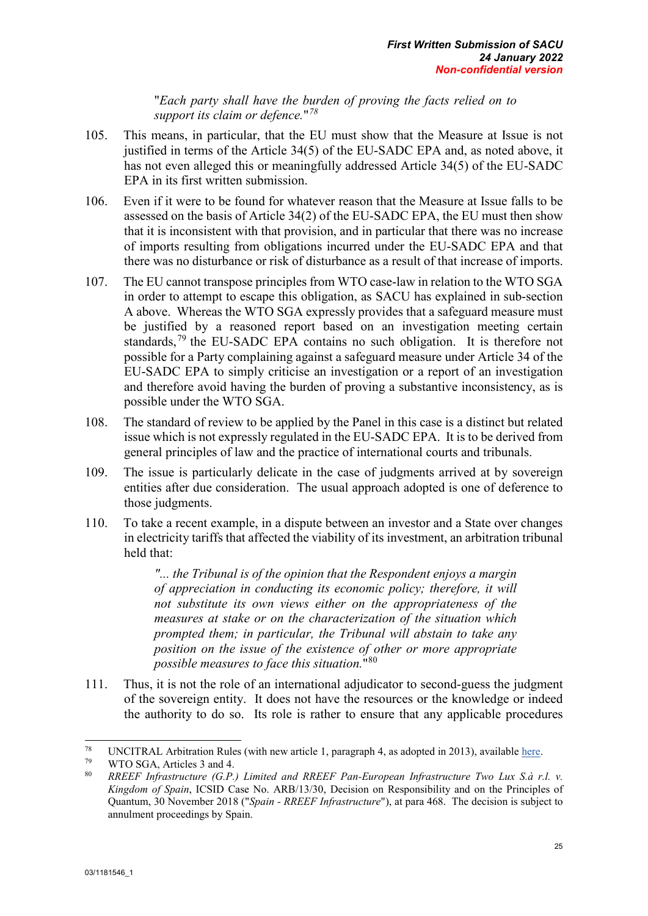"*Each party shall have the burden of proving the facts relied on to support its claim or defence.*"[78]

105. This means, in particular, that the EU must show that the Measure at Issue is not justified in terms of the Article 34(5) of the EU-SADC EPA and, as noted above, it has not even alleged this or meaningfully addressed Article 34(5) of the EU-SADC EPA in its first written submission.

106. Even if it were to be found for whatever reason that the Measure at Issue falls to be assessed on the basis of Article 34(2) of the EU-SADC EPA, the EU must then show that it is inconsistent with that provision, and in particular that there was no increase of imports resulting from obligations incurred under the EU-SADC EPA and that there was no disturbance or risk of disturbance as a result of that increase of imports.

107. The EU cannot transpose principles from WTO case-law in relation to the WTO SGA in order to attempt to escape this obligation, as SACU has explained in sub-section A above. Whereas the WTO SGA expressly provides that a safeguard measure must be justified by a reasoned report based on an investigation meeting certain standards,[79] the EU-SADC EPA contains no such obligation. It is therefore not possible for a Party complaining against a safeguard measure under Article 34 of the EU-SADC EPA to simply criticise an investigation or a report of an investigation and therefore avoid having the burden of proving a substantive inconsistency, as is possible under the WTO SGA.

108. The standard of review to be applied by the Panel in this case is a distinct but related issue which is not expressly regulated in the EU-SADC EPA. It is to be derived from general principles of law and the practice of international courts and tribunals.

109. The issue is particularly delicate in the case of judgments arrived at by sovereign entities after due consideration. The usual approach adopted is one of deference to those judgments.

110. To take a recent example, in a dispute between an investor and a State over changes in electricity tariffs that affected the viability of its investment, an arbitration tribunal held that:

> *"... the Tribunal is of the opinion that the Respondent enjoys a margin of appreciation in conducting its economic policy; therefore, it will not substitute its own views either on the appropriateness of the measures at stake or on the characterization of the situation which prompted them; in particular, the Tribunal will abstain to take any position on the issue of the existence of other or more appropriate possible measures to face this situation.*"[80]

111. Thus, it is not the role of an international adjudicator to second-guess the judgment of the sovereign entity. It does not have the resources or the knowledge or indeed the authority to do so. Its role is rather to ensure that any applicable procedures

---

[78] UNCITRAL Arbitration Rules (with new article 1, paragraph 4, as adopted in 2013), available here.

[79] WTO SGA, Articles 3 and 4.

[80] *RREEF Infrastructure (G.P.) Limited and RREEF Pan-European Infrastructure Two Lux S.à r.l. v. Kingdom of Spain*, ICSID Case No. ARB/13/30, Decision on Responsibility and on the Principles of Quantum, 30 November 2018 ("*Spain - RREEF Infrastructure*"), at para 468. The decision is subject to annulment proceedings by Spain.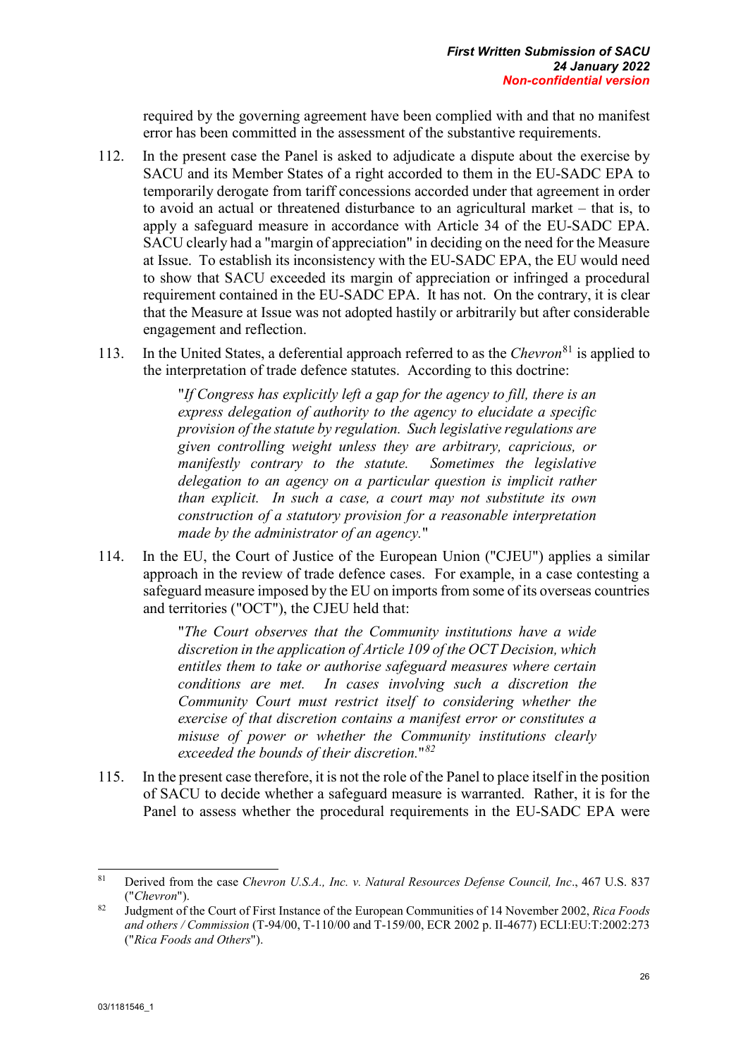required by the governing agreement have been complied with and that no manifest error has been committed in the assessment of the substantive requirements.

112. In the present case the Panel is asked to adjudicate a dispute about the exercise by SACU and its Member States of a right accorded to them in the EU-SADC EPA to temporarily derogate from tariff concessions accorded under that agreement in order to avoid an actual or threatened disturbance to an agricultural market – that is, to apply a safeguard measure in accordance with Article 34 of the EU-SADC EPA. SACU clearly had a "margin of appreciation" in deciding on the need for the Measure at Issue. To establish its inconsistency with the EU-SADC EPA, the EU would need to show that SACU exceeded its margin of appreciation or infringed a procedural requirement contained in the EU-SADC EPA. It has not. On the contrary, it is clear that the Measure at Issue was not adopted hastily or arbitrarily but after considerable engagement and reflection.

113. In the United States, a deferential approach referred to as the *Chevron*[81] is applied to the interpretation of trade defence statutes. According to this doctrine:

> "*If Congress has explicitly left a gap for the agency to fill, there is an express delegation of authority to the agency to elucidate a specific provision of the statute by regulation. Such legislative regulations are given controlling weight unless they are arbitrary, capricious, or manifestly contrary to the statute. Sometimes the legislative delegation to an agency on a particular question is implicit rather than explicit. In such a case, a court may not substitute its own construction of a statutory provision for a reasonable interpretation made by the administrator of an agency.*"

114. In the EU, the Court of Justice of the European Union ("CJEU") applies a similar approach in the review of trade defence cases. For example, in a case contesting a safeguard measure imposed by the EU on imports from some of its overseas countries and territories ("OCT"), the CJEU held that:

> "*The Court observes that the Community institutions have a wide discretion in the application of Article 109 of the OCT Decision, which entitles them to take or authorise safeguard measures where certain conditions are met. In cases involving such a discretion the Community Court must restrict itself to considering whether the exercise of that discretion contains a manifest error or constitutes a misuse of power or whether the Community institutions clearly exceeded the bounds of their discretion.*"[82]

115. In the present case therefore, it is not the role of the Panel to place itself in the position of SACU to decide whether a safeguard measure is warranted. Rather, it is for the Panel to assess whether the procedural requirements in the EU-SADC EPA were

---

[81] Derived from the case *Chevron U.S.A., Inc. v. Natural Resources Defense Council, Inc*., 467 U.S. 837 ("*Chevron*").

[82] Judgment of the Court of First Instance of the European Communities of 14 November 2002, *Rica Foods and others / Commission* (T-94/00, T-110/00 and T-159/00, ECR 2002 p. II-4677) ECLI:EU:T:2002:273 ("*Rica Foods and Others*").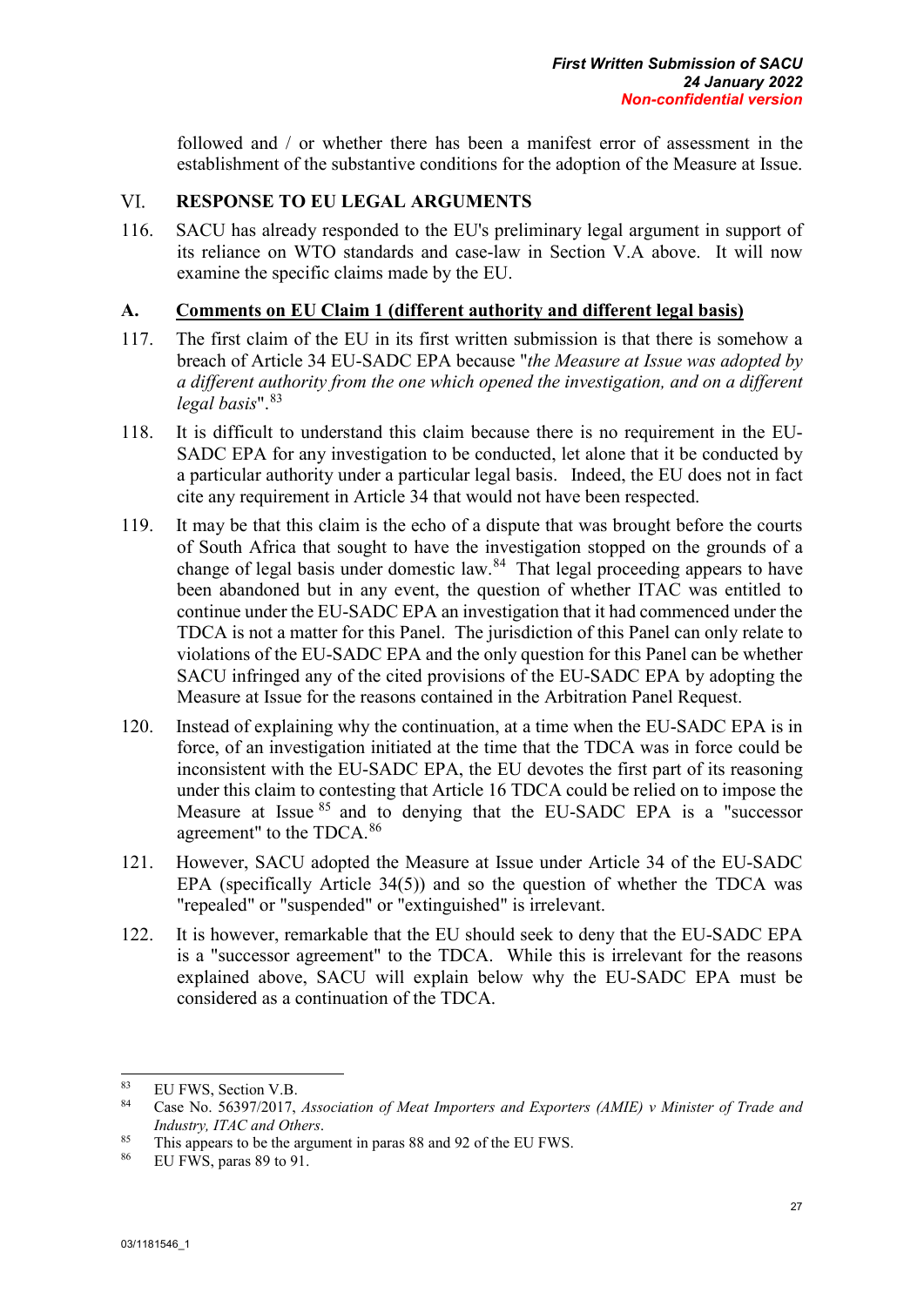followed and / or whether there has been a manifest error of assessment in the establishment of the substantive conditions for the adoption of the Measure at Issue.

## VI. RESPONSE TO EU LEGAL ARGUMENTS

116. SACU has already responded to the EU's preliminary legal argument in support of its reliance on WTO standards and case-law in Section V.A above. It will now examine the specific claims made by the EU.

### A. Comments on EU Claim 1 (different authority and different legal basis)

117. The first claim of the EU in its first written submission is that there is somehow a breach of Article 34 EU-SADC EPA because "*the Measure at Issue was adopted by a different authority from the one which opened the investigation, and on a different legal basis*".[83]

118. It is difficult to understand this claim because there is no requirement in the EU-SADC EPA for any investigation to be conducted, let alone that it be conducted by a particular authority under a particular legal basis. Indeed, the EU does not in fact cite any requirement in Article 34 that would not have been respected.

119. It may be that this claim is the echo of a dispute that was brought before the courts of South Africa that sought to have the investigation stopped on the grounds of a change of legal basis under domestic law.[84] That legal proceeding appears to have been abandoned but in any event, the question of whether ITAC was entitled to continue under the EU-SADC EPA an investigation that it had commenced under the TDCA is not a matter for this Panel. The jurisdiction of this Panel can only relate to violations of the EU-SADC EPA and the only question for this Panel can be whether SACU infringed any of the cited provisions of the EU-SADC EPA by adopting the Measure at Issue for the reasons contained in the Arbitration Panel Request.

120. Instead of explaining why the continuation, at a time when the EU-SADC EPA is in force, of an investigation initiated at the time that the TDCA was in force could be inconsistent with the EU-SADC EPA, the EU devotes the first part of its reasoning under this claim to contesting that Article 16 TDCA could be relied on to impose the Measure at Issue [85] and to denying that the EU-SADC EPA is a "successor agreement" to the TDCA.[86]

121. However, SACU adopted the Measure at Issue under Article 34 of the EU-SADC EPA (specifically Article 34(5)) and so the question of whether the TDCA was "repealed" or "suspended" or "extinguished" is irrelevant.

122. It is however, remarkable that the EU should seek to deny that the EU-SADC EPA is a "successor agreement" to the TDCA. While this is irrelevant for the reasons explained above, SACU will explain below why the EU-SADC EPA must be considered as a continuation of the TDCA.

---

[83] EU FWS, Section V.B.

[84] Case No. 56397/2017, *Association of Meat Importers and Exporters (AMIE) v Minister of Trade and Industry, ITAC and Others*.

[85] This appears to be the argument in paras 88 and 92 of the EU FWS.

[86] EU FWS, paras 89 to 91.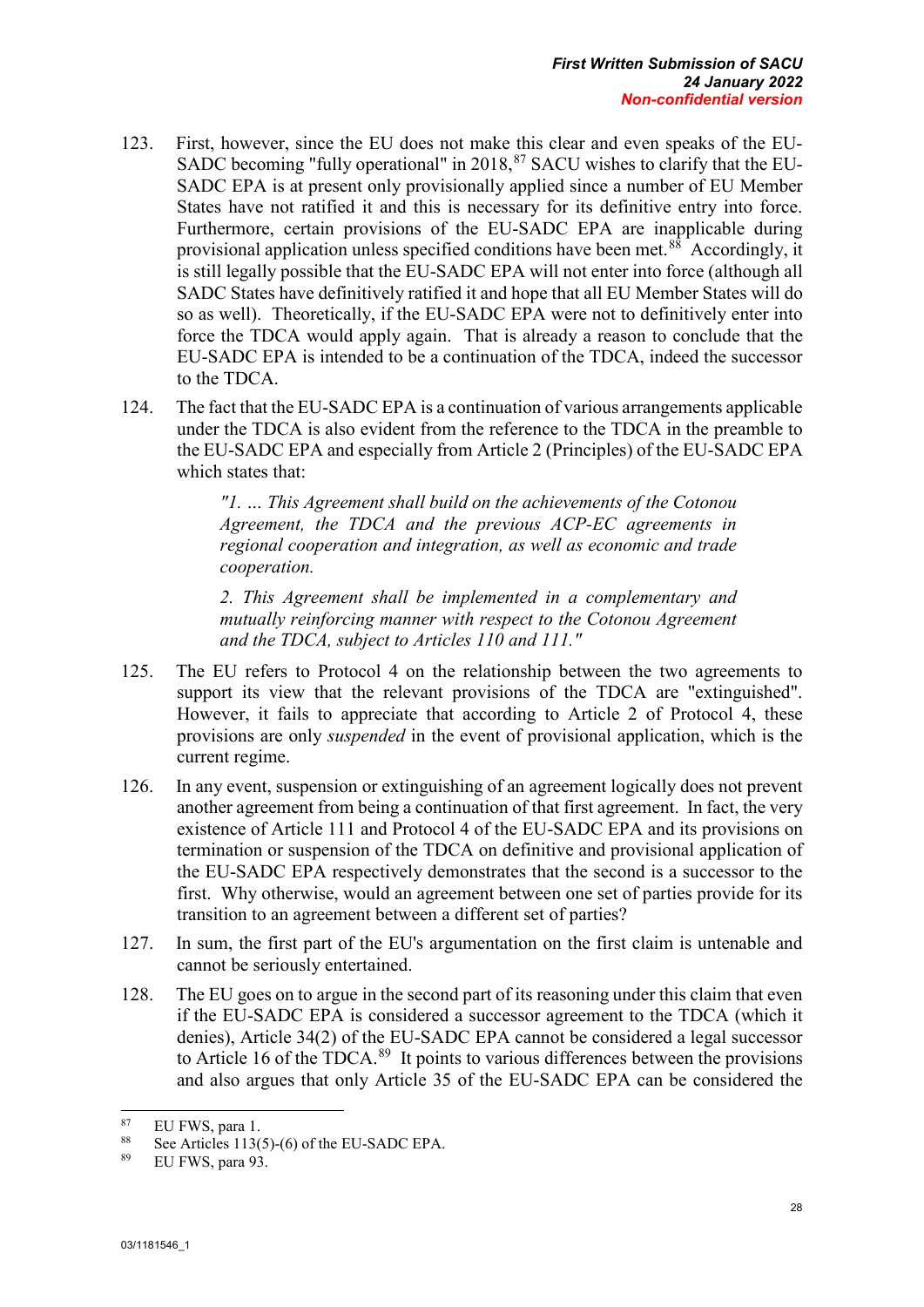123. First, however, since the EU does not make this clear and even speaks of the EU-SADC becoming "fully operational" in 2018,[87] SACU wishes to clarify that the EU-SADC EPA is at present only provisionally applied since a number of EU Member States have not ratified it and this is necessary for its definitive entry into force. Furthermore, certain provisions of the EU-SADC EPA are inapplicable during provisional application unless specified conditions have been met.[88] Accordingly, it is still legally possible that the EU-SADC EPA will not enter into force (although all SADC States have definitively ratified it and hope that all EU Member States will do so as well). Theoretically, if the EU-SADC EPA were not to definitively enter into force the TDCA would apply again. That is already a reason to conclude that the EU-SADC EPA is intended to be a continuation of the TDCA, indeed the successor to the TDCA.

124. The fact that the EU-SADC EPA is a continuation of various arrangements applicable under the TDCA is also evident from the reference to the TDCA in the preamble to the EU-SADC EPA and especially from Article 2 (Principles) of the EU-SADC EPA which states that:

> *"1. ... This Agreement shall build on the achievements of the Cotonou Agreement, the TDCA and the previous ACP-EC agreements in regional cooperation and integration, as well as economic and trade cooperation.*
>
> *2. This Agreement shall be implemented in a complementary and mutually reinforcing manner with respect to the Cotonou Agreement and the TDCA, subject to Articles 110 and 111."*

125. The EU refers to Protocol 4 on the relationship between the two agreements to support its view that the relevant provisions of the TDCA are "extinguished". However, it fails to appreciate that according to Article 2 of Protocol 4, these provisions are only *suspended* in the event of provisional application, which is the current regime.

126. In any event, suspension or extinguishing of an agreement logically does not prevent another agreement from being a continuation of that first agreement. In fact, the very existence of Article 111 and Protocol 4 of the EU-SADC EPA and its provisions on termination or suspension of the TDCA on definitive and provisional application of the EU-SADC EPA respectively demonstrates that the second is a successor to the first. Why otherwise, would an agreement between one set of parties provide for its transition to an agreement between a different set of parties?

127. In sum, the first part of the EU's argumentation on the first claim is untenable and cannot be seriously entertained.

128. The EU goes on to argue in the second part of its reasoning under this claim that even if the EU-SADC EPA is considered a successor agreement to the TDCA (which it denies), Article 34(2) of the EU-SADC EPA cannot be considered a legal successor to Article 16 of the TDCA.[89] It points to various differences between the provisions and also argues that only Article 35 of the EU-SADC EPA can be considered the

---

[87] EU FWS, para 1.

[88] See Articles 113(5)-(6) of the EU-SADC EPA.

[89] EU FWS, para 93.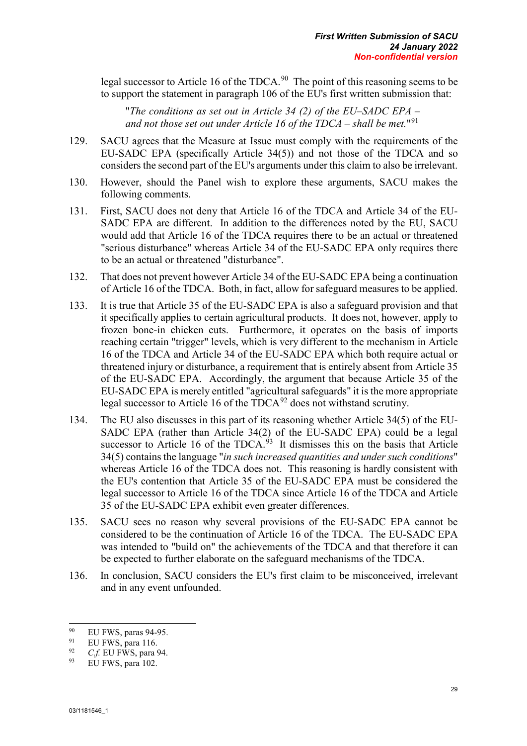legal successor to Article 16 of the TDCA.[90] The point of this reasoning seems to be to support the statement in paragraph 106 of the EU's first written submission that:

> "*The conditions as set out in Article 34 (2) of the EU–SADC EPA – and not those set out under Article 16 of the TDCA – shall be met.*"[91]

129. SACU agrees that the Measure at Issue must comply with the requirements of the EU-SADC EPA (specifically Article 34(5)) and not those of the TDCA and so considers the second part of the EU's arguments under this claim to also be irrelevant.

130. However, should the Panel wish to explore these arguments, SACU makes the following comments.

131. First, SACU does not deny that Article 16 of the TDCA and Article 34 of the EU-SADC EPA are different. In addition to the differences noted by the EU, SACU would add that Article 16 of the TDCA requires there to be an actual or threatened "serious disturbance" whereas Article 34 of the EU-SADC EPA only requires there to be an actual or threatened "disturbance".

132. That does not prevent however Article 34 of the EU-SADC EPA being a continuation of Article 16 of the TDCA. Both, in fact, allow for safeguard measures to be applied.

133. It is true that Article 35 of the EU-SADC EPA is also a safeguard provision and that it specifically applies to certain agricultural products. It does not, however, apply to frozen bone-in chicken cuts. Furthermore, it operates on the basis of imports reaching certain "trigger" levels, which is very different to the mechanism in Article 16 of the TDCA and Article 34 of the EU-SADC EPA which both require actual or threatened injury or disturbance, a requirement that is entirely absent from Article 35 of the EU-SADC EPA. Accordingly, the argument that because Article 35 of the EU-SADC EPA is merely entitled "agricultural safeguards" it is the more appropriate legal successor to Article 16 of the TDCA[92] does not withstand scrutiny.

134. The EU also discusses in this part of its reasoning whether Article 34(5) of the EU-SADC EPA (rather than Article 34(2) of the EU-SADC EPA) could be a legal successor to Article 16 of the TDCA.[93] It dismisses this on the basis that Article 34(5) contains the language "*in such increased quantities and under such conditions*" whereas Article 16 of the TDCA does not. This reasoning is hardly consistent with the EU's contention that Article 35 of the EU-SADC EPA must be considered the legal successor to Article 16 of the TDCA since Article 16 of the TDCA and Article 35 of the EU-SADC EPA exhibit even greater differences.

135. SACU sees no reason why several provisions of the EU-SADC EPA cannot be considered to be the continuation of Article 16 of the TDCA. The EU-SADC EPA was intended to "build on" the achievements of the TDCA and that therefore it can be expected to further elaborate on the safeguard mechanisms of the TDCA.

136. In conclusion, SACU considers the EU's first claim to be misconceived, irrelevant and in any event unfounded.

---

[90] EU FWS, paras 94-95.

[91] EU FWS, para 116.

[92] *C.f.* EU FWS, para 94.

[93] EU FWS, para 102.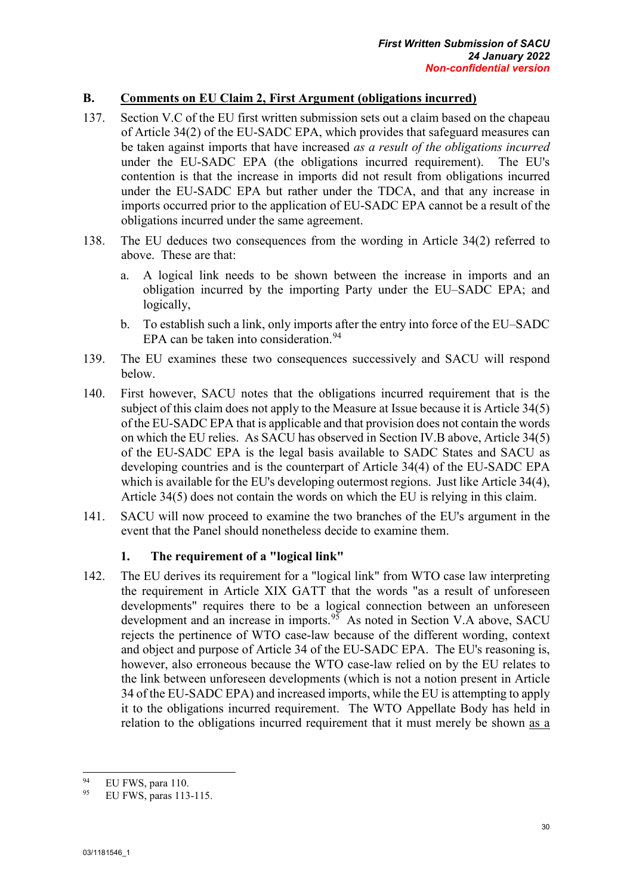## B. Comments on EU Claim 2, First Argument (obligations incurred)

137. Section V.C of the EU first written submission sets out a claim based on the chapeau of Article 34(2) of the EU-SADC EPA, which provides that safeguard measures can be taken against imports that have increased *as a result of the obligations incurred* under the EU-SADC EPA (the obligations incurred requirement). The EU's contention is that the increase in imports did not result from obligations incurred under the EU-SADC EPA but rather under the TDCA, and that any increase in imports occurred prior to the application of EU-SADC EPA cannot be a result of the obligations incurred under the same agreement.

138. The EU deduces two consequences from the wording in Article 34(2) referred to above. These are that:

    a. A logical link needs to be shown between the increase in imports and an obligation incurred by the importing Party under the EU–SADC EPA; and logically,

    b. To establish such a link, only imports after the entry into force of the EU–SADC EPA can be taken into consideration.[94]

139. The EU examines these two consequences successively and SACU will respond below.

140. First however, SACU notes that the obligations incurred requirement that is the subject of this claim does not apply to the Measure at Issue because it is Article 34(5) of the EU-SADC EPA that is applicable and that provision does not contain the words on which the EU relies. As SACU has observed in Section IV.B above, Article 34(5) of the EU-SADC EPA is the legal basis available to SADC States and SACU as developing countries and is the counterpart of Article 34(4) of the EU-SADC EPA which is available for the EU's developing outermost regions. Just like Article 34(4), Article 34(5) does not contain the words on which the EU is relying in this claim.

141. SACU will now proceed to examine the two branches of the EU's argument in the event that the Panel should nonetheless decide to examine them.

### 1. The requirement of a "logical link"

142. The EU derives its requirement for a "logical link" from WTO case law interpreting the requirement in Article XIX GATT that the words "as a result of unforeseen developments" requires there to be a logical connection between an unforeseen development and an increase in imports.[95] As noted in Section V.A above, SACU rejects the pertinence of WTO case-law because of the different wording, context and object and purpose of Article 34 of the EU-SADC EPA. The EU's reasoning is, however, also erroneous because the WTO case-law relied on by the EU relates to the link between unforeseen developments (which is not a notion present in Article 34 of the EU-SADC EPA) and increased imports, while the EU is attempting to apply it to the obligations incurred requirement. The WTO Appellate Body has held in relation to the obligations incurred requirement that it must merely be shown <u>as a</u>

---

[94] EU FWS, para 110.

[95] EU FWS, paras 113-115.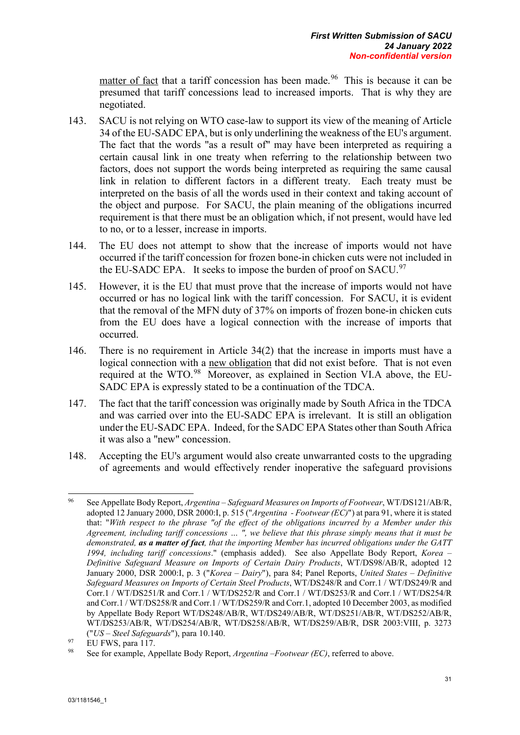matter of fact that a tariff concession has been made.[96] This is because it can be presumed that tariff concessions lead to increased imports. That is why they are negotiated.

143. SACU is not relying on WTO case-law to support its view of the meaning of Article 34 of the EU-SADC EPA, but is only underlining the weakness of the EU's argument. The fact that the words "as a result of" may have been interpreted as requiring a certain causal link in one treaty when referring to the relationship between two factors, does not support the words being interpreted as requiring the same causal link in relation to different factors in a different treaty. Each treaty must be interpreted on the basis of all the words used in their context and taking account of the object and purpose. For SACU, the plain meaning of the obligations incurred requirement is that there must be an obligation which, if not present, would have led to no, or to a lesser, increase in imports.

144. The EU does not attempt to show that the increase of imports would not have occurred if the tariff concession for frozen bone-in chicken cuts were not included in the EU-SADC EPA. It seeks to impose the burden of proof on SACU.[97]

145. However, it is the EU that must prove that the increase of imports would not have occurred or has no logical link with the tariff concession. For SACU, it is evident that the removal of the MFN duty of 37% on imports of frozen bone-in chicken cuts from the EU does have a logical connection with the increase of imports that occurred.

146. There is no requirement in Article 34(2) that the increase in imports must have a logical connection with a new obligation that did not exist before. That is not even required at the WTO.[98] Moreover, as explained in Section VI.A above, the EU-SADC EPA is expressly stated to be a continuation of the TDCA.

147. The fact that the tariff concession was originally made by South Africa in the TDCA and was carried over into the EU-SADC EPA is irrelevant. It is still an obligation under the EU-SADC EPA. Indeed, for the SADC EPA States other than South Africa it was also a "new" concession.

148. Accepting the EU's argument would also create unwarranted costs to the upgrading of agreements and would effectively render inoperative the safeguard provisions

---

[96] See Appellate Body Report, *Argentina – Safeguard Measures on Imports of Footwear*, WT/DS121/AB/R, adopted 12 January 2000, DSR 2000:I, p. 515 ("*Argentina - Footwear (EC)*") at para 91, where it is stated that: "*With respect to the phrase "of the effect of the obligations incurred by a Member under this Agreement, including tariff concessions … ", we believe that this phrase simply means that it must be demonstrated, **as a matter of fact**, that the importing Member has incurred obligations under the GATT 1994, including tariff concessions*." (emphasis added). See also Appellate Body Report, *Korea – Definitive Safeguard Measure on Imports of Certain Dairy Products*, WT/DS98/AB/R, adopted 12 January 2000, DSR 2000:I, p. 3 ("*Korea – Dairy*"), para 84; Panel Reports, *United States – Definitive Safeguard Measures on Imports of Certain Steel Products*, WT/DS248/R and Corr.1 / WT/DS249/R and Corr.1 / WT/DS251/R and Corr.1 / WT/DS252/R and Corr.1 / WT/DS253/R and Corr.1 / WT/DS254/R and Corr.1 / WT/DS258/R and Corr.1 / WT/DS259/R and Corr.1, adopted 10 December 2003, as modified by Appellate Body Report WT/DS248/AB/R, WT/DS249/AB/R, WT/DS251/AB/R, WT/DS252/AB/R, WT/DS253/AB/R, WT/DS254/AB/R, WT/DS258/AB/R, WT/DS259/AB/R, DSR 2003:VIII, p. 3273 ("*US – Steel Safeguards*"), para 10.140.

[97] EU FWS, para 117.

[98] See for example, Appellate Body Report, *Argentina –Footwear (EC)*, referred to above.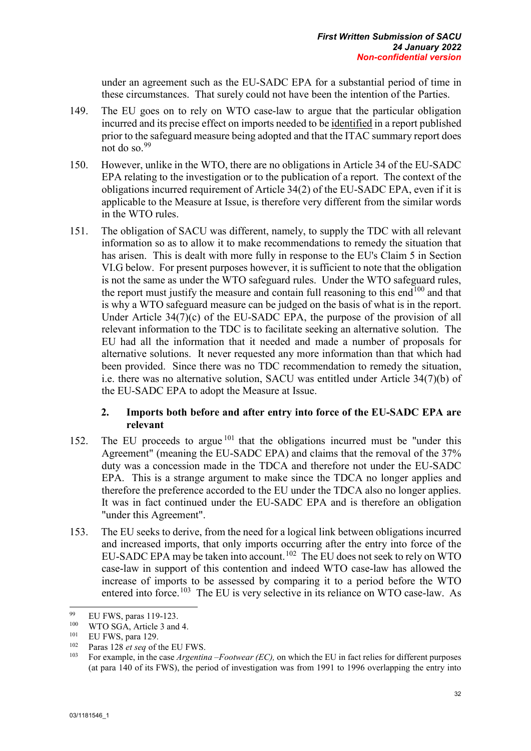under an agreement such as the EU-SADC EPA for a substantial period of time in these circumstances. That surely could not have been the intention of the Parties.

149. The EU goes on to rely on WTO case-law to argue that the particular obligation incurred and its precise effect on imports needed to be identified in a report published prior to the safeguard measure being adopted and that the ITAC summary report does not do so.[99]

150. However, unlike in the WTO, there are no obligations in Article 34 of the EU-SADC EPA relating to the investigation or to the publication of a report. The context of the obligations incurred requirement of Article 34(2) of the EU-SADC EPA, even if it is applicable to the Measure at Issue, is therefore very different from the similar words in the WTO rules.

151. The obligation of SACU was different, namely, to supply the TDC with all relevant information so as to allow it to make recommendations to remedy the situation that has arisen. This is dealt with more fully in response to the EU's Claim 5 in Section VI.G below. For present purposes however, it is sufficient to note that the obligation is not the same as under the WTO safeguard rules. Under the WTO safeguard rules, the report must justify the measure and contain full reasoning to this end[100] and that is why a WTO safeguard measure can be judged on the basis of what is in the report. Under Article 34(7)(c) of the EU-SADC EPA, the purpose of the provision of all relevant information to the TDC is to facilitate seeking an alternative solution. The EU had all the information that it needed and made a number of proposals for alternative solutions. It never requested any more information than that which had been provided. Since there was no TDC recommendation to remedy the situation, i.e. there was no alternative solution, SACU was entitled under Article 34(7)(b) of the EU-SADC EPA to adopt the Measure at Issue.

### 2. Imports both before and after entry into force of the EU-SADC EPA are relevant

152. The EU proceeds to argue[101] that the obligations incurred must be "under this Agreement" (meaning the EU-SADC EPA) and claims that the removal of the 37% duty was a concession made in the TDCA and therefore not under the EU-SADC EPA. This is a strange argument to make since the TDCA no longer applies and therefore the preference accorded to the EU under the TDCA also no longer applies. It was in fact continued under the EU-SADC EPA and is therefore an obligation "under this Agreement".

153. The EU seeks to derive, from the need for a logical link between obligations incurred and increased imports, that only imports occurring after the entry into force of the EU-SADC EPA may be taken into account.[102] The EU does not seek to rely on WTO case-law in support of this contention and indeed WTO case-law has allowed the increase of imports to be assessed by comparing it to a period before the WTO entered into force.[103] The EU is very selective in its reliance on WTO case-law. As

---

[99] EU FWS, paras 119-123.

[100] WTO SGA, Article 3 and 4.

[101] EU FWS, para 129.

[102] Paras 128 *et seq* of the EU FWS.

[103] For example, in the case *Argentina –Footwear (EC),* on which the EU in fact relies for different purposes (at para 140 of its FWS), the period of investigation was from 1991 to 1996 overlapping the entry into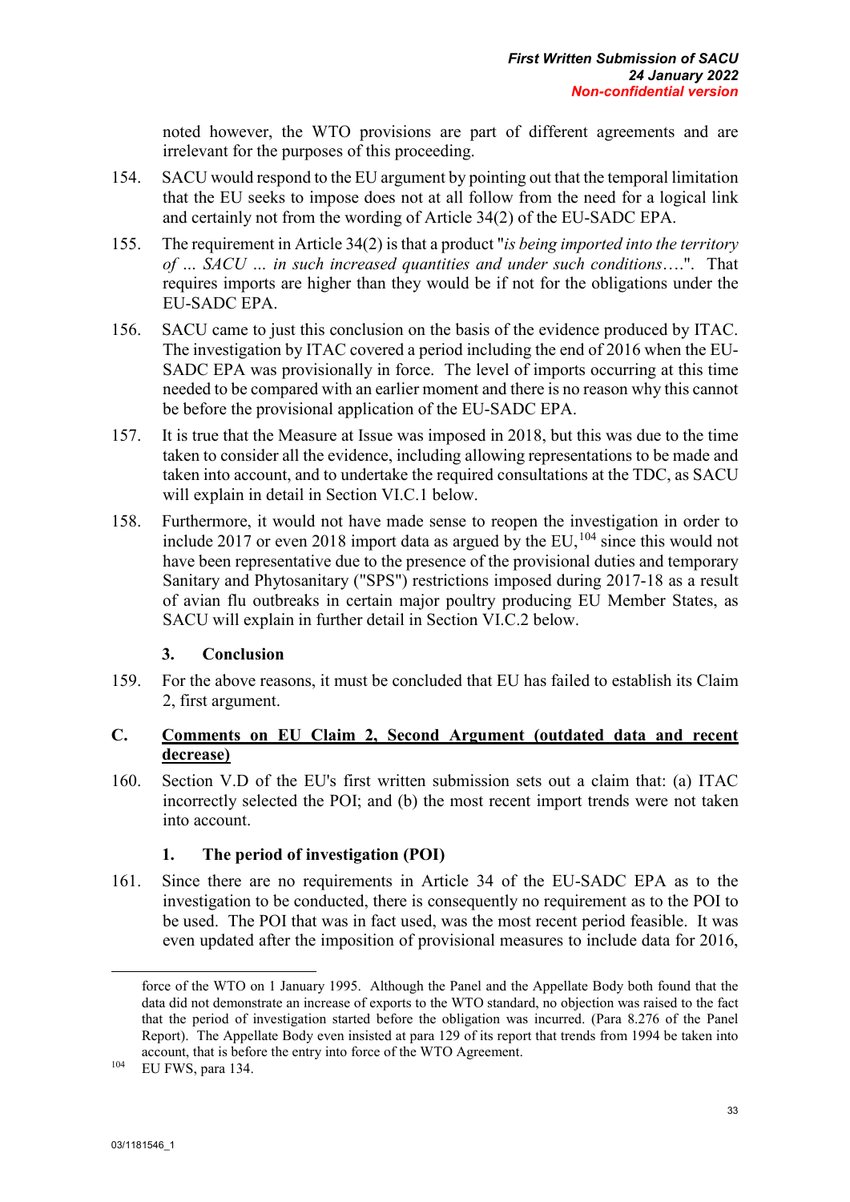noted however, the WTO provisions are part of different agreements and are irrelevant for the purposes of this proceeding.

154. SACU would respond to the EU argument by pointing out that the temporal limitation that the EU seeks to impose does not at all follow from the need for a logical link and certainly not from the wording of Article 34(2) of the EU-SADC EPA.

155. The requirement in Article 34(2) is that a product "*is being imported into the territory of … SACU … in such increased quantities and under such conditions*….". That requires imports are higher than they would be if not for the obligations under the EU-SADC EPA.

156. SACU came to just this conclusion on the basis of the evidence produced by ITAC. The investigation by ITAC covered a period including the end of 2016 when the EU-SADC EPA was provisionally in force. The level of imports occurring at this time needed to be compared with an earlier moment and there is no reason why this cannot be before the provisional application of the EU-SADC EPA.

157. It is true that the Measure at Issue was imposed in 2018, but this was due to the time taken to consider all the evidence, including allowing representations to be made and taken into account, and to undertake the required consultations at the TDC, as SACU will explain in detail in Section VI.C.1 below.

158. Furthermore, it would not have made sense to reopen the investigation in order to include 2017 or even 2018 import data as argued by the EU,[104] since this would not have been representative due to the presence of the provisional duties and temporary Sanitary and Phytosanitary ("SPS") restrictions imposed during 2017-18 as a result of avian flu outbreaks in certain major poultry producing EU Member States, as SACU will explain in further detail in Section VI.C.2 below.

### 3. Conclusion

159. For the above reasons, it must be concluded that EU has failed to establish its Claim 2, first argument.

## C. Comments on EU Claim 2, Second Argument (outdated data and recent decrease)

160. Section V.D of the EU's first written submission sets out a claim that: (a) ITAC incorrectly selected the POI; and (b) the most recent import trends were not taken into account.

### 1. The period of investigation (POI)

161. Since there are no requirements in Article 34 of the EU-SADC EPA as to the investigation to be conducted, there is consequently no requirement as to the POI to be used. The POI that was in fact used, was the most recent period feasible. It was even updated after the imposition of provisional measures to include data for 2016,

---

force of the WTO on 1 January 1995. Although the Panel and the Appellate Body both found that the data did not demonstrate an increase of exports to the WTO standard, no objection was raised to the fact that the period of investigation started before the obligation was incurred. (Para 8.276 of the Panel Report). The Appellate Body even insisted at para 129 of its report that trends from 1994 be taken into account, that is before the entry into force of the WTO Agreement.

[104] EU FWS, para 134.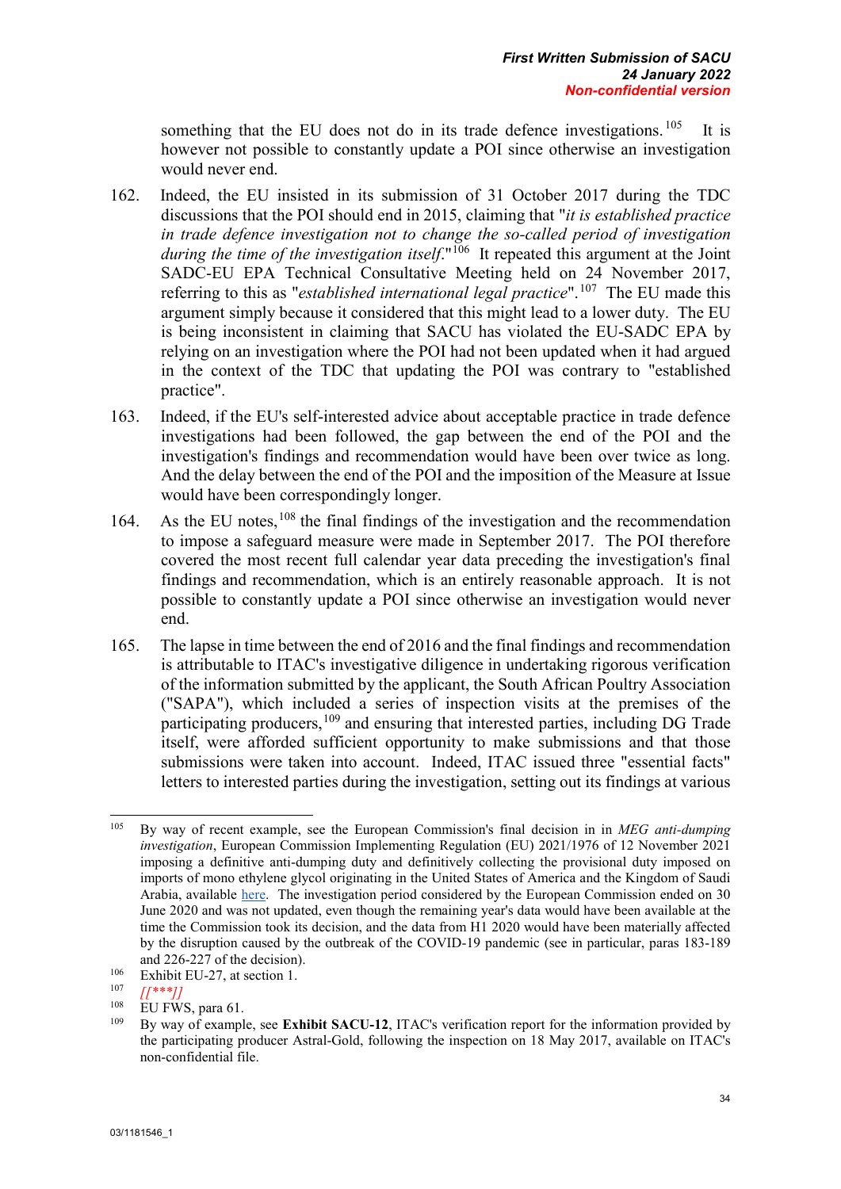something that the EU does not do in its trade defence investigations.[105] It is however not possible to constantly update a POI since otherwise an investigation would never end.

162. Indeed, the EU insisted in its submission of 31 October 2017 during the TDC discussions that the POI should end in 2015, claiming that "*it is established practice in trade defence investigation not to change the so-called period of investigation during the time of the investigation itself*."[106] It repeated this argument at the Joint SADC-EU EPA Technical Consultative Meeting held on 24 November 2017, referring to this as "*established international legal practice*".[107] The EU made this argument simply because it considered that this might lead to a lower duty. The EU is being inconsistent in claiming that SACU has violated the EU-SADC EPA by relying on an investigation where the POI had not been updated when it had argued in the context of the TDC that updating the POI was contrary to "established practice".

163. Indeed, if the EU's self-interested advice about acceptable practice in trade defence investigations had been followed, the gap between the end of the POI and the investigation's findings and recommendation would have been over twice as long. And the delay between the end of the POI and the imposition of the Measure at Issue would have been correspondingly longer.

164. As the EU notes,[108] the final findings of the investigation and the recommendation to impose a safeguard measure were made in September 2017. The POI therefore covered the most recent full calendar year data preceding the investigation's final findings and recommendation, which is an entirely reasonable approach. It is not possible to constantly update a POI since otherwise an investigation would never end.

165. The lapse in time between the end of 2016 and the final findings and recommendation is attributable to ITAC's investigative diligence in undertaking rigorous verification of the information submitted by the applicant, the South African Poultry Association ("SAPA"), which included a series of inspection visits at the premises of the participating producers,[109] and ensuring that interested parties, including DG Trade itself, were afforded sufficient opportunity to make submissions and that those submissions were taken into account. Indeed, ITAC issued three "essential facts" letters to interested parties during the investigation, setting out its findings at various

---

[105] By way of recent example, see the European Commission's final decision in in *MEG anti-dumping investigation*, European Commission Implementing Regulation (EU) 2021/1976 of 12 November 2021 imposing a definitive anti-dumping duty and definitively collecting the provisional duty imposed on imports of mono ethylene glycol originating in the United States of America and the Kingdom of Saudi Arabia, available here. The investigation period considered by the European Commission ended on 30 June 2020 and was not updated, even though the remaining year's data would have been available at the time the Commission took its decision, and the data from H1 2020 would have been materially affected by the disruption caused by the outbreak of the COVID-19 pandemic (see in particular, paras 183-189 and 226-227 of the decision).

[106] Exhibit EU-27, at section 1.

[107] *[[***]]*

[108] EU FWS, para 61.

[109] By way of example, see **Exhibit SACU-12**, ITAC's verification report for the information provided by the participating producer Astral-Gold, following the inspection on 18 May 2017, available on ITAC's non-confidential file.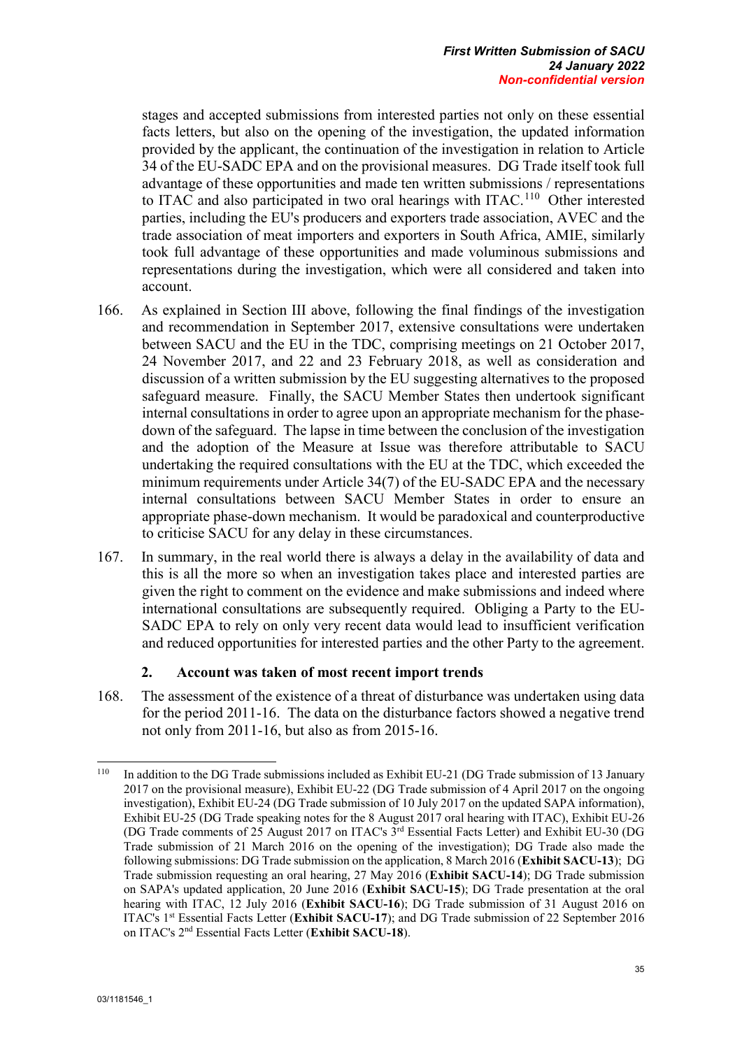stages and accepted submissions from interested parties not only on these essential facts letters, but also on the opening of the investigation, the updated information provided by the applicant, the continuation of the investigation in relation to Article 34 of the EU-SADC EPA and on the provisional measures. DG Trade itself took full advantage of these opportunities and made ten written submissions / representations to ITAC and also participated in two oral hearings with ITAC.[110] Other interested parties, including the EU's producers and exporters trade association, AVEC and the trade association of meat importers and exporters in South Africa, AMIE, similarly took full advantage of these opportunities and made voluminous submissions and representations during the investigation, which were all considered and taken into account.

166. As explained in Section III above, following the final findings of the investigation and recommendation in September 2017, extensive consultations were undertaken between SACU and the EU in the TDC, comprising meetings on 21 October 2017, 24 November 2017, and 22 and 23 February 2018, as well as consideration and discussion of a written submission by the EU suggesting alternatives to the proposed safeguard measure. Finally, the SACU Member States then undertook significant internal consultations in order to agree upon an appropriate mechanism for the phase-down of the safeguard. The lapse in time between the conclusion of the investigation and the adoption of the Measure at Issue was therefore attributable to SACU undertaking the required consultations with the EU at the TDC, which exceeded the minimum requirements under Article 34(7) of the EU-SADC EPA and the necessary internal consultations between SACU Member States in order to ensure an appropriate phase-down mechanism. It would be paradoxical and counterproductive to criticise SACU for any delay in these circumstances.

167. In summary, in the real world there is always a delay in the availability of data and this is all the more so when an investigation takes place and interested parties are given the right to comment on the evidence and make submissions and indeed where international consultations are subsequently required. Obliging a Party to the EU-SADC EPA to rely on only very recent data would lead to insufficient verification and reduced opportunities for interested parties and the other Party to the agreement.

### 2. Account was taken of most recent import trends

168. The assessment of the existence of a threat of disturbance was undertaken using data for the period 2011-16. The data on the disturbance factors showed a negative trend not only from 2011-16, but also as from 2015-16.

---

[110] In addition to the DG Trade submissions included as Exhibit EU-21 (DG Trade submission of 13 January 2017 on the provisional measure), Exhibit EU-22 (DG Trade submission of 4 April 2017 on the ongoing investigation), Exhibit EU-24 (DG Trade submission of 10 July 2017 on the updated SAPA information), Exhibit EU-25 (DG Trade speaking notes for the 8 August 2017 oral hearing with ITAC), Exhibit EU-26 (DG Trade comments of 25 August 2017 on ITAC's 3rd Essential Facts Letter) and Exhibit EU-30 (DG Trade submission of 21 March 2016 on the opening of the investigation); DG Trade also made the following submissions: DG Trade submission on the application, 8 March 2016 (**Exhibit SACU-13**); DG Trade submission requesting an oral hearing, 27 May 2016 (**Exhibit SACU-14**); DG Trade submission on SAPA's updated application, 20 June 2016 (**Exhibit SACU-15**); DG Trade presentation at the oral hearing with ITAC, 12 July 2016 (**Exhibit SACU-16**); DG Trade submission of 31 August 2016 on ITAC's 1st Essential Facts Letter (**Exhibit SACU-17**); and DG Trade submission of 22 September 2016 on ITAC's 2nd Essential Facts Letter (**Exhibit SACU-18**).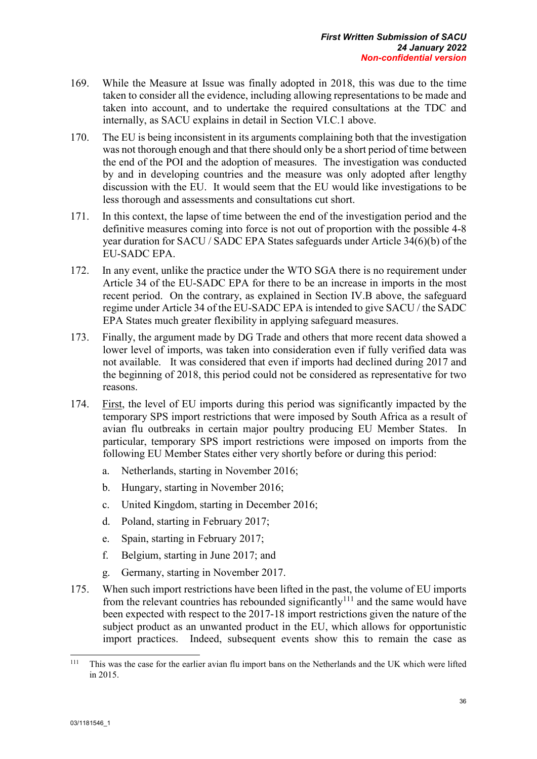169. While the Measure at Issue was finally adopted in 2018, this was due to the time taken to consider all the evidence, including allowing representations to be made and taken into account, and to undertake the required consultations at the TDC and internally, as SACU explains in detail in Section VI.C.1 above.

170. The EU is being inconsistent in its arguments complaining both that the investigation was not thorough enough and that there should only be a short period of time between the end of the POI and the adoption of measures. The investigation was conducted by and in developing countries and the measure was only adopted after lengthy discussion with the EU. It would seem that the EU would like investigations to be less thorough and assessments and consultations cut short.

171. In this context, the lapse of time between the end of the investigation period and the definitive measures coming into force is not out of proportion with the possible 4-8 year duration for SACU / SADC EPA States safeguards under Article 34(6)(b) of the EU-SADC EPA.

172. In any event, unlike the practice under the WTO SGA there is no requirement under Article 34 of the EU-SADC EPA for there to be an increase in imports in the most recent period. On the contrary, as explained in Section IV.B above, the safeguard regime under Article 34 of the EU-SADC EPA is intended to give SACU / the SADC EPA States much greater flexibility in applying safeguard measures.

173. Finally, the argument made by DG Trade and others that more recent data showed a lower level of imports, was taken into consideration even if fully verified data was not available. It was considered that even if imports had declined during 2017 and the beginning of 2018, this period could not be considered as representative for two reasons.

174. First, the level of EU imports during this period was significantly impacted by the temporary SPS import restrictions that were imposed by South Africa as a result of avian flu outbreaks in certain major poultry producing EU Member States. In particular, temporary SPS import restrictions were imposed on imports from the following EU Member States either very shortly before or during this period:

   a. Netherlands, starting in November 2016;

   b. Hungary, starting in November 2016;

   c. United Kingdom, starting in December 2016;

   d. Poland, starting in February 2017;

   e. Spain, starting in February 2017;

   f. Belgium, starting in June 2017; and

   g. Germany, starting in November 2017.

175. When such import restrictions have been lifted in the past, the volume of EU imports from the relevant countries has rebounded significantly[111] and the same would have been expected with respect to the 2017-18 import restrictions given the nature of the subject product as an unwanted product in the EU, which allows for opportunistic import practices. Indeed, subsequent events show this to remain the case as

[111] This was the case for the earlier avian flu import bans on the Netherlands and the UK which were lifted in 2015.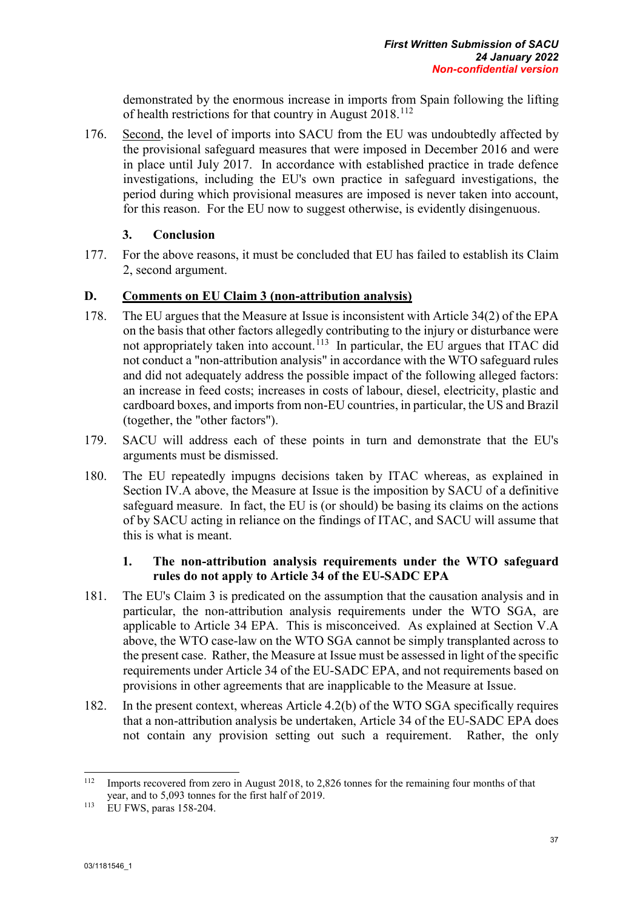demonstrated by the enormous increase in imports from Spain following the lifting of health restrictions for that country in August 2018.[112]

176. Second, the level of imports into SACU from the EU was undoubtedly affected by the provisional safeguard measures that were imposed in December 2016 and were in place until July 2017. In accordance with established practice in trade defence investigations, including the EU's own practice in safeguard investigations, the period during which provisional measures are imposed is never taken into account, for this reason. For the EU now to suggest otherwise, is evidently disingenuous.

### 3. Conclusion

177. For the above reasons, it must be concluded that EU has failed to establish its Claim 2, second argument.

## D. Comments on EU Claim 3 (non-attribution analysis)

178. The EU argues that the Measure at Issue is inconsistent with Article 34(2) of the EPA on the basis that other factors allegedly contributing to the injury or disturbance were not appropriately taken into account.[113] In particular, the EU argues that ITAC did not conduct a "non-attribution analysis" in accordance with the WTO safeguard rules and did not adequately address the possible impact of the following alleged factors: an increase in feed costs; increases in costs of labour, diesel, electricity, plastic and cardboard boxes, and imports from non-EU countries, in particular, the US and Brazil (together, the "other factors").

179. SACU will address each of these points in turn and demonstrate that the EU's arguments must be dismissed.

180. The EU repeatedly impugns decisions taken by ITAC whereas, as explained in Section IV.A above, the Measure at Issue is the imposition by SACU of a definitive safeguard measure. In fact, the EU is (or should) be basing its claims on the actions of by SACU acting in reliance on the findings of ITAC, and SACU will assume that this is what is meant.

### 1. The non-attribution analysis requirements under the WTO safeguard rules do not apply to Article 34 of the EU-SADC EPA

181. The EU's Claim 3 is predicated on the assumption that the causation analysis and in particular, the non-attribution analysis requirements under the WTO SGA, are applicable to Article 34 EPA. This is misconceived. As explained at Section V.A above, the WTO case-law on the WTO SGA cannot be simply transplanted across to the present case. Rather, the Measure at Issue must be assessed in light of the specific requirements under Article 34 of the EU-SADC EPA, and not requirements based on provisions in other agreements that are inapplicable to the Measure at Issue.

182. In the present context, whereas Article 4.2(b) of the WTO SGA specifically requires that a non-attribution analysis be undertaken, Article 34 of the EU-SADC EPA does not contain any provision setting out such a requirement. Rather, the only

---

[112] Imports recovered from zero in August 2018, to 2,826 tonnes for the remaining four months of that year, and to 5,093 tonnes for the first half of 2019.

[113] EU FWS, paras 158-204.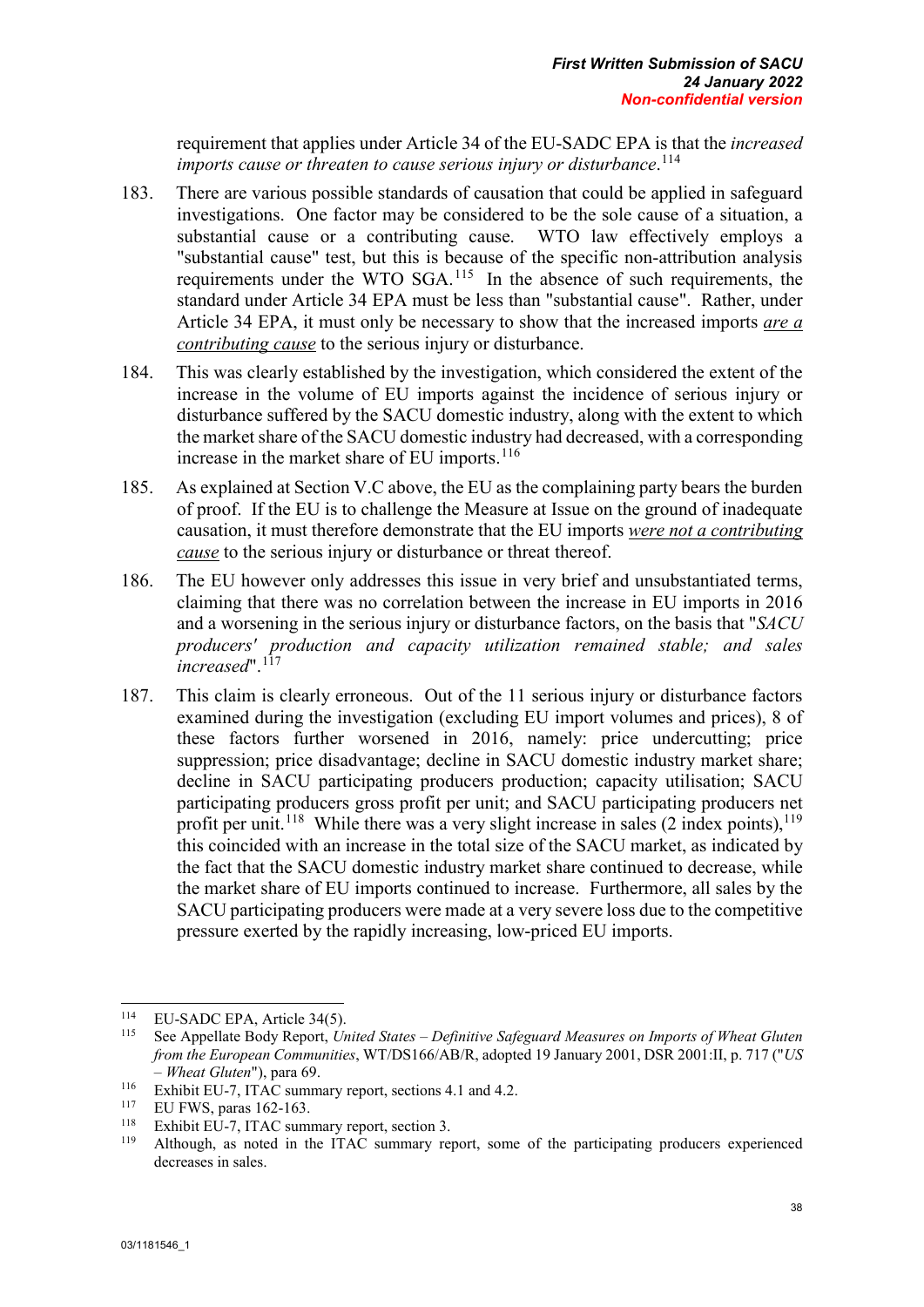requirement that applies under Article 34 of the EU-SADC EPA is that the *increased imports cause or threaten to cause serious injury or disturbance*.[114]

183. There are various possible standards of causation that could be applied in safeguard investigations. One factor may be considered to be the sole cause of a situation, a substantial cause or a contributing cause. WTO law effectively employs a "substantial cause" test, but this is because of the specific non-attribution analysis requirements under the WTO SGA.[115] In the absence of such requirements, the standard under Article 34 EPA must be less than "substantial cause". Rather, under Article 34 EPA, it must only be necessary to show that the increased imports ***are a contributing cause*** to the serious injury or disturbance.

184. This was clearly established by the investigation, which considered the extent of the increase in the volume of EU imports against the incidence of serious injury or disturbance suffered by the SACU domestic industry, along with the extent to which the market share of the SACU domestic industry had decreased, with a corresponding increase in the market share of EU imports.[116]

185. As explained at Section V.C above, the EU as the complaining party bears the burden of proof. If the EU is to challenge the Measure at Issue on the ground of inadequate causation, it must therefore demonstrate that the EU imports ***were not a contributing cause*** to the serious injury or disturbance or threat thereof.

186. The EU however only addresses this issue in very brief and unsubstantiated terms, claiming that there was no correlation between the increase in EU imports in 2016 and a worsening in the serious injury or disturbance factors, on the basis that "*SACU producers' production and capacity utilization remained stable; and sales increased*".[117]

187. This claim is clearly erroneous. Out of the 11 serious injury or disturbance factors examined during the investigation (excluding EU import volumes and prices), 8 of these factors further worsened in 2016, namely: price undercutting; price suppression; price disadvantage; decline in SACU domestic industry market share; decline in SACU participating producers production; capacity utilisation; SACU participating producers gross profit per unit; and SACU participating producers net profit per unit.[118] While there was a very slight increase in sales (2 index points),[119] this coincided with an increase in the total size of the SACU market, as indicated by the fact that the SACU domestic industry market share continued to decrease, while the market share of EU imports continued to increase. Furthermore, all sales by the SACU participating producers were made at a very severe loss due to the competitive pressure exerted by the rapidly increasing, low-priced EU imports.

---

[114] EU-SADC EPA, Article 34(5).

[115] See Appellate Body Report, *United States – Definitive Safeguard Measures on Imports of Wheat Gluten from the European Communities*, WT/DS166/AB/R, adopted 19 January 2001, DSR 2001:II, p. 717 ("*US – Wheat Gluten*"), para 69.

[116] Exhibit EU-7, ITAC summary report, sections 4.1 and 4.2.

[117] EU FWS, paras 162-163.

[118] Exhibit EU-7, ITAC summary report, section 3.

[119] Although, as noted in the ITAC summary report, some of the participating producers experienced decreases in sales.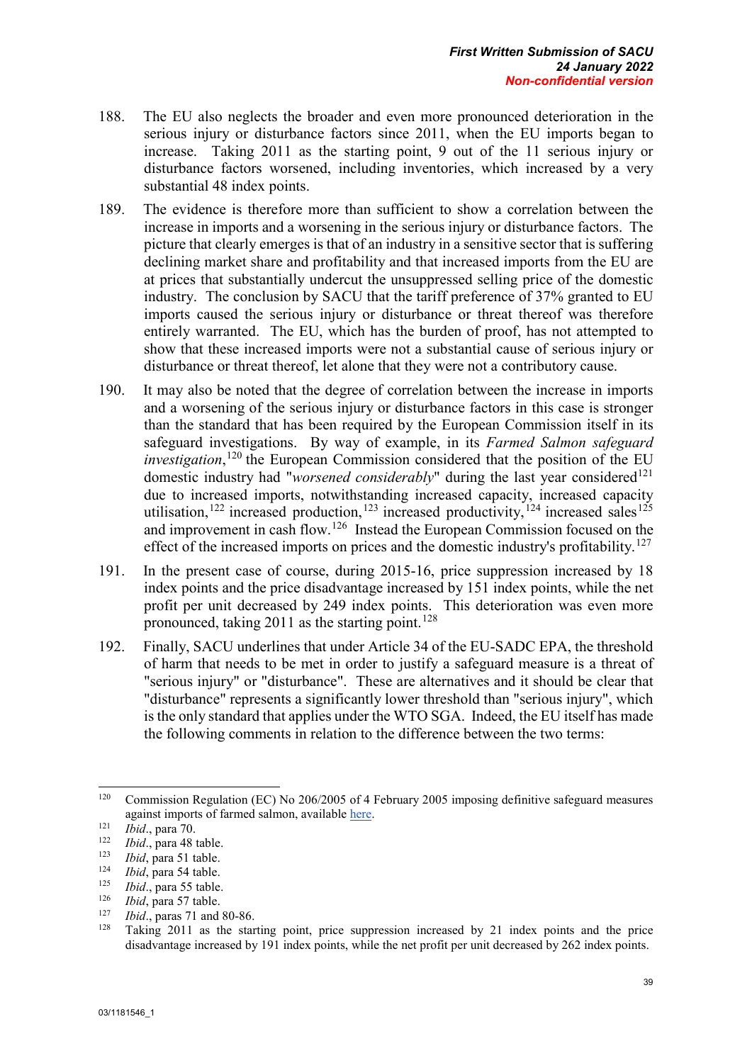188. The EU also neglects the broader and even more pronounced deterioration in the serious injury or disturbance factors since 2011, when the EU imports began to increase. Taking 2011 as the starting point, 9 out of the 11 serious injury or disturbance factors worsened, including inventories, which increased by a very substantial 48 index points.

189. The evidence is therefore more than sufficient to show a correlation between the increase in imports and a worsening in the serious injury or disturbance factors. The picture that clearly emerges is that of an industry in a sensitive sector that is suffering declining market share and profitability and that increased imports from the EU are at prices that substantially undercut the unsuppressed selling price of the domestic industry. The conclusion by SACU that the tariff preference of 37% granted to EU imports caused the serious injury or disturbance or threat thereof was therefore entirely warranted. The EU, which has the burden of proof, has not attempted to show that these increased imports were not a substantial cause of serious injury or disturbance or threat thereof, let alone that they were not a contributory cause.

190. It may also be noted that the degree of correlation between the increase in imports and a worsening of the serious injury or disturbance factors in this case is stronger than the standard that has been required by the European Commission itself in its safeguard investigations. By way of example, in its *Farmed Salmon safeguard investigation*,[120] the European Commission considered that the position of the EU domestic industry had "*worsened considerably*" during the last year considered[121] due to increased imports, notwithstanding increased capacity, increased capacity utilisation,[122] increased production,[123] increased productivity,[124] increased sales[125] and improvement in cash flow.[126] Instead the European Commission focused on the effect of the increased imports on prices and the domestic industry's profitability.[127]

191. In the present case of course, during 2015-16, price suppression increased by 18 index points and the price disadvantage increased by 151 index points, while the net profit per unit decreased by 249 index points. This deterioration was even more pronounced, taking 2011 as the starting point.[128]

192. Finally, SACU underlines that under Article 34 of the EU-SADC EPA, the threshold of harm that needs to be met in order to justify a safeguard measure is a threat of "serious injury" or "disturbance". These are alternatives and it should be clear that "disturbance" represents a significantly lower threshold than "serious injury", which is the only standard that applies under the WTO SGA. Indeed, the EU itself has made the following comments in relation to the difference between the two terms:

---

[120] Commission Regulation (EC) No 206/2005 of 4 February 2005 imposing definitive safeguard measures against imports of farmed salmon, available here.

[121] *Ibid*., para 70.

[122] *Ibid*., para 48 table.

[123] *Ibid*, para 51 table.

[124] *Ibid*, para 54 table.

[125] *Ibid*., para 55 table.

[126] *Ibid*, para 57 table.

[127] *Ibid*., paras 71 and 80-86.

[128] Taking 2011 as the starting point, price suppression increased by 21 index points and the price disadvantage increased by 191 index points, while the net profit per unit decreased by 262 index points.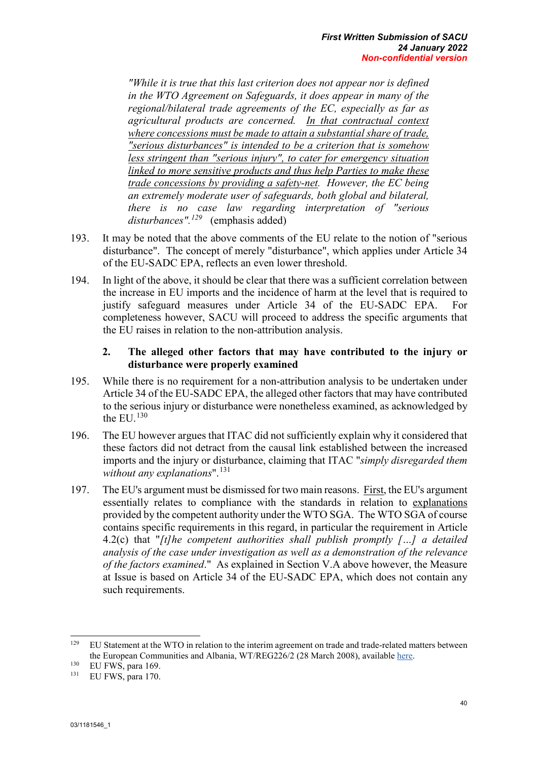> *"While it is true that this last criterion does not appear nor is defined in the WTO Agreement on Safeguards, it does appear in many of the regional/bilateral trade agreements of the EC, especially as far as agricultural products are concerned. In that contractual context where concessions must be made to attain a substantial share of trade, "serious disturbances" is intended to be a criterion that is somehow less stringent than "serious injury", to cater for emergency situation linked to more sensitive products and thus help Parties to make these trade concessions by providing a safety-net. However, the EC being an extremely moderate user of safeguards, both global and bilateral, there is no case law regarding interpretation of "serious disturbances".*[129] (emphasis added)

193. It may be noted that the above comments of the EU relate to the notion of "serious disturbance". The concept of merely "disturbance", which applies under Article 34 of the EU-SADC EPA, reflects an even lower threshold.

194. In light of the above, it should be clear that there was a sufficient correlation between the increase in EU imports and the incidence of harm at the level that is required to justify safeguard measures under Article 34 of the EU-SADC EPA. For completeness however, SACU will proceed to address the specific arguments that the EU raises in relation to the non-attribution analysis.

### 2. The alleged other factors that may have contributed to the injury or disturbance were properly examined

195. While there is no requirement for a non-attribution analysis to be undertaken under Article 34 of the EU-SADC EPA, the alleged other factors that may have contributed to the serious injury or disturbance were nonetheless examined, as acknowledged by the EU.[130]

196. The EU however argues that ITAC did not sufficiently explain why it considered that these factors did not detract from the causal link established between the increased imports and the injury or disturbance, claiming that ITAC "*simply disregarded them without any explanations*".[131]

197. The EU's argument must be dismissed for two main reasons. First, the EU's argument essentially relates to compliance with the standards in relation to explanations provided by the competent authority under the WTO SGA. The WTO SGA of course contains specific requirements in this regard, in particular the requirement in Article 4.2(c) that "*[t]he competent authorities shall publish promptly [...] a detailed analysis of the case under investigation as well as a demonstration of the relevance of the factors examined*." As explained in Section V.A above however, the Measure at Issue is based on Article 34 of the EU-SADC EPA, which does not contain any such requirements.

---

[129] EU Statement at the WTO in relation to the interim agreement on trade and trade-related matters between the European Communities and Albania, WT/REG226/2 (28 March 2008), available here.

[130] EU FWS, para 169.

[131] EU FWS, para 170.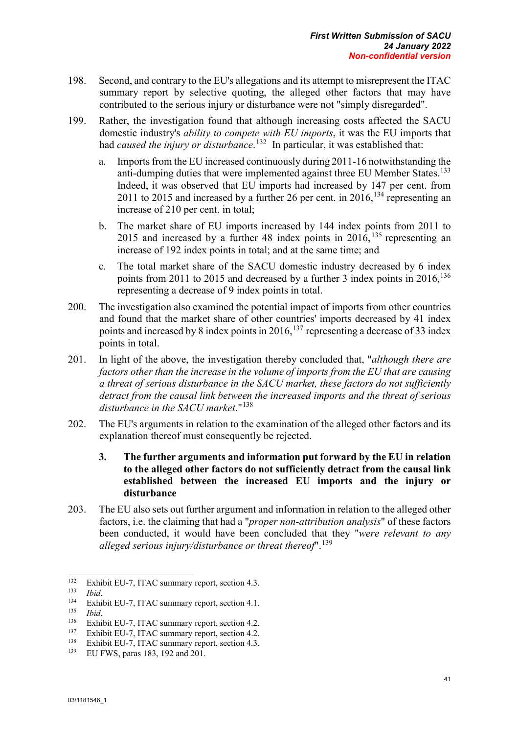198. <u>Second</u>, and contrary to the EU's allegations and its attempt to misrepresent the ITAC summary report by selective quoting, the alleged other factors that may have contributed to the serious injury or disturbance were not "simply disregarded".

199. Rather, the investigation found that although increasing costs affected the SACU domestic industry's *ability to compete with EU imports*, it was the EU imports that had *caused the injury or disturbance*.[132] In particular, it was established that:

   a. Imports from the EU increased continuously during 2011-16 notwithstanding the anti-dumping duties that were implemented against three EU Member States.[133] Indeed, it was observed that EU imports had increased by 147 per cent. from 2011 to 2015 and increased by a further 26 per cent. in 2016,[134] representing an increase of 210 per cent. in total;

   b. The market share of EU imports increased by 144 index points from 2011 to 2015 and increased by a further 48 index points in 2016,[135] representing an increase of 192 index points in total; and at the same time; and

   c. The total market share of the SACU domestic industry decreased by 6 index points from 2011 to 2015 and decreased by a further 3 index points in 2016,[136] representing a decrease of 9 index points in total.

200. The investigation also examined the potential impact of imports from other countries and found that the market share of other countries' imports decreased by 41 index points and increased by 8 index points in 2016,[137] representing a decrease of 33 index points in total.

201. In light of the above, the investigation thereby concluded that, "*although there are factors other than the increase in the volume of imports from the EU that are causing a threat of serious disturbance in the SACU market, these factors do not sufficiently detract from the causal link between the increased imports and the threat of serious disturbance in the SACU market*."[138]

202. The EU's arguments in relation to the examination of the alleged other factors and its explanation thereof must consequently be rejected.

### 3. The further arguments and information put forward by the EU in relation to the alleged other factors do not sufficiently detract from the causal link established between the increased EU imports and the injury or disturbance

203. The EU also sets out further argument and information in relation to the alleged other factors, i.e. the claiming that had a "*proper non-attribution analysis*" of these factors been conducted, it would have been concluded that they "*were relevant to any alleged serious injury/disturbance or threat thereof*".[139]

---

[132] Exhibit EU-7, ITAC summary report, section 4.3.

[133] *Ibid*.

[134] Exhibit EU-7, ITAC summary report, section 4.1.

[135] *Ibid*.

[136] Exhibit EU-7, ITAC summary report, section 4.2.

[137] Exhibit EU-7, ITAC summary report, section 4.2.

[138] Exhibit EU-7, ITAC summary report, section 4.3.

[139] EU FWS, paras 183, 192 and 201.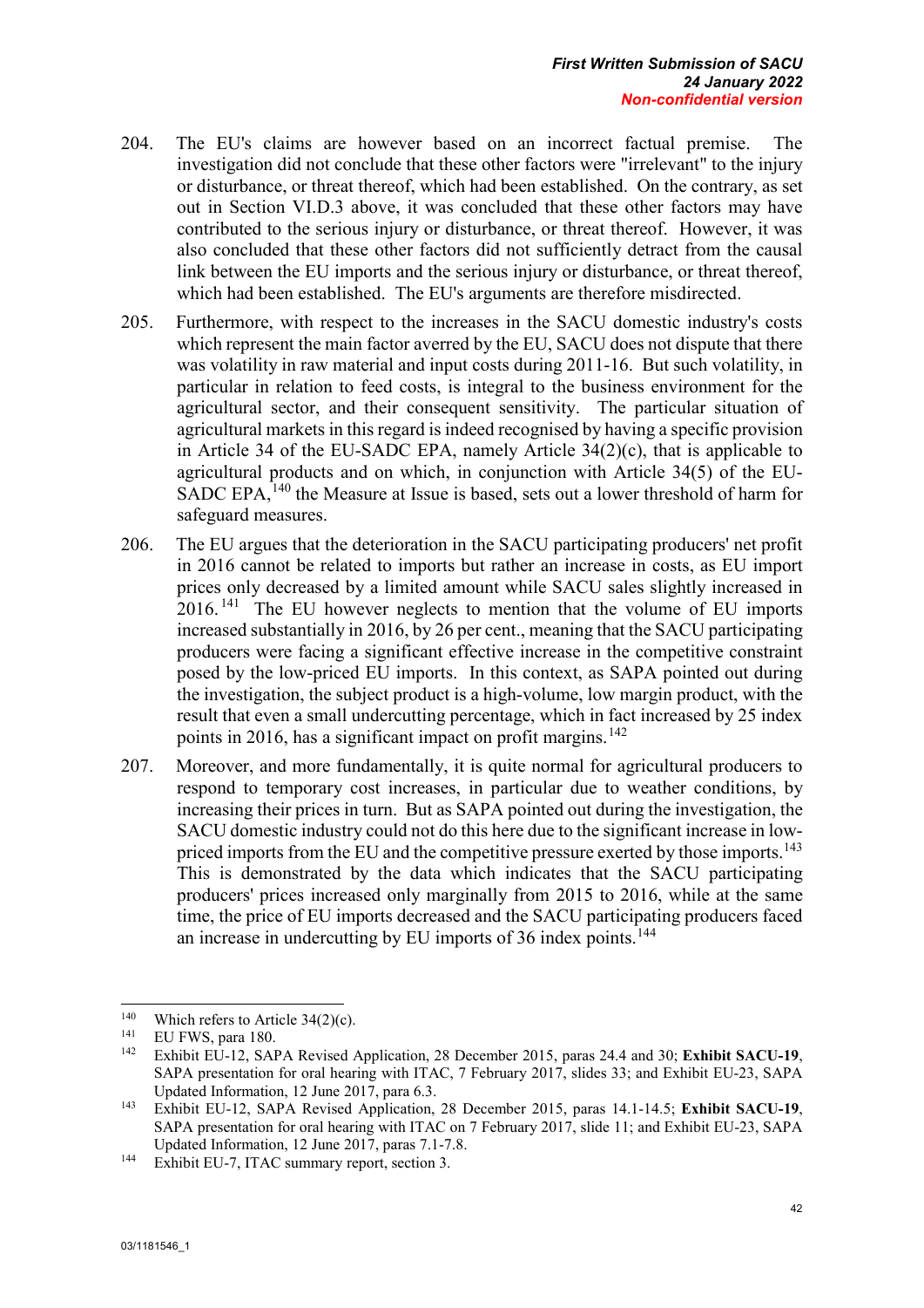204. The EU's claims are however based on an incorrect factual premise. The investigation did not conclude that these other factors were "irrelevant" to the injury or disturbance, or threat thereof, which had been established. On the contrary, as set out in Section VI.D.3 above, it was concluded that these other factors may have contributed to the serious injury or disturbance, or threat thereof. However, it was also concluded that these other factors did not sufficiently detract from the causal link between the EU imports and the serious injury or disturbance, or threat thereof, which had been established. The EU's arguments are therefore misdirected.

205. Furthermore, with respect to the increases in the SACU domestic industry's costs which represent the main factor averred by the EU, SACU does not dispute that there was volatility in raw material and input costs during 2011-16. But such volatility, in particular in relation to feed costs, is integral to the business environment for the agricultural sector, and their consequent sensitivity. The particular situation of agricultural markets in this regard is indeed recognised by having a specific provision in Article 34 of the EU-SADC EPA, namely Article 34(2)(c), that is applicable to agricultural products and on which, in conjunction with Article 34(5) of the EU-SADC EPA,[140] the Measure at Issue is based, sets out a lower threshold of harm for safeguard measures.

206. The EU argues that the deterioration in the SACU participating producers' net profit in 2016 cannot be related to imports but rather an increase in costs, as EU import prices only decreased by a limited amount while SACU sales slightly increased in 2016.[141] The EU however neglects to mention that the volume of EU imports increased substantially in 2016, by 26 per cent., meaning that the SACU participating producers were facing a significant effective increase in the competitive constraint posed by the low-priced EU imports. In this context, as SAPA pointed out during the investigation, the subject product is a high-volume, low margin product, with the result that even a small undercutting percentage, which in fact increased by 25 index points in 2016, has a significant impact on profit margins.[142]

207. Moreover, and more fundamentally, it is quite normal for agricultural producers to respond to temporary cost increases, in particular due to weather conditions, by increasing their prices in turn. But as SAPA pointed out during the investigation, the SACU domestic industry could not do this here due to the significant increase in low-priced imports from the EU and the competitive pressure exerted by those imports.[143] This is demonstrated by the data which indicates that the SACU participating producers' prices increased only marginally from 2015 to 2016, while at the same time, the price of EU imports decreased and the SACU participating producers faced an increase in undercutting by EU imports of 36 index points.[144]

---

[140] Which refers to Article 34(2)(c).

[141] EU FWS, para 180.

[142] Exhibit EU-12, SAPA Revised Application, 28 December 2015, paras 24.4 and 30; **Exhibit SACU-19**, SAPA presentation for oral hearing with ITAC, 7 February 2017, slides 33; and Exhibit EU-23, SAPA Updated Information, 12 June 2017, para 6.3.

[143] Exhibit EU-12, SAPA Revised Application, 28 December 2015, paras 14.1-14.5; **Exhibit SACU-19**, SAPA presentation for oral hearing with ITAC on 7 February 2017, slide 11; and Exhibit EU-23, SAPA Updated Information, 12 June 2017, paras 7.1-7.8.

[144] Exhibit EU-7, ITAC summary report, section 3.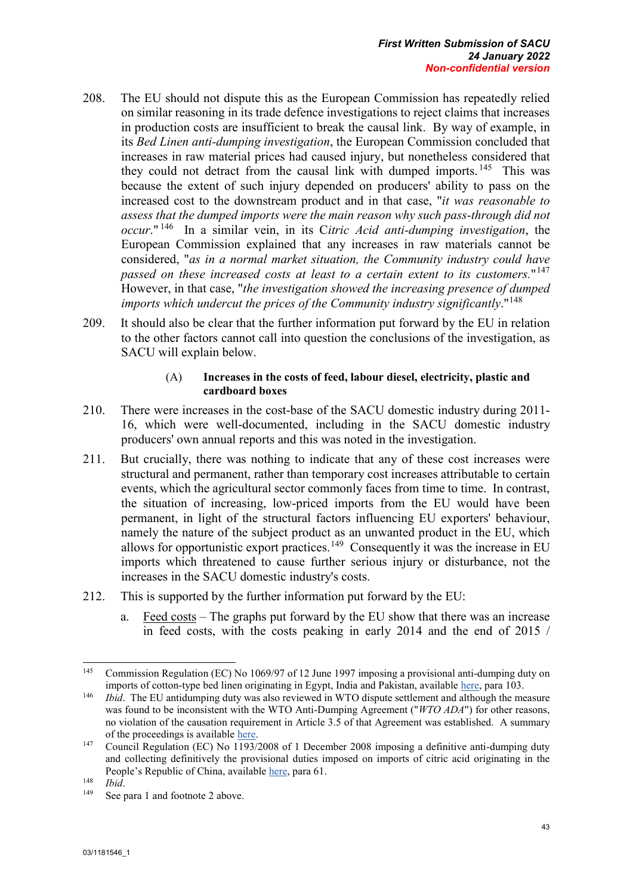208. The EU should not dispute this as the European Commission has repeatedly relied on similar reasoning in its trade defence investigations to reject claims that increases in production costs are insufficient to break the causal link. By way of example, in its *Bed Linen anti-dumping investigation*, the European Commission concluded that increases in raw material prices had caused injury, but nonetheless considered that they could not detract from the causal link with dumped imports.[145] This was because the extent of such injury depended on producers' ability to pass on the increased cost to the downstream product and in that case, "*it was reasonable to assess that the dumped imports were the main reason why such pass-through did not occur*."[146] In a similar vein, in its C*itric Acid anti-dumping investigation*, the European Commission explained that any increases in raw materials cannot be considered, "*as in a normal market situation, the Community industry could have passed on these increased costs at least to a certain extent to its customers.*"[147] However, in that case, "*the investigation showed the increasing presence of dumped imports which undercut the prices of the Community industry significantly*."[148]

209. It should also be clear that the further information put forward by the EU in relation to the other factors cannot call into question the conclusions of the investigation, as SACU will explain below.

(A) **Increases in the costs of feed, labour diesel, electricity, plastic and cardboard boxes**

210. There were increases in the cost-base of the SACU domestic industry during 2011-16, which were well-documented, including in the SACU domestic industry producers' own annual reports and this was noted in the investigation.

211. But crucially, there was nothing to indicate that any of these cost increases were structural and permanent, rather than temporary cost increases attributable to certain events, which the agricultural sector commonly faces from time to time. In contrast, the situation of increasing, low-priced imports from the EU would have been permanent, in light of the structural factors influencing EU exporters' behaviour, namely the nature of the subject product as an unwanted product in the EU, which allows for opportunistic export practices.[149] Consequently it was the increase in EU imports which threatened to cause further serious injury or disturbance, not the increases in the SACU domestic industry's costs.

212. This is supported by the further information put forward by the EU:

a. Feed costs – The graphs put forward by the EU show that there was an increase in feed costs, with the costs peaking in early 2014 and the end of 2015 /

---

[145] Commission Regulation (EC) No 1069/97 of 12 June 1997 imposing a provisional anti-dumping duty on imports of cotton-type bed linen originating in Egypt, India and Pakistan, available here, para 103.

[146] *Ibid*. The EU antidumping duty was also reviewed in WTO dispute settlement and although the measure was found to be inconsistent with the WTO Anti-Dumping Agreement ("*WTO ADA*") for other reasons, no violation of the causation requirement in Article 3.5 of that Agreement was established. A summary of the proceedings is available here.

[147] Council Regulation (EC) No 1193/2008 of 1 December 2008 imposing a definitive anti-dumping duty and collecting definitively the provisional duties imposed on imports of citric acid originating in the People's Republic of China, available here, para 61.

[148] *Ibid*.

[149] See para 1 and footnote 2 above.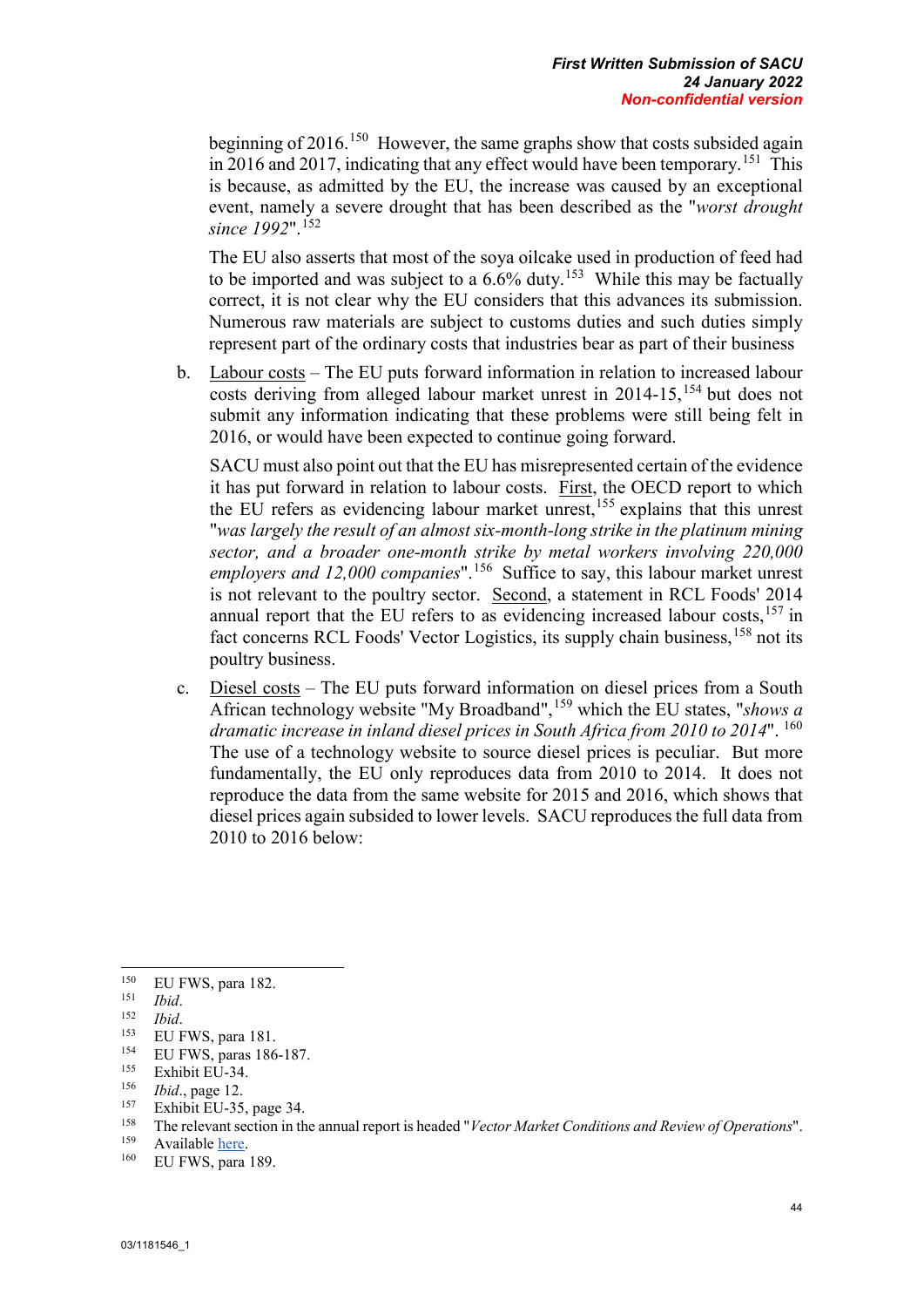beginning of 2016.[150] However, the same graphs show that costs subsided again in 2016 and 2017, indicating that any effect would have been temporary.[151] This is because, as admitted by the EU, the increase was caused by an exceptional event, namely a severe drought that has been described as the "*worst drought since 1992*".[152]

The EU also asserts that most of the soya oilcake used in production of feed had to be imported and was subject to a 6.6% duty.[153] While this may be factually correct, it is not clear why the EU considers that this advances its submission. Numerous raw materials are subject to customs duties and such duties simply represent part of the ordinary costs that industries bear as part of their business

b. Labour costs – The EU puts forward information in relation to increased labour costs deriving from alleged labour market unrest in 2014-15,[154] but does not submit any information indicating that these problems were still being felt in 2016, or would have been expected to continue going forward.

SACU must also point out that the EU has misrepresented certain of the evidence it has put forward in relation to labour costs. First, the OECD report to which the EU refers as evidencing labour market unrest,[155] explains that this unrest "*was largely the result of an almost six-month-long strike in the platinum mining sector, and a broader one-month strike by metal workers involving 220,000 employers and 12,000 companies*".[156] Suffice to say, this labour market unrest is not relevant to the poultry sector. Second, a statement in RCL Foods' 2014 annual report that the EU refers to as evidencing increased labour costs,[157] in fact concerns RCL Foods' Vector Logistics, its supply chain business,[158] not its poultry business.

c. Diesel costs – The EU puts forward information on diesel prices from a South African technology website "My Broadband",[159] which the EU states, "*shows a dramatic increase in inland diesel prices in South Africa from 2010 to 2014*".[160] The use of a technology website to source diesel prices is peculiar. But more fundamentally, the EU only reproduces data from 2010 to 2014. It does not reproduce the data from the same website for 2015 and 2016, which shows that diesel prices again subsided to lower levels. SACU reproduces the full data from 2010 to 2016 below:

---

[150] EU FWS, para 182.
[151] *Ibid*.
[152] *Ibid*.
[153] EU FWS, para 181.
[154] EU FWS, paras 186-187.
[155] Exhibit EU-34.
[156] *Ibid*., page 12.
[157] Exhibit EU-35, page 34.
[158] The relevant section in the annual report is headed "*Vector Market Conditions and Review of Operations*".
[159] Available here.
[160] EU FWS, para 189.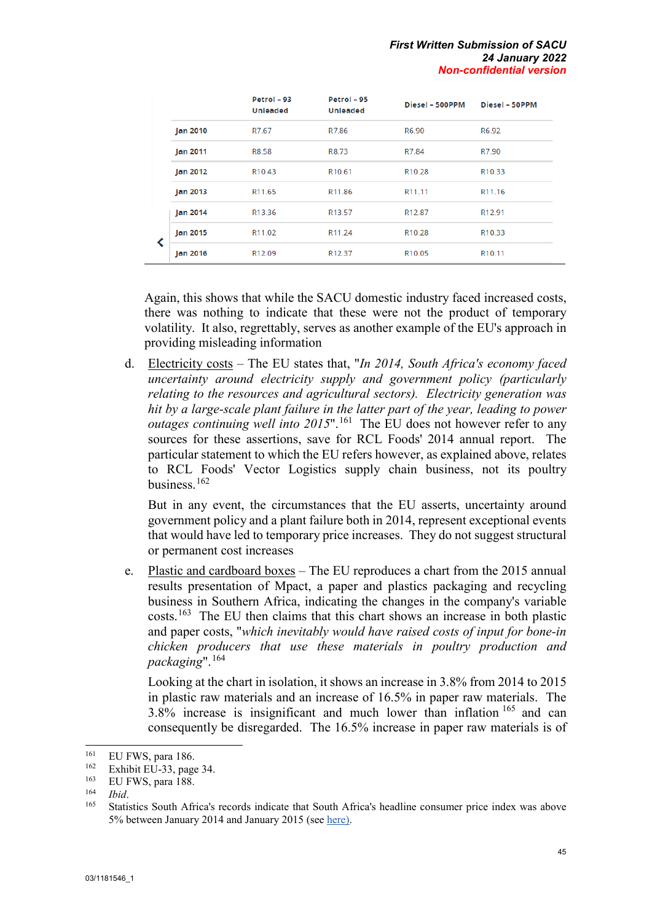| | Petrol – 93 Unleaded | Petrol – 95 Unleaded | Diesel – 500PPM | Diesel – 50PPM |
|---|---|---|---|---|
| Jan 2010 | R7.67 | R7.86 | R6.90 | R6.92 |
| Jan 2011 | R8.58 | R8.73 | R7.84 | R7.90 |
| Jan 2012 | R10.43 | R10.61 | R10.28 | R10.33 |
| Jan 2013 | R11.65 | R11.86 | R11.11 | R11.16 |
| Jan 2014 | R13.36 | R13.57 | R12.87 | R12.91 |
| Jan 2015 | R11.02 | R11.24 | R10.28 | R10.33 |
| Jan 2016 | R12.09 | R12.37 | R10.05 | R10.11 |

Again, this shows that while the SACU domestic industry faced increased costs, there was nothing to indicate that these were not the product of temporary volatility. It also, regrettably, serves as another example of the EU's approach in providing misleading information

d. Electricity costs – The EU states that, "*In 2014, South Africa's economy faced uncertainty around electricity supply and government policy (particularly relating to the resources and agricultural sectors). Electricity generation was hit by a large-scale plant failure in the latter part of the year, leading to power outages continuing well into 2015*".[161] The EU does not however refer to any sources for these assertions, save for RCL Foods' 2014 annual report. The particular statement to which the EU refers however, as explained above, relates to RCL Foods' Vector Logistics supply chain business, not its poultry business.[162]

   But in any event, the circumstances that the EU asserts, uncertainty around government policy and a plant failure both in 2014, represent exceptional events that would have led to temporary price increases. They do not suggest structural or permanent cost increases

e. Plastic and cardboard boxes – The EU reproduces a chart from the 2015 annual results presentation of Mpact, a paper and plastics packaging and recycling business in Southern Africa, indicating the changes in the company's variable costs.[163] The EU then claims that this chart shows an increase in both plastic and paper costs, "*which inevitably would have raised costs of input for bone-in chicken producers that use these materials in poultry production and packaging*".[164]

   Looking at the chart in isolation, it shows an increase in 3.8% from 2014 to 2015 in plastic raw materials and an increase of 16.5% in paper raw materials. The 3.8% increase is insignificant and much lower than inflation[165] and can consequently be disregarded. The 16.5% increase in paper raw materials is of

---

[161] EU FWS, para 186.
[162] Exhibit EU-33, page 34.
[163] EU FWS, para 188.
[164] *Ibid*.
[165] Statistics South Africa's records indicate that South Africa's headline consumer price index was above 5% between January 2014 and January 2015 (see here).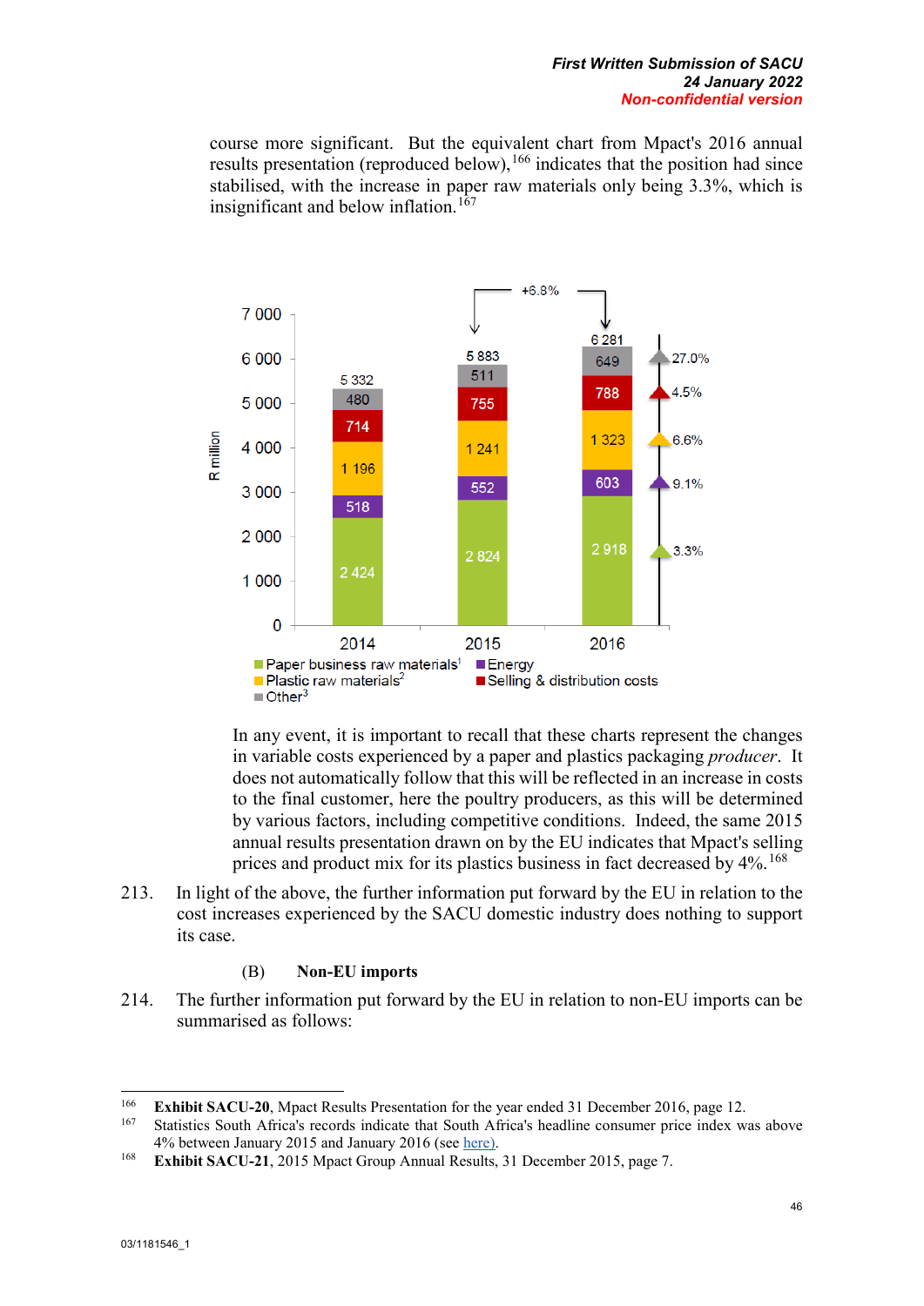course more significant. But the equivalent chart from Mpact's 2016 annual results presentation (reproduced below),[166] indicates that the position had since stabilised, with the increase in paper raw materials only being 3.3%, which is insignificant and below inflation.[167]

In any event, it is important to recall that these charts represent the changes in variable costs experienced by a paper and plastics packaging *producer*. It does not automatically follow that this will be reflected in an increase in costs to the final customer, here the poultry producers, as this will be determined by various factors, including competitive conditions. Indeed, the same 2015 annual results presentation drawn on by the EU indicates that Mpact's selling prices and product mix for its plastics business in fact decreased by 4%.[168]

213. In light of the above, the further information put forward by the EU in relation to the cost increases experienced by the SACU domestic industry does nothing to support its case.

(B) **Non-EU imports**

214. The further information put forward by the EU in relation to non-EU imports can be summarised as follows:

---

[166] **Exhibit SACU-20**, Mpact Results Presentation for the year ended 31 December 2016, page 12.

[167] Statistics South Africa's records indicate that South Africa's headline consumer price index was above 4% between January 2015 and January 2016 (see here).

[168] **Exhibit SACU-21**, 2015 Mpact Group Annual Results, 31 December 2015, page 7.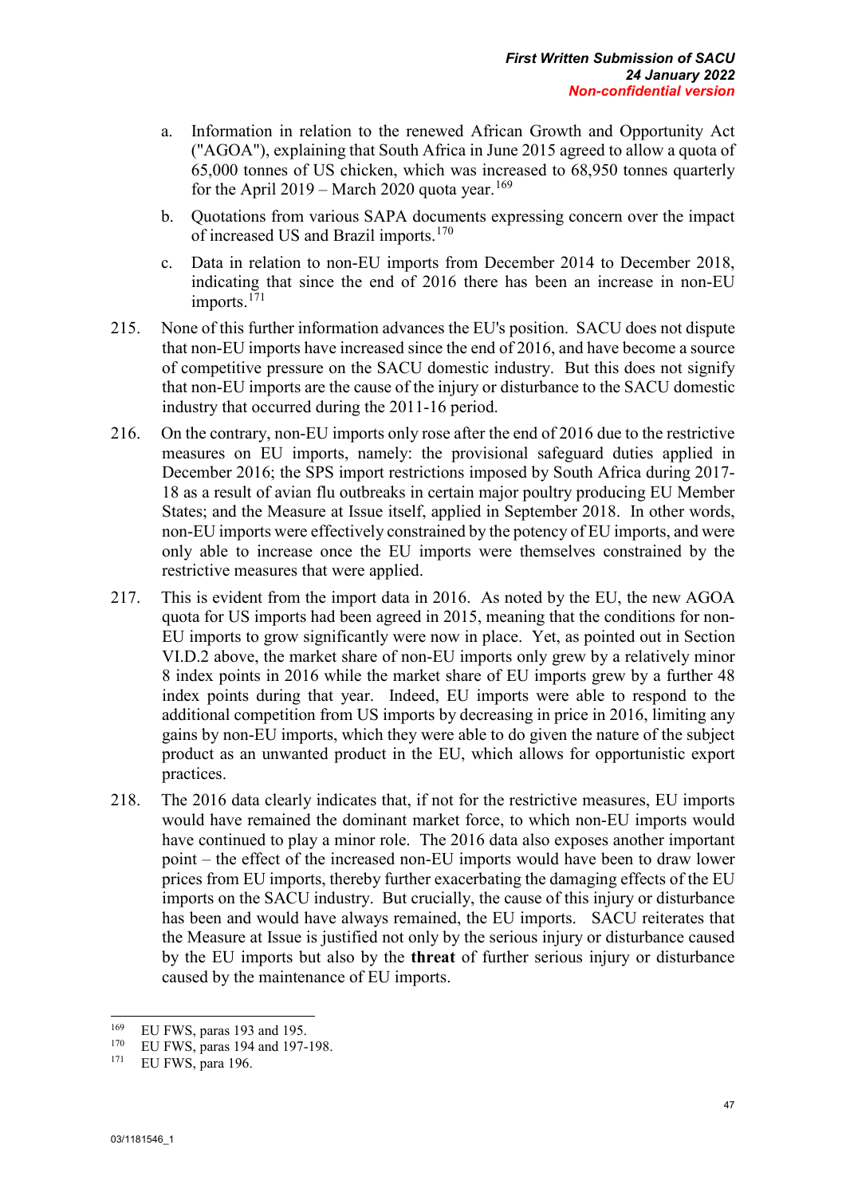a. Information in relation to the renewed African Growth and Opportunity Act ("AGOA"), explaining that South Africa in June 2015 agreed to allow a quota of 65,000 tonnes of US chicken, which was increased to 68,950 tonnes quarterly for the April 2019 – March 2020 quota year.[169]

b. Quotations from various SAPA documents expressing concern over the impact of increased US and Brazil imports.[170]

c. Data in relation to non-EU imports from December 2014 to December 2018, indicating that since the end of 2016 there has been an increase in non-EU imports.[171]

215. None of this further information advances the EU's position. SACU does not dispute that non-EU imports have increased since the end of 2016, and have become a source of competitive pressure on the SACU domestic industry. But this does not signify that non-EU imports are the cause of the injury or disturbance to the SACU domestic industry that occurred during the 2011-16 period.

216. On the contrary, non-EU imports only rose after the end of 2016 due to the restrictive measures on EU imports, namely: the provisional safeguard duties applied in December 2016; the SPS import restrictions imposed by South Africa during 2017-18 as a result of avian flu outbreaks in certain major poultry producing EU Member States; and the Measure at Issue itself, applied in September 2018. In other words, non-EU imports were effectively constrained by the potency of EU imports, and were only able to increase once the EU imports were themselves constrained by the restrictive measures that were applied.

217. This is evident from the import data in 2016. As noted by the EU, the new AGOA quota for US imports had been agreed in 2015, meaning that the conditions for non-EU imports to grow significantly were now in place. Yet, as pointed out in Section VI.D.2 above, the market share of non-EU imports only grew by a relatively minor 8 index points in 2016 while the market share of EU imports grew by a further 48 index points during that year. Indeed, EU imports were able to respond to the additional competition from US imports by decreasing in price in 2016, limiting any gains by non-EU imports, which they were able to do given the nature of the subject product as an unwanted product in the EU, which allows for opportunistic export practices.

218. The 2016 data clearly indicates that, if not for the restrictive measures, EU imports would have remained the dominant market force, to which non-EU imports would have continued to play a minor role. The 2016 data also exposes another important point – the effect of the increased non-EU imports would have been to draw lower prices from EU imports, thereby further exacerbating the damaging effects of the EU imports on the SACU industry. But crucially, the cause of this injury or disturbance has been and would have always remained, the EU imports. SACU reiterates that the Measure at Issue is justified not only by the serious injury or disturbance caused by the EU imports but also by the **threat** of further serious injury or disturbance caused by the maintenance of EU imports.

---

[169] EU FWS, paras 193 and 195.

[170] EU FWS, paras 194 and 197-198.

[171] EU FWS, para 196.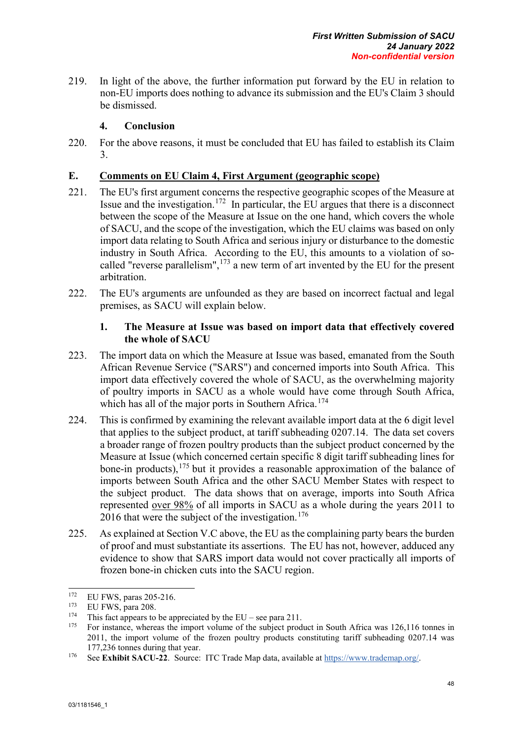219. In light of the above, the further information put forward by the EU in relation to non-EU imports does nothing to advance its submission and the EU's Claim 3 should be dismissed.

### 4. Conclusion

220. For the above reasons, it must be concluded that EU has failed to establish its Claim 3.

## E. Comments on EU Claim 4, First Argument (geographic scope)

221. The EU's first argument concerns the respective geographic scopes of the Measure at Issue and the investigation.[172] In particular, the EU argues that there is a disconnect between the scope of the Measure at Issue on the one hand, which covers the whole of SACU, and the scope of the investigation, which the EU claims was based on only import data relating to South Africa and serious injury or disturbance to the domestic industry in South Africa. According to the EU, this amounts to a violation of so-called "reverse parallelism",[173] a new term of art invented by the EU for the present arbitration.

222. The EU's arguments are unfounded as they are based on incorrect factual and legal premises, as SACU will explain below.

### 1. The Measure at Issue was based on import data that effectively covered the whole of SACU

223. The import data on which the Measure at Issue was based, emanated from the South African Revenue Service ("SARS") and concerned imports into South Africa. This import data effectively covered the whole of SACU, as the overwhelming majority of poultry imports in SACU as a whole would have come through South Africa, which has all of the major ports in Southern Africa.[174]

224. This is confirmed by examining the relevant available import data at the 6 digit level that applies to the subject product, at tariff subheading 0207.14. The data set covers a broader range of frozen poultry products than the subject product concerned by the Measure at Issue (which concerned certain specific 8 digit tariff subheading lines for bone-in products),[175] but it provides a reasonable approximation of the balance of imports between South Africa and the other SACU Member States with respect to the subject product. The data shows that on average, imports into South Africa represented over 98% of all imports in SACU as a whole during the years 2011 to 2016 that were the subject of the investigation.[176]

225. As explained at Section V.C above, the EU as the complaining party bears the burden of proof and must substantiate its assertions. The EU has not, however, adduced any evidence to show that SARS import data would not cover practically all imports of frozen bone-in chicken cuts into the SACU region.

---

[172] EU FWS, paras 205-216.

[173] EU FWS, para 208.

[174] This fact appears to be appreciated by the EU – see para 211.

[175] For instance, whereas the import volume of the subject product in South Africa was 126,116 tonnes in 2011, the import volume of the frozen poultry products constituting tariff subheading 0207.14 was 177,236 tonnes during that year.

[176] See **Exhibit SACU-22**. Source: ITC Trade Map data, available at https://www.trademap.org/.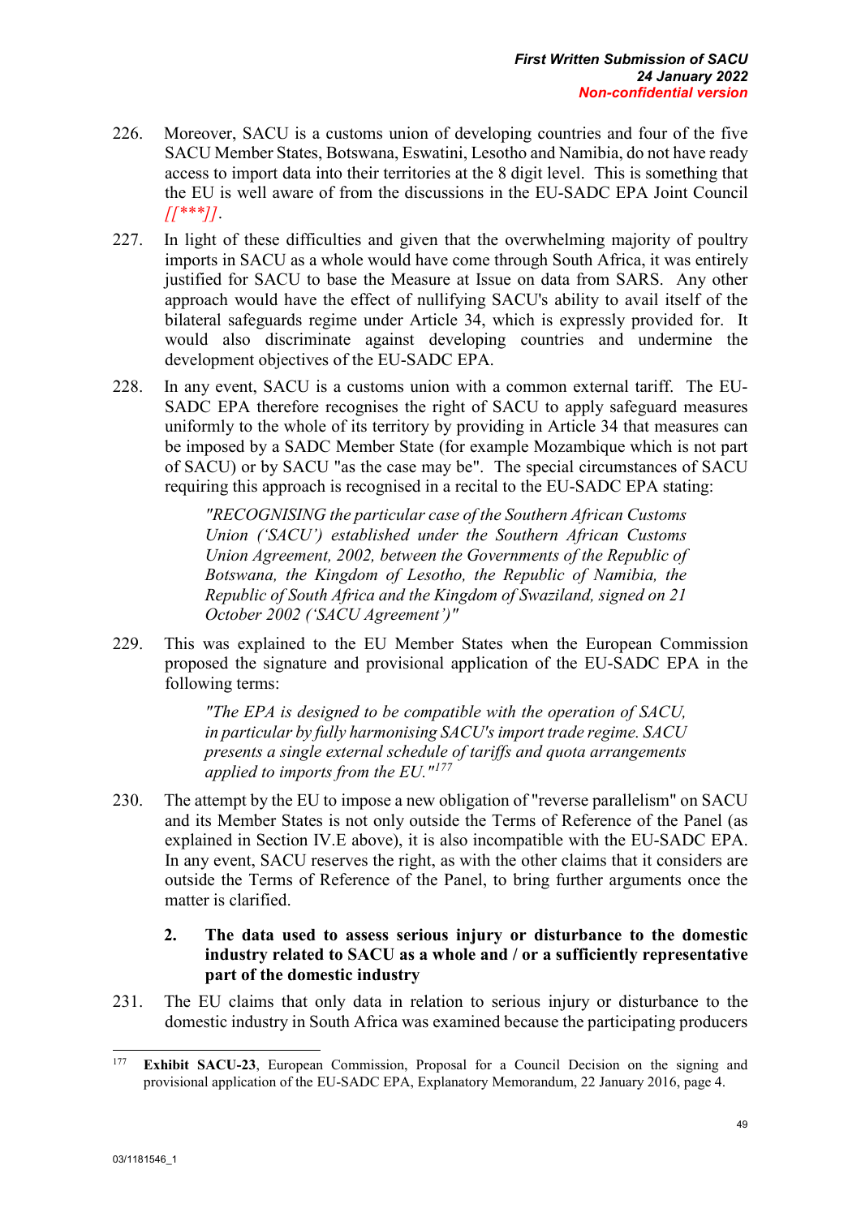226. Moreover, SACU is a customs union of developing countries and four of the five SACU Member States, Botswana, Eswatini, Lesotho and Namibia, do not have ready access to import data into their territories at the 8 digit level. This is something that the EU is well aware of from the discussions in the EU-SADC EPA Joint Council *[[***]]*.

227. In light of these difficulties and given that the overwhelming majority of poultry imports in SACU as a whole would have come through South Africa, it was entirely justified for SACU to base the Measure at Issue on data from SARS. Any other approach would have the effect of nullifying SACU's ability to avail itself of the bilateral safeguards regime under Article 34, which is expressly provided for. It would also discriminate against developing countries and undermine the development objectives of the EU-SADC EPA.

228. In any event, SACU is a customs union with a common external tariff. The EU-SADC EPA therefore recognises the right of SACU to apply safeguard measures uniformly to the whole of its territory by providing in Article 34 that measures can be imposed by a SADC Member State (for example Mozambique which is not part of SACU) or by SACU "as the case may be". The special circumstances of SACU requiring this approach is recognised in a recital to the EU-SADC EPA stating:

> *"RECOGNISING the particular case of the Southern African Customs Union ('SACU') established under the Southern African Customs Union Agreement, 2002, between the Governments of the Republic of Botswana, the Kingdom of Lesotho, the Republic of Namibia, the Republic of South Africa and the Kingdom of Swaziland, signed on 21 October 2002 ('SACU Agreement')"*

229. This was explained to the EU Member States when the European Commission proposed the signature and provisional application of the EU-SADC EPA in the following terms:

> *"The EPA is designed to be compatible with the operation of SACU, in particular by fully harmonising SACU's import trade regime. SACU presents a single external schedule of tariffs and quota arrangements applied to imports from the EU."*[177]

230. The attempt by the EU to impose a new obligation of "reverse parallelism" on SACU and its Member States is not only outside the Terms of Reference of the Panel (as explained in Section IV.E above), it is also incompatible with the EU-SADC EPA. In any event, SACU reserves the right, as with the other claims that it considers are outside the Terms of Reference of the Panel, to bring further arguments once the matter is clarified.

### 2. The data used to assess serious injury or disturbance to the domestic industry related to SACU as a whole and / or a sufficiently representative part of the domestic industry

231. The EU claims that only data in relation to serious injury or disturbance to the domestic industry in South Africa was examined because the participating producers

---

[177] **Exhibit SACU-23**, European Commission, Proposal for a Council Decision on the signing and provisional application of the EU-SADC EPA, Explanatory Memorandum, 22 January 2016, page 4.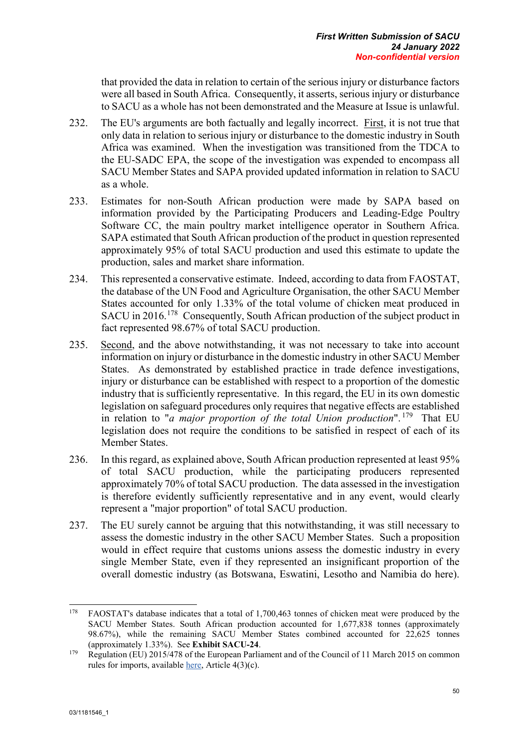that provided the data in relation to certain of the serious injury or disturbance factors were all based in South Africa. Consequently, it asserts, serious injury or disturbance to SACU as a whole has not been demonstrated and the Measure at Issue is unlawful.

232. The EU's arguments are both factually and legally incorrect. First, it is not true that only data in relation to serious injury or disturbance to the domestic industry in South Africa was examined. When the investigation was transitioned from the TDCA to the EU-SADC EPA, the scope of the investigation was expended to encompass all SACU Member States and SAPA provided updated information in relation to SACU as a whole.

233. Estimates for non-South African production were made by SAPA based on information provided by the Participating Producers and Leading-Edge Poultry Software CC, the main poultry market intelligence operator in Southern Africa. SAPA estimated that South African production of the product in question represented approximately 95% of total SACU production and used this estimate to update the production, sales and market share information.

234. This represented a conservative estimate. Indeed, according to data from FAOSTAT, the database of the UN Food and Agriculture Organisation, the other SACU Member States accounted for only 1.33% of the total volume of chicken meat produced in SACU in 2016.[178] Consequently, South African production of the subject product in fact represented 98.67% of total SACU production.

235. Second, and the above notwithstanding, it was not necessary to take into account information on injury or disturbance in the domestic industry in other SACU Member States. As demonstrated by established practice in trade defence investigations, injury or disturbance can be established with respect to a proportion of the domestic industry that is sufficiently representative. In this regard, the EU in its own domestic legislation on safeguard procedures only requires that negative effects are established in relation to "*a major proportion of the total Union production*".[179] That EU legislation does not require the conditions to be satisfied in respect of each of its Member States.

236. In this regard, as explained above, South African production represented at least 95% of total SACU production, while the participating producers represented approximately 70% of total SACU production. The data assessed in the investigation is therefore evidently sufficiently representative and in any event, would clearly represent a "major proportion" of total SACU production.

237. The EU surely cannot be arguing that this notwithstanding, it was still necessary to assess the domestic industry in the other SACU Member States. Such a proposition would in effect require that customs unions assess the domestic industry in every single Member State, even if they represented an insignificant proportion of the overall domestic industry (as Botswana, Eswatini, Lesotho and Namibia do here).

---

[178] FAOSTAT's database indicates that a total of 1,700,463 tonnes of chicken meat were produced by the SACU Member States. South African production accounted for 1,677,838 tonnes (approximately 98.67%), while the remaining SACU Member States combined accounted for 22,625 tonnes (approximately 1.33%). See **Exhibit SACU-24**.

[179] Regulation (EU) 2015/478 of the European Parliament and of the Council of 11 March 2015 on common rules for imports, available here, Article 4(3)(c).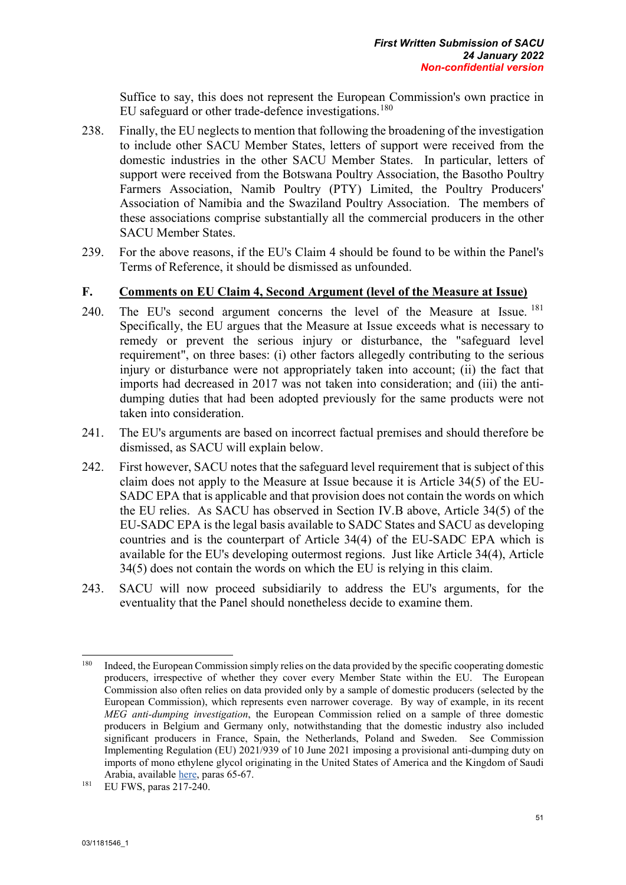Suffice to say, this does not represent the European Commission's own practice in EU safeguard or other trade-defence investigations.[180]

238. Finally, the EU neglects to mention that following the broadening of the investigation to include other SACU Member States, letters of support were received from the domestic industries in the other SACU Member States. In particular, letters of support were received from the Botswana Poultry Association, the Basotho Poultry Farmers Association, Namib Poultry (PTY) Limited, the Poultry Producers' Association of Namibia and the Swaziland Poultry Association. The members of these associations comprise substantially all the commercial producers in the other SACU Member States.

239. For the above reasons, if the EU's Claim 4 should be found to be within the Panel's Terms of Reference, it should be dismissed as unfounded.

## F. Comments on EU Claim 4, Second Argument (level of the Measure at Issue)

240. The EU's second argument concerns the level of the Measure at Issue.[181] Specifically, the EU argues that the Measure at Issue exceeds what is necessary to remedy or prevent the serious injury or disturbance, the "safeguard level requirement", on three bases: (i) other factors allegedly contributing to the serious injury or disturbance were not appropriately taken into account; (ii) the fact that imports had decreased in 2017 was not taken into consideration; and (iii) the anti-dumping duties that had been adopted previously for the same products were not taken into consideration.

241. The EU's arguments are based on incorrect factual premises and should therefore be dismissed, as SACU will explain below.

242. First however, SACU notes that the safeguard level requirement that is subject of this claim does not apply to the Measure at Issue because it is Article 34(5) of the EU-SADC EPA that is applicable and that provision does not contain the words on which the EU relies. As SACU has observed in Section IV.B above, Article 34(5) of the EU-SADC EPA is the legal basis available to SADC States and SACU as developing countries and is the counterpart of Article 34(4) of the EU-SADC EPA which is available for the EU's developing outermost regions. Just like Article 34(4), Article 34(5) does not contain the words on which the EU is relying in this claim.

243. SACU will now proceed subsidiarily to address the EU's arguments, for the eventuality that the Panel should nonetheless decide to examine them.

---

[180] Indeed, the European Commission simply relies on the data provided by the specific cooperating domestic producers, irrespective of whether they cover every Member State within the EU. The European Commission also often relies on data provided only by a sample of domestic producers (selected by the European Commission), which represents even narrower coverage. By way of example, in its recent *MEG anti-dumping investigation*, the European Commission relied on a sample of three domestic producers in Belgium and Germany only, notwithstanding that the domestic industry also included significant producers in France, Spain, the Netherlands, Poland and Sweden. See Commission Implementing Regulation (EU) 2021/939 of 10 June 2021 imposing a provisional anti-dumping duty on imports of mono ethylene glycol originating in the United States of America and the Kingdom of Saudi Arabia, available here, paras 65-67.

[181] EU FWS, paras 217-240.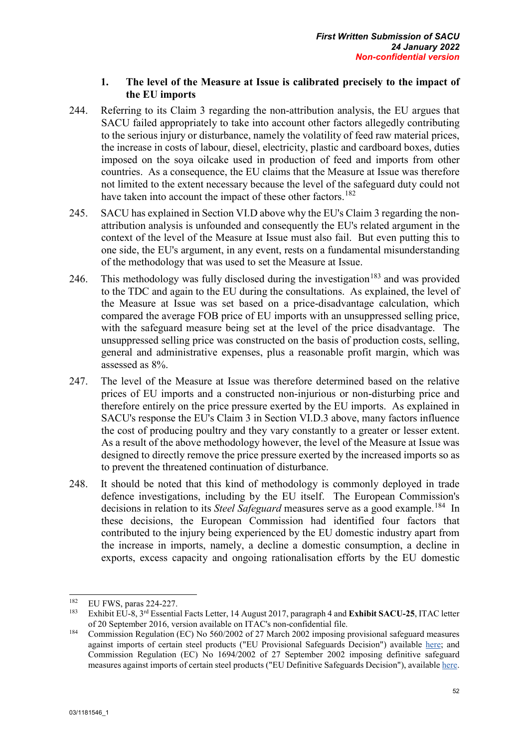### 1. The level of the Measure at Issue is calibrated precisely to the impact of the EU imports

244. Referring to its Claim 3 regarding the non-attribution analysis, the EU argues that SACU failed appropriately to take into account other factors allegedly contributing to the serious injury or disturbance, namely the volatility of feed raw material prices, the increase in costs of labour, diesel, electricity, plastic and cardboard boxes, duties imposed on the soya oilcake used in production of feed and imports from other countries. As a consequence, the EU claims that the Measure at Issue was therefore not limited to the extent necessary because the level of the safeguard duty could not have taken into account the impact of these other factors.[182]

245. SACU has explained in Section VI.D above why the EU's Claim 3 regarding the non-attribution analysis is unfounded and consequently the EU's related argument in the context of the level of the Measure at Issue must also fail. But even putting this to one side, the EU's argument, in any event, rests on a fundamental misunderstanding of the methodology that was used to set the Measure at Issue.

246. This methodology was fully disclosed during the investigation[183] and was provided to the TDC and again to the EU during the consultations. As explained, the level of the Measure at Issue was set based on a price-disadvantage calculation, which compared the average FOB price of EU imports with an unsuppressed selling price, with the safeguard measure being set at the level of the price disadvantage. The unsuppressed selling price was constructed on the basis of production costs, selling, general and administrative expenses, plus a reasonable profit margin, which was assessed as 8%.

247. The level of the Measure at Issue was therefore determined based on the relative prices of EU imports and a constructed non-injurious or non-disturbing price and therefore entirely on the price pressure exerted by the EU imports. As explained in SACU's response the EU's Claim 3 in Section VI.D.3 above, many factors influence the cost of producing poultry and they vary constantly to a greater or lesser extent. As a result of the above methodology however, the level of the Measure at Issue was designed to directly remove the price pressure exerted by the increased imports so as to prevent the threatened continuation of disturbance.

248. It should be noted that this kind of methodology is commonly deployed in trade defence investigations, including by the EU itself. The European Commission's decisions in relation to its *Steel Safeguard* measures serve as a good example.[184] In these decisions, the European Commission had identified four factors that contributed to the injury being experienced by the EU domestic industry apart from the increase in imports, namely, a decline a domestic consumption, a decline in exports, excess capacity and ongoing rationalisation efforts by the EU domestic

---

[182] EU FWS, paras 224-227.

[183] Exhibit EU-8, 3rd Essential Facts Letter, 14 August 2017, paragraph 4 and **Exhibit SACU-25**, ITAC letter of 20 September 2016, version available on ITAC's non-confidential file.

[184] Commission Regulation (EC) No 560/2002 of 27 March 2002 imposing provisional safeguard measures against imports of certain steel products ("EU Provisional Safeguards Decision") available here; and Commission Regulation (EC) No 1694/2002 of 27 September 2002 imposing definitive safeguard measures against imports of certain steel products ("EU Definitive Safeguards Decision"), available here.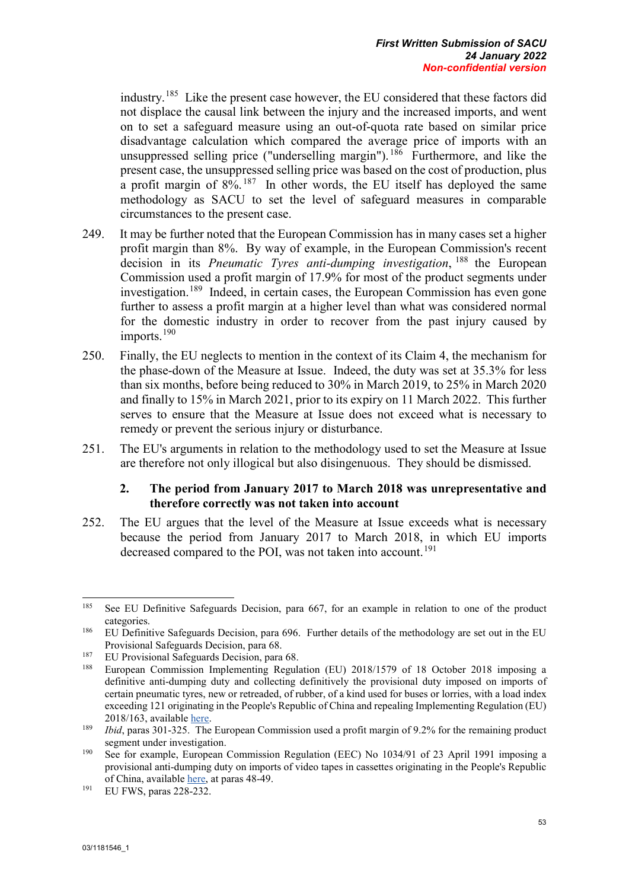industry.[185] Like the present case however, the EU considered that these factors did not displace the causal link between the injury and the increased imports, and went on to set a safeguard measure using an out-of-quota rate based on similar price disadvantage calculation which compared the average price of imports with an unsuppressed selling price ("underselling margin").[186] Furthermore, and like the present case, the unsuppressed selling price was based on the cost of production, plus a profit margin of 8%.[187] In other words, the EU itself has deployed the same methodology as SACU to set the level of safeguard measures in comparable circumstances to the present case.

249. It may be further noted that the European Commission has in many cases set a higher profit margin than 8%. By way of example, in the European Commission's recent decision in its *Pneumatic Tyres anti-dumping investigation*,[188] the European Commission used a profit margin of 17.9% for most of the product segments under investigation.[189] Indeed, in certain cases, the European Commission has even gone further to assess a profit margin at a higher level than what was considered normal for the domestic industry in order to recover from the past injury caused by imports.[190]

250. Finally, the EU neglects to mention in the context of its Claim 4, the mechanism for the phase-down of the Measure at Issue. Indeed, the duty was set at 35.3% for less than six months, before being reduced to 30% in March 2019, to 25% in March 2020 and finally to 15% in March 2021, prior to its expiry on 11 March 2022. This further serves to ensure that the Measure at Issue does not exceed what is necessary to remedy or prevent the serious injury or disturbance.

251. The EU's arguments in relation to the methodology used to set the Measure at Issue are therefore not only illogical but also disingenuous. They should be dismissed.

### 2. The period from January 2017 to March 2018 was unrepresentative and therefore correctly was not taken into account

252. The EU argues that the level of the Measure at Issue exceeds what is necessary because the period from January 2017 to March 2018, in which EU imports decreased compared to the POI, was not taken into account.[191]

---

[185] See EU Definitive Safeguards Decision, para 667, for an example in relation to one of the product categories.

[186] EU Definitive Safeguards Decision, para 696. Further details of the methodology are set out in the EU Provisional Safeguards Decision, para 68.

[187] EU Provisional Safeguards Decision, para 68.

[188] European Commission Implementing Regulation (EU) 2018/1579 of 18 October 2018 imposing a definitive anti-dumping duty and collecting definitively the provisional duty imposed on imports of certain pneumatic tyres, new or retreaded, of rubber, of a kind used for buses or lorries, with a load index exceeding 121 originating in the People's Republic of China and repealing Implementing Regulation (EU) 2018/163, available here.

[189] *Ibid*, paras 301-325. The European Commission used a profit margin of 9.2% for the remaining product segment under investigation.

[190] See for example, European Commission Regulation (EEC) No 1034/91 of 23 April 1991 imposing a provisional anti-dumping duty on imports of video tapes in cassettes originating in the People's Republic of China, available here, at paras 48-49.

[191] EU FWS, paras 228-232.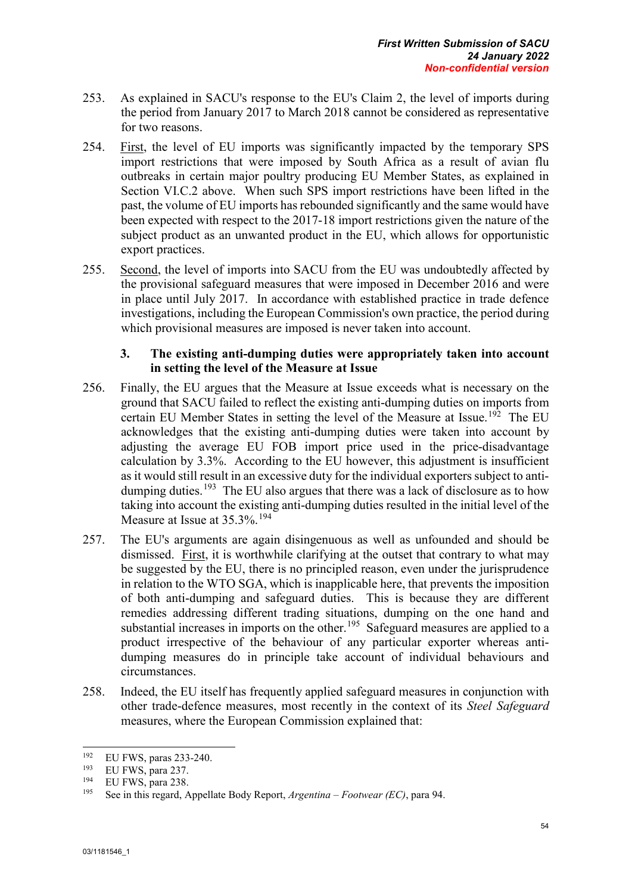253. As explained in SACU's response to the EU's Claim 2, the level of imports during the period from January 2017 to March 2018 cannot be considered as representative for two reasons.

254. First, the level of EU imports was significantly impacted by the temporary SPS import restrictions that were imposed by South Africa as a result of avian flu outbreaks in certain major poultry producing EU Member States, as explained in Section VI.C.2 above. When such SPS import restrictions have been lifted in the past, the volume of EU imports has rebounded significantly and the same would have been expected with respect to the 2017-18 import restrictions given the nature of the subject product as an unwanted product in the EU, which allows for opportunistic export practices.

255. Second, the level of imports into SACU from the EU was undoubtedly affected by the provisional safeguard measures that were imposed in December 2016 and were in place until July 2017. In accordance with established practice in trade defence investigations, including the European Commission's own practice, the period during which provisional measures are imposed is never taken into account.

### 3. The existing anti-dumping duties were appropriately taken into account in setting the level of the Measure at Issue

256. Finally, the EU argues that the Measure at Issue exceeds what is necessary on the ground that SACU failed to reflect the existing anti-dumping duties on imports from certain EU Member States in setting the level of the Measure at Issue.[192] The EU acknowledges that the existing anti-dumping duties were taken into account by adjusting the average EU FOB import price used in the price-disadvantage calculation by 3.3%. According to the EU however, this adjustment is insufficient as it would still result in an excessive duty for the individual exporters subject to anti-dumping duties.[193] The EU also argues that there was a lack of disclosure as to how taking into account the existing anti-dumping duties resulted in the initial level of the Measure at Issue at 35.3%.[194]

257. The EU's arguments are again disingenuous as well as unfounded and should be dismissed. First, it is worthwhile clarifying at the outset that contrary to what may be suggested by the EU, there is no principled reason, even under the jurisprudence in relation to the WTO SGA, which is inapplicable here, that prevents the imposition of both anti-dumping and safeguard duties. This is because they are different remedies addressing different trading situations, dumping on the one hand and substantial increases in imports on the other.[195] Safeguard measures are applied to a product irrespective of the behaviour of any particular exporter whereas anti-dumping measures do in principle take account of individual behaviours and circumstances.

258. Indeed, the EU itself has frequently applied safeguard measures in conjunction with other trade-defence measures, most recently in the context of its *Steel Safeguard* measures, where the European Commission explained that:

---

[192] EU FWS, paras 233-240.

[193] EU FWS, para 237.

[194] EU FWS, para 238.

[195] See in this regard, Appellate Body Report, *Argentina – Footwear (EC)*, para 94.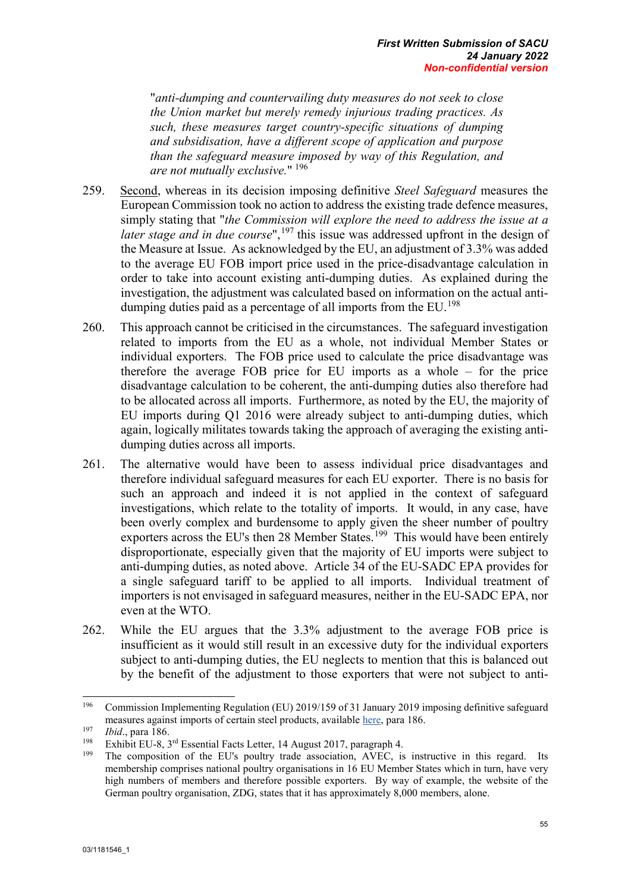"*anti-dumping and countervailing duty measures do not seek to close the Union market but merely remedy injurious trading practices. As such, these measures target country-specific situations of dumping and subsidisation, have a different scope of application and purpose than the safeguard measure imposed by way of this Regulation, and are not mutually exclusive.*" [196]

259. Second, whereas in its decision imposing definitive *Steel Safeguard* measures the European Commission took no action to address the existing trade defence measures, simply stating that "*the Commission will explore the need to address the issue at a later stage and in due course*",[197] this issue was addressed upfront in the design of the Measure at Issue. As acknowledged by the EU, an adjustment of 3.3% was added to the average EU FOB import price used in the price-disadvantage calculation in order to take into account existing anti-dumping duties. As explained during the investigation, the adjustment was calculated based on information on the actual anti-dumping duties paid as a percentage of all imports from the EU.[198]

260. This approach cannot be criticised in the circumstances. The safeguard investigation related to imports from the EU as a whole, not individual Member States or individual exporters. The FOB price used to calculate the price disadvantage was therefore the average FOB price for EU imports as a whole – for the price disadvantage calculation to be coherent, the anti-dumping duties also therefore had to be allocated across all imports. Furthermore, as noted by the EU, the majority of EU imports during Q1 2016 were already subject to anti-dumping duties, which again, logically militates towards taking the approach of averaging the existing anti-dumping duties across all imports.

261. The alternative would have been to assess individual price disadvantages and therefore individual safeguard measures for each EU exporter. There is no basis for such an approach and indeed it is not applied in the context of safeguard investigations, which relate to the totality of imports. It would, in any case, have been overly complex and burdensome to apply given the sheer number of poultry exporters across the EU's then 28 Member States.[199] This would have been entirely disproportionate, especially given that the majority of EU imports were subject to anti-dumping duties, as noted above. Article 34 of the EU-SADC EPA provides for a single safeguard tariff to be applied to all imports. Individual treatment of importers is not envisaged in safeguard measures, neither in the EU-SADC EPA, nor even at the WTO.

262. While the EU argues that the 3.3% adjustment to the average FOB price is insufficient as it would still result in an excessive duty for the individual exporters subject to anti-dumping duties, the EU neglects to mention that this is balanced out by the benefit of the adjustment to those exporters that were not subject to anti-

---

[196] Commission Implementing Regulation (EU) 2019/159 of 31 January 2019 imposing definitive safeguard measures against imports of certain steel products, available here, para 186.

[197] *Ibid*., para 186.

[198] Exhibit EU-8, 3rd Essential Facts Letter, 14 August 2017, paragraph 4.

[199] The composition of the EU's poultry trade association, AVEC, is instructive in this regard. Its membership comprises national poultry organisations in 16 EU Member States which in turn, have very high numbers of members and therefore possible exporters. By way of example, the website of the German poultry organisation, ZDG, states that it has approximately 8,000 members, alone.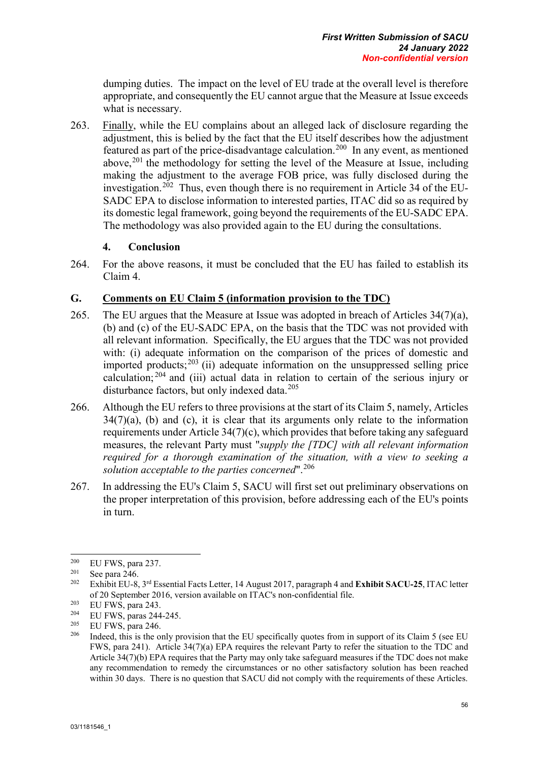dumping duties. The impact on the level of EU trade at the overall level is therefore appropriate, and consequently the EU cannot argue that the Measure at Issue exceeds what is necessary.

263. Finally, while the EU complains about an alleged lack of disclosure regarding the adjustment, this is belied by the fact that the EU itself describes how the adjustment featured as part of the price-disadvantage calculation.[200] In any event, as mentioned above,[201] the methodology for setting the level of the Measure at Issue, including making the adjustment to the average FOB price, was fully disclosed during the investigation.[202] Thus, even though there is no requirement in Article 34 of the EU-SADC EPA to disclose information to interested parties, ITAC did so as required by its domestic legal framework, going beyond the requirements of the EU-SADC EPA. The methodology was also provided again to the EU during the consultations.

### 4. Conclusion

264. For the above reasons, it must be concluded that the EU has failed to establish its Claim 4.

## G. Comments on EU Claim 5 (information provision to the TDC)

265. The EU argues that the Measure at Issue was adopted in breach of Articles 34(7)(a), (b) and (c) of the EU-SADC EPA, on the basis that the TDC was not provided with all relevant information. Specifically, the EU argues that the TDC was not provided with: (i) adequate information on the comparison of the prices of domestic and imported products;[203] (ii) adequate information on the unsuppressed selling price calculation;[204] and (iii) actual data in relation to certain of the serious injury or disturbance factors, but only indexed data.[205]

266. Although the EU refers to three provisions at the start of its Claim 5, namely, Articles 34(7)(a), (b) and (c), it is clear that its arguments only relate to the information requirements under Article 34(7)(c), which provides that before taking any safeguard measures, the relevant Party must "*supply the [TDC] with all relevant information required for a thorough examination of the situation, with a view to seeking a solution acceptable to the parties concerned*".[206]

267. In addressing the EU's Claim 5, SACU will first set out preliminary observations on the proper interpretation of this provision, before addressing each of the EU's points in turn.

---

[200] EU FWS, para 237.

[201] See para 246.

[202] Exhibit EU-8, 3rd Essential Facts Letter, 14 August 2017, paragraph 4 and **Exhibit SACU-25**, ITAC letter of 20 September 2016, version available on ITAC's non-confidential file.

[203] EU FWS, para 243.

[204] EU FWS, paras 244-245.

[205] EU FWS, para 246.

[206] Indeed, this is the only provision that the EU specifically quotes from in support of its Claim 5 (see EU FWS, para 241). Article 34(7)(a) EPA requires the relevant Party to refer the situation to the TDC and Article 34(7)(b) EPA requires that the Party may only take safeguard measures if the TDC does not make any recommendation to remedy the circumstances or no other satisfactory solution has been reached within 30 days. There is no question that SACU did not comply with the requirements of these Articles.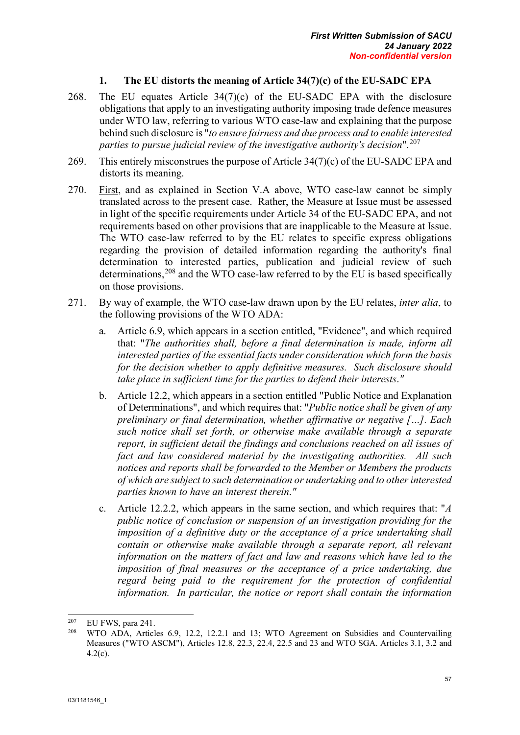### 1. The EU distorts the meaning of Article 34(7)(c) of the EU-SADC EPA

268. The EU equates Article 34(7)(c) of the EU-SADC EPA with the disclosure obligations that apply to an investigating authority imposing trade defence measures under WTO law, referring to various WTO case-law and explaining that the purpose behind such disclosure is "*to ensure fairness and due process and to enable interested parties to pursue judicial review of the investigative authority's decision*".[207]

269. This entirely misconstrues the purpose of Article 34(7)(c) of the EU-SADC EPA and distorts its meaning.

270. First, and as explained in Section V.A above, WTO case-law cannot be simply translated across to the present case. Rather, the Measure at Issue must be assessed in light of the specific requirements under Article 34 of the EU-SADC EPA, and not requirements based on other provisions that are inapplicable to the Measure at Issue. The WTO case-law referred to by the EU relates to specific express obligations regarding the provision of detailed information regarding the authority's final determination to interested parties, publication and judicial review of such determinations,[208] and the WTO case-law referred to by the EU is based specifically on those provisions.

271. By way of example, the WTO case-law drawn upon by the EU relates, *inter alia*, to the following provisions of the WTO ADA:

   a. Article 6.9, which appears in a section entitled, "Evidence", and which required that: "*The authorities shall, before a final determination is made, inform all interested parties of the essential facts under consideration which form the basis for the decision whether to apply definitive measures. Such disclosure should take place in sufficient time for the parties to defend their interests*."

   b. Article 12.2, which appears in a section entitled "Public Notice and Explanation of Determinations", and which requires that: "*Public notice shall be given of any preliminary or final determination, whether affirmative or negative […]. Each such notice shall set forth, or otherwise make available through a separate report, in sufficient detail the findings and conclusions reached on all issues of fact and law considered material by the investigating authorities. All such notices and reports shall be forwarded to the Member or Members the products of which are subject to such determination or undertaking and to other interested parties known to have an interest therein*."

   c. Article 12.2.2, which appears in the same section, and which requires that: "*A public notice of conclusion or suspension of an investigation providing for the imposition of a definitive duty or the acceptance of a price undertaking shall contain or otherwise make available through a separate report, all relevant information on the matters of fact and law and reasons which have led to the imposition of final measures or the acceptance of a price undertaking, due regard being paid to the requirement for the protection of confidential information. In particular, the notice or report shall contain the information*

---

[207] EU FWS, para 241.

[208] WTO ADA, Articles 6.9, 12.2, 12.2.1 and 13; WTO Agreement on Subsidies and Countervailing Measures ("WTO ASCM"), Articles 12.8, 22.3, 22.4, 22.5 and 23 and WTO SGA. Articles 3.1, 3.2 and 4.2(c).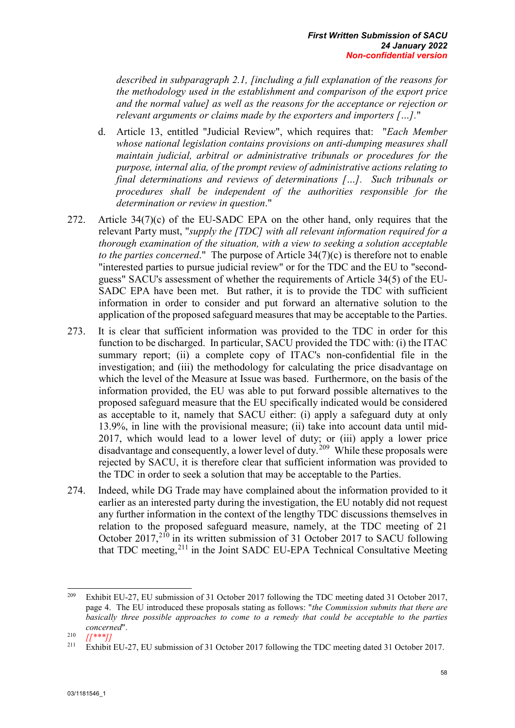*described in subparagraph 2.1, [including a full explanation of the reasons for the methodology used in the establishment and comparison of the export price and the normal value] as well as the reasons for the acceptance or rejection or relevant arguments or claims made by the exporters and importers […].*"

d. Article 13, entitled "Judicial Review", which requires that: "*Each Member whose national legislation contains provisions on anti-dumping measures shall maintain judicial, arbitral or administrative tribunals or procedures for the purpose, internal alia, of the prompt review of administrative actions relating to final determinations and reviews of determinations […]. Such tribunals or procedures shall be independent of the authorities responsible for the determination or review in question*."

272. Article 34(7)(c) of the EU-SADC EPA on the other hand, only requires that the relevant Party must, "*supply the [TDC] with all relevant information required for a thorough examination of the situation, with a view to seeking a solution acceptable to the parties concerned*." The purpose of Article 34(7)(c) is therefore not to enable "interested parties to pursue judicial review" or for the TDC and the EU to "second-guess" SACU's assessment of whether the requirements of Article 34(5) of the EU-SADC EPA have been met. But rather, it is to provide the TDC with sufficient information in order to consider and put forward an alternative solution to the application of the proposed safeguard measures that may be acceptable to the Parties.

273. It is clear that sufficient information was provided to the TDC in order for this function to be discharged. In particular, SACU provided the TDC with: (i) the ITAC summary report; (ii) a complete copy of ITAC's non-confidential file in the investigation; and (iii) the methodology for calculating the price disadvantage on which the level of the Measure at Issue was based. Furthermore, on the basis of the information provided, the EU was able to put forward possible alternatives to the proposed safeguard measure that the EU specifically indicated would be considered as acceptable to it, namely that SACU either: (i) apply a safeguard duty at only 13.9%, in line with the provisional measure; (ii) take into account data until mid-2017, which would lead to a lower level of duty; or (iii) apply a lower price disadvantage and consequently, a lower level of duty.[209] While these proposals were rejected by SACU, it is therefore clear that sufficient information was provided to the TDC in order to seek a solution that may be acceptable to the Parties.

274. Indeed, while DG Trade may have complained about the information provided to it earlier as an interested party during the investigation, the EU notably did not request any further information in the context of the lengthy TDC discussions themselves in relation to the proposed safeguard measure, namely, at the TDC meeting of 21 October 2017,[210] in its written submission of 31 October 2017 to SACU following that TDC meeting,[211] in the Joint SADC EU-EPA Technical Consultative Meeting

---

[209] Exhibit EU-27, EU submission of 31 October 2017 following the TDC meeting dated 31 October 2017, page 4. The EU introduced these proposals stating as follows: "*the Commission submits that there are basically three possible approaches to come to a remedy that could be acceptable to the parties concerned*".

[210] *[[\*\*\*]]*

[211] Exhibit EU-27, EU submission of 31 October 2017 following the TDC meeting dated 31 October 2017.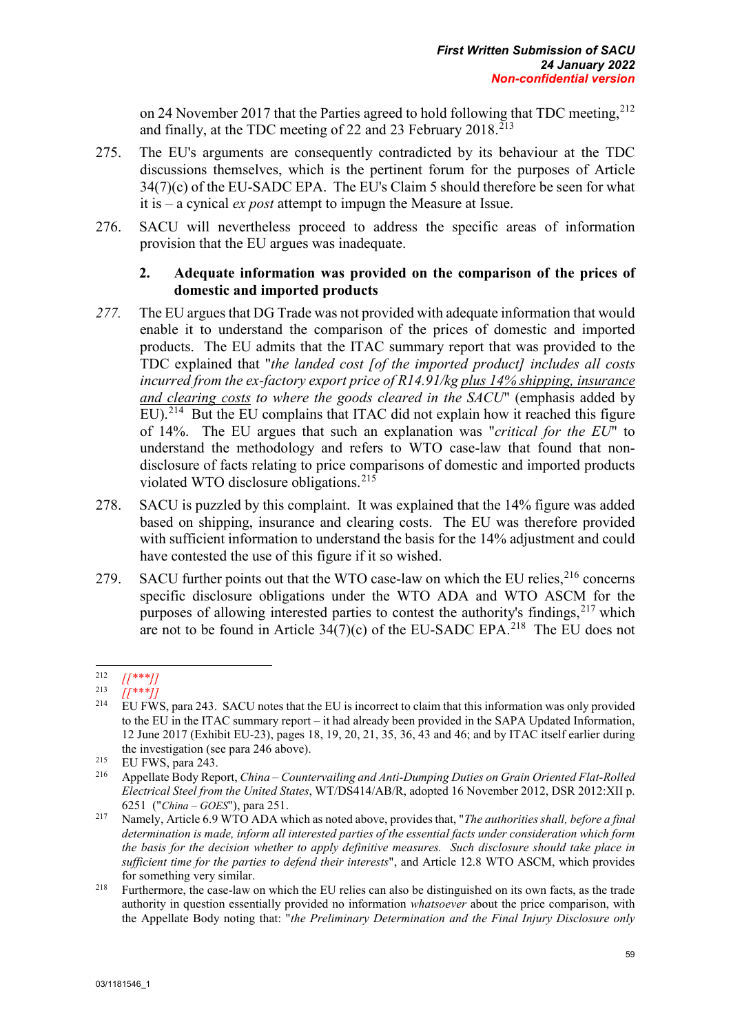on 24 November 2017 that the Parties agreed to hold following that TDC meeting,[212] and finally, at the TDC meeting of 22 and 23 February 2018.[213]

275. The EU's arguments are consequently contradicted by its behaviour at the TDC discussions themselves, which is the pertinent forum for the purposes of Article 34(7)(c) of the EU-SADC EPA. The EU's Claim 5 should therefore be seen for what it is – a cynical *ex post* attempt to impugn the Measure at Issue.

276. SACU will nevertheless proceed to address the specific areas of information provision that the EU argues was inadequate.

### 2. Adequate information was provided on the comparison of the prices of domestic and imported products

*277.* The EU argues that DG Trade was not provided with adequate information that would enable it to understand the comparison of the prices of domestic and imported products. The EU admits that the ITAC summary report that was provided to the TDC explained that "*the landed cost [of the imported product] includes all costs incurred from the ex-factory export price of R14.91/kg <u>plus 14% shipping, insurance and clearing costs</u> to where the goods cleared in the SACU*" (emphasis added by EU).[214] But the EU complains that ITAC did not explain how it reached this figure of 14%. The EU argues that such an explanation was "*critical for the EU*" to understand the methodology and refers to WTO case-law that found that non-disclosure of facts relating to price comparisons of domestic and imported products violated WTO disclosure obligations.[215]

278. SACU is puzzled by this complaint. It was explained that the 14% figure was added based on shipping, insurance and clearing costs. The EU was therefore provided with sufficient information to understand the basis for the 14% adjustment and could have contested the use of this figure if it so wished.

279. SACU further points out that the WTO case-law on which the EU relies,[216] concerns specific disclosure obligations under the WTO ADA and WTO ASCM for the purposes of allowing interested parties to contest the authority's findings,[217] which are not to be found in Article 34(7)(c) of the EU-SADC EPA.[218] The EU does not

---

[212] *[[***]]*

[213] *[[***]]*

[214] EU FWS, para 243. SACU notes that the EU is incorrect to claim that this information was only provided to the EU in the ITAC summary report – it had already been provided in the SAPA Updated Information, 12 June 2017 (Exhibit EU-23), pages 18, 19, 20, 21, 35, 36, 43 and 46; and by ITAC itself earlier during the investigation (see para 246 above).

[215] EU FWS, para 243.

[216] Appellate Body Report, *China – Countervailing and Anti-Dumping Duties on Grain Oriented Flat-Rolled Electrical Steel from the United States*, WT/DS414/AB/R, adopted 16 November 2012, DSR 2012:XII p. 6251 ("*China – GOES*"), para 251.

[217] Namely, Article 6.9 WTO ADA which as noted above, provides that, "*The authorities shall, before a final determination is made, inform all interested parties of the essential facts under consideration which form the basis for the decision whether to apply definitive measures. Such disclosure should take place in sufficient time for the parties to defend their interests*", and Article 12.8 WTO ASCM, which provides for something very similar.

[218] Furthermore, the case-law on which the EU relies can also be distinguished on its own facts, as the trade authority in question essentially provided no information *whatsoever* about the price comparison, with the Appellate Body noting that: "*the Preliminary Determination and the Final Injury Disclosure only*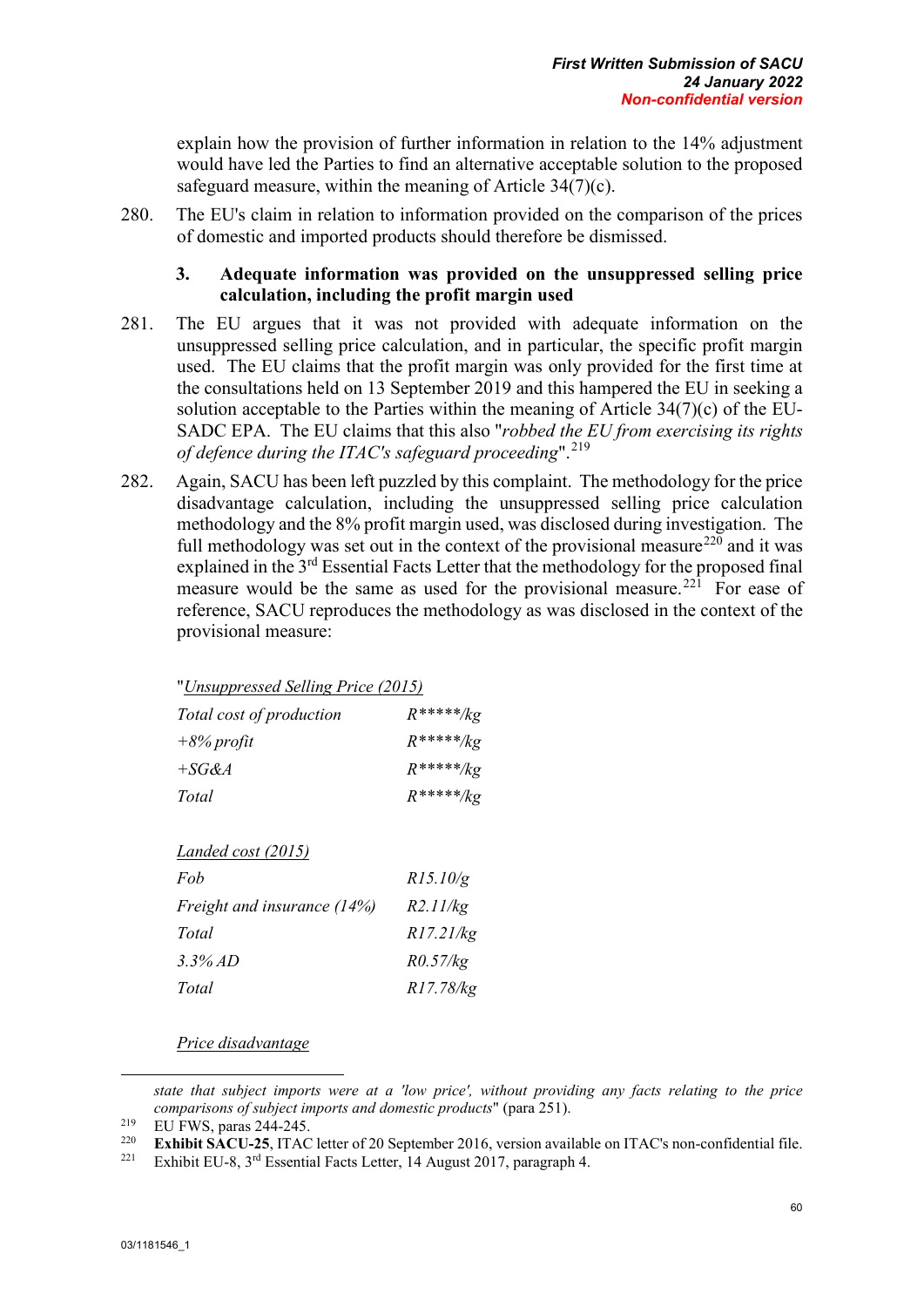explain how the provision of further information in relation to the 14% adjustment would have led the Parties to find an alternative acceptable solution to the proposed safeguard measure, within the meaning of Article 34(7)(c).

280. The EU's claim in relation to information provided on the comparison of the prices of domestic and imported products should therefore be dismissed.

### 3. Adequate information was provided on the unsuppressed selling price calculation, including the profit margin used

281. The EU argues that it was not provided with adequate information on the unsuppressed selling price calculation, and in particular, the specific profit margin used. The EU claims that the profit margin was only provided for the first time at the consultations held on 13 September 2019 and this hampered the EU in seeking a solution acceptable to the Parties within the meaning of Article 34(7)(c) of the EU-SADC EPA. The EU claims that this also "*robbed the EU from exercising its rights of defence during the ITAC's safeguard proceeding*".[219]

282. Again, SACU has been left puzzled by this complaint. The methodology for the price disadvantage calculation, including the unsuppressed selling price calculation methodology and the 8% profit margin used, was disclosed during investigation. The full methodology was set out in the context of the provisional measure[220] and it was explained in the 3rd Essential Facts Letter that the methodology for the proposed final measure would be the same as used for the provisional measure.[221] For ease of reference, SACU reproduces the methodology as was disclosed in the context of the provisional measure:

"*Unsuppressed Selling Price (2015)*

| | |
|---|---|
| *Total cost of production* | *R*\*\*\*\*\*/kg* |
| *+8% profit* | *R*\*\*\*\*\*/kg* |
| *+SG&A* | *R*\*\*\*\*\*/kg* |
| *Total* | *R*\*\*\*\*\*/kg* |

*Landed cost (2015)*

| | |
|---|---|
| *Fob* | *R15.10/g* |
| *Freight and insurance (14%)* | *R2.11/kg* |
| *Total* | *R17.21/kg* |
| *3.3% AD* | *R0.57/kg* |
| *Total* | *R17.78/kg* |

*Price disadvantage*

---

*state that subject imports were at a 'low price', without providing any facts relating to the price comparisons of subject imports and domestic products*" (para 251).

[219] EU FWS, paras 244-245.

[220] **Exhibit SACU-25**, ITAC letter of 20 September 2016, version available on ITAC's non-confidential file.

[221] Exhibit EU-8, 3rd Essential Facts Letter, 14 August 2017, paragraph 4.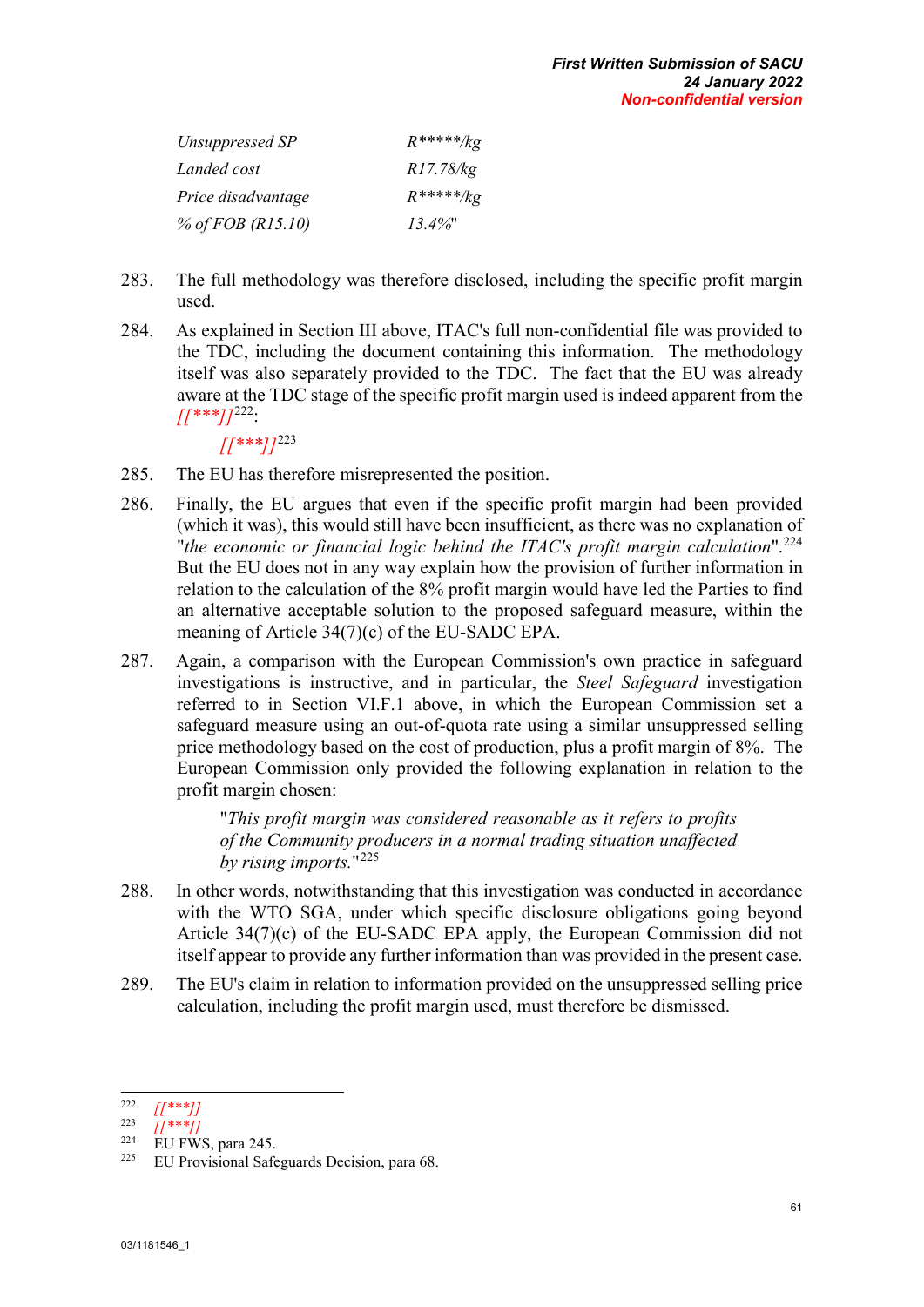| | |
|---|---|
| *Unsuppressed SP* | *R\*\*\*\*\*/kg* |
| *Landed cost* | *R17.78/kg* |
| *Price disadvantage* | *R\*\*\*\*\*/kg* |
| *% of FOB (R15.10)* | *13.4%*" |

283. The full methodology was therefore disclosed, including the specific profit margin used.

284. As explained in Section III above, ITAC's full non-confidential file was provided to the TDC, including the document containing this information. The methodology itself was also separately provided to the TDC. The fact that the EU was already aware at the TDC stage of the specific profit margin used is indeed apparent from the *[[\*\*\*]]*[222]:

    *[[\*\*\*]]*[223]

285. The EU has therefore misrepresented the position.

286. Finally, the EU argues that even if the specific profit margin had been provided (which it was), this would still have been insufficient, as there was no explanation of "*the economic or financial logic behind the ITAC's profit margin calculation*".[224] But the EU does not in any way explain how the provision of further information in relation to the calculation of the 8% profit margin would have led the Parties to find an alternative acceptable solution to the proposed safeguard measure, within the meaning of Article 34(7)(c) of the EU-SADC EPA.

287. Again, a comparison with the European Commission's own practice in safeguard investigations is instructive, and in particular, the *Steel Safeguard* investigation referred to in Section VI.F.1 above, in which the European Commission set a safeguard measure using an out-of-quota rate using a similar unsuppressed selling price methodology based on the cost of production, plus a profit margin of 8%. The European Commission only provided the following explanation in relation to the profit margin chosen:

    > "*This profit margin was considered reasonable as it refers to profits of the Community producers in a normal trading situation unaffected by rising imports.*"[225]

288. In other words, notwithstanding that this investigation was conducted in accordance with the WTO SGA, under which specific disclosure obligations going beyond Article 34(7)(c) of the EU-SADC EPA apply, the European Commission did not itself appear to provide any further information than was provided in the present case.

289. The EU's claim in relation to information provided on the unsuppressed selling price calculation, including the profit margin used, must therefore be dismissed.

---

[222] *[[\*\*\*]]*

[223] *[[\*\*\*]]*

[224] EU FWS, para 245.

[225] EU Provisional Safeguards Decision, para 68.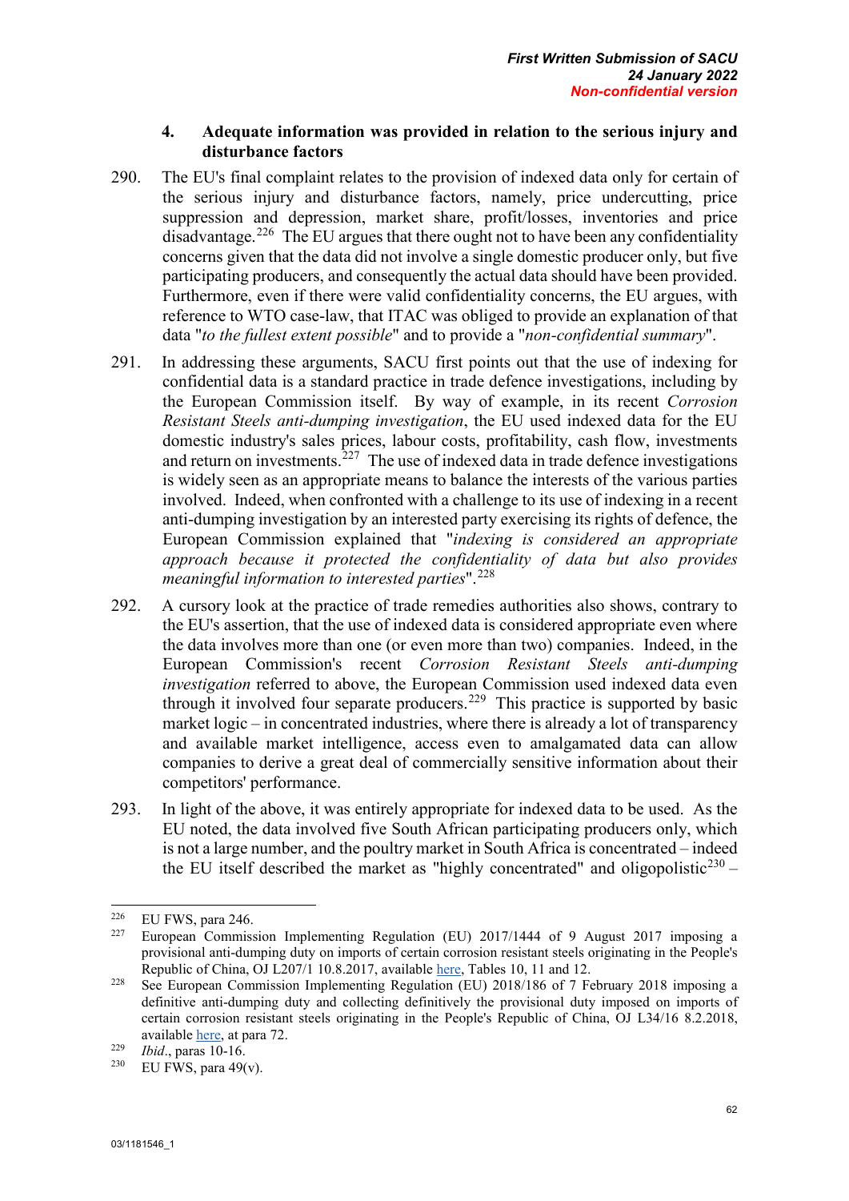### 4. Adequate information was provided in relation to the serious injury and disturbance factors

290. The EU's final complaint relates to the provision of indexed data only for certain of the serious injury and disturbance factors, namely, price undercutting, price suppression and depression, market share, profit/losses, inventories and price disadvantage.[226] The EU argues that there ought not to have been any confidentiality concerns given that the data did not involve a single domestic producer only, but five participating producers, and consequently the actual data should have been provided. Furthermore, even if there were valid confidentiality concerns, the EU argues, with reference to WTO case-law, that ITAC was obliged to provide an explanation of that data "*to the fullest extent possible*" and to provide a "*non-confidential summary*".

291. In addressing these arguments, SACU first points out that the use of indexing for confidential data is a standard practice in trade defence investigations, including by the European Commission itself. By way of example, in its recent *Corrosion Resistant Steels anti-dumping investigation*, the EU used indexed data for the EU domestic industry's sales prices, labour costs, profitability, cash flow, investments and return on investments.[227] The use of indexed data in trade defence investigations is widely seen as an appropriate means to balance the interests of the various parties involved. Indeed, when confronted with a challenge to its use of indexing in a recent anti-dumping investigation by an interested party exercising its rights of defence, the European Commission explained that "*indexing is considered an appropriate approach because it protected the confidentiality of data but also provides meaningful information to interested parties*".[228]

292. A cursory look at the practice of trade remedies authorities also shows, contrary to the EU's assertion, that the use of indexed data is considered appropriate even where the data involves more than one (or even more than two) companies. Indeed, in the European Commission's recent *Corrosion Resistant Steels anti-dumping investigation* referred to above, the European Commission used indexed data even through it involved four separate producers.[229] This practice is supported by basic market logic – in concentrated industries, where there is already a lot of transparency and available market intelligence, access even to amalgamated data can allow companies to derive a great deal of commercially sensitive information about their competitors' performance.

293. In light of the above, it was entirely appropriate for indexed data to be used. As the EU noted, the data involved five South African participating producers only, which is not a large number, and the poultry market in South Africa is concentrated – indeed the EU itself described the market as "highly concentrated" and oligopolistic[230] –

---

[226] EU FWS, para 246.

[227] European Commission Implementing Regulation (EU) 2017/1444 of 9 August 2017 imposing a provisional anti-dumping duty on imports of certain corrosion resistant steels originating in the People's Republic of China, OJ L207/1 10.8.2017, available here, Tables 10, 11 and 12.

[228] See European Commission Implementing Regulation (EU) 2018/186 of 7 February 2018 imposing a definitive anti-dumping duty and collecting definitively the provisional duty imposed on imports of certain corrosion resistant steels originating in the People's Republic of China, OJ L34/16 8.2.2018, available here, at para 72.

[229] *Ibid*., paras 10-16.

[230] EU FWS, para 49(v).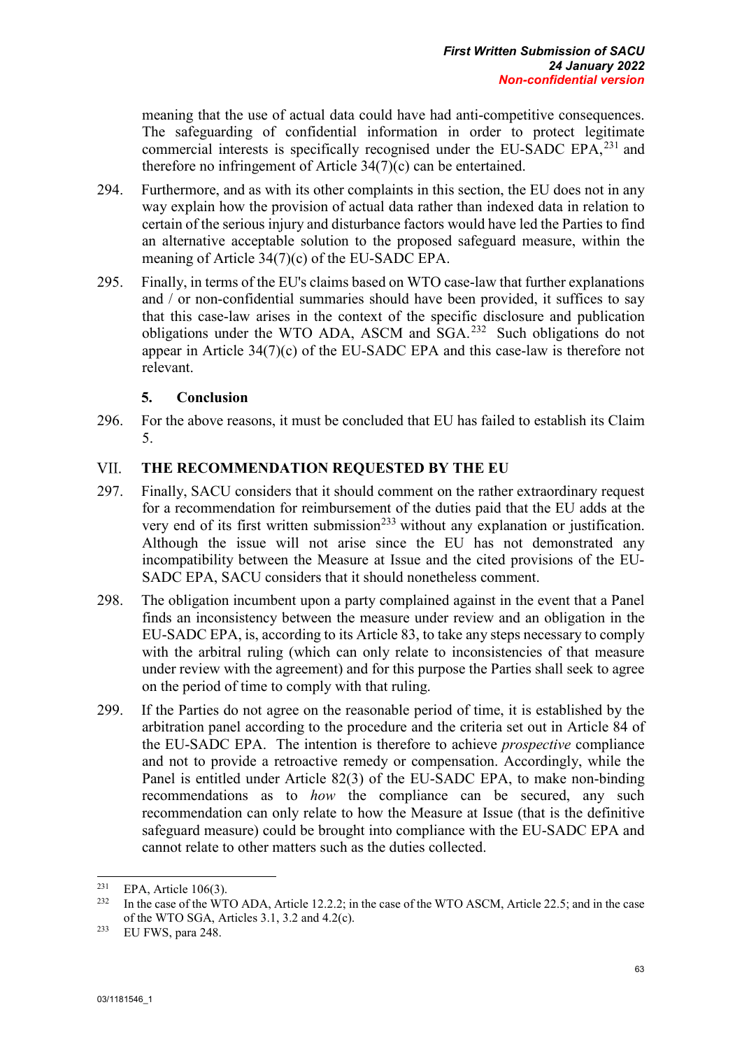meaning that the use of actual data could have had anti-competitive consequences. The safeguarding of confidential information in order to protect legitimate commercial interests is specifically recognised under the EU-SADC EPA,[231] and therefore no infringement of Article 34(7)(c) can be entertained.

294. Furthermore, and as with its other complaints in this section, the EU does not in any way explain how the provision of actual data rather than indexed data in relation to certain of the serious injury and disturbance factors would have led the Parties to find an alternative acceptable solution to the proposed safeguard measure, within the meaning of Article 34(7)(c) of the EU-SADC EPA.

295. Finally, in terms of the EU's claims based on WTO case-law that further explanations and / or non-confidential summaries should have been provided, it suffices to say that this case-law arises in the context of the specific disclosure and publication obligations under the WTO ADA, ASCM and SGA.[232] Such obligations do not appear in Article 34(7)(c) of the EU-SADC EPA and this case-law is therefore not relevant.

### 5. Conclusion

296. For the above reasons, it must be concluded that EU has failed to establish its Claim 5.

## VII. THE RECOMMENDATION REQUESTED BY THE EU

297. Finally, SACU considers that it should comment on the rather extraordinary request for a recommendation for reimbursement of the duties paid that the EU adds at the very end of its first written submission[233] without any explanation or justification. Although the issue will not arise since the EU has not demonstrated any incompatibility between the Measure at Issue and the cited provisions of the EU-SADC EPA, SACU considers that it should nonetheless comment.

298. The obligation incumbent upon a party complained against in the event that a Panel finds an inconsistency between the measure under review and an obligation in the EU-SADC EPA, is, according to its Article 83, to take any steps necessary to comply with the arbitral ruling (which can only relate to inconsistencies of that measure under review with the agreement) and for this purpose the Parties shall seek to agree on the period of time to comply with that ruling.

299. If the Parties do not agree on the reasonable period of time, it is established by the arbitration panel according to the procedure and the criteria set out in Article 84 of the EU-SADC EPA. The intention is therefore to achieve *prospective* compliance and not to provide a retroactive remedy or compensation. Accordingly, while the Panel is entitled under Article 82(3) of the EU-SADC EPA, to make non-binding recommendations as to *how* the compliance can be secured, any such recommendation can only relate to how the Measure at Issue (that is the definitive safeguard measure) could be brought into compliance with the EU-SADC EPA and cannot relate to other matters such as the duties collected.

---

[231] EPA, Article 106(3).

[232] In the case of the WTO ADA, Article 12.2.2; in the case of the WTO ASCM, Article 22.5; and in the case of the WTO SGA, Articles 3.1, 3.2 and 4.2(c).

[233] EU FWS, para 248.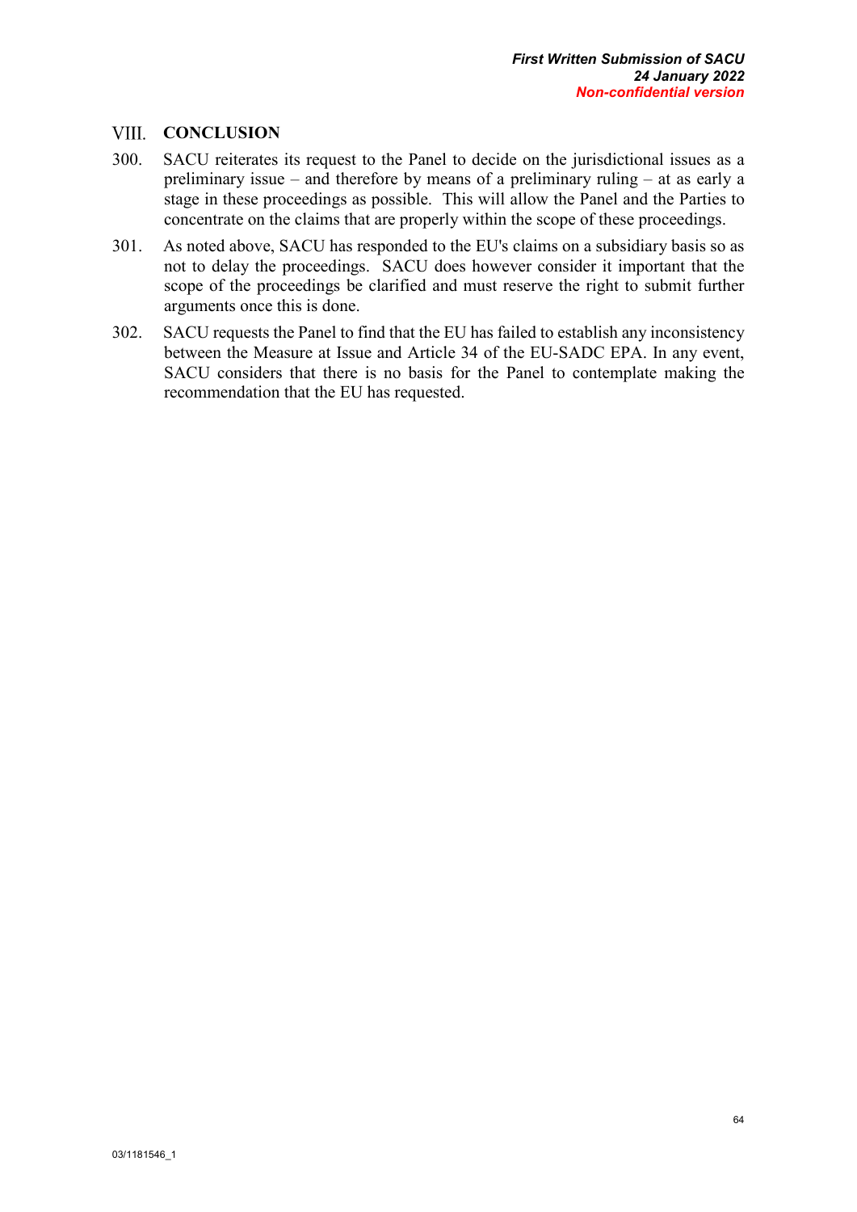## VIII. CONCLUSION

300. SACU reiterates its request to the Panel to decide on the jurisdictional issues as a preliminary issue – and therefore by means of a preliminary ruling – at as early a stage in these proceedings as possible. This will allow the Panel and the Parties to concentrate on the claims that are properly within the scope of these proceedings.

301. As noted above, SACU has responded to the EU's claims on a subsidiary basis so as not to delay the proceedings. SACU does however consider it important that the scope of the proceedings be clarified and must reserve the right to submit further arguments once this is done.

302. SACU requests the Panel to find that the EU has failed to establish any inconsistency between the Measure at Issue and Article 34 of the EU-SADC EPA. In any event, SACU considers that there is no basis for the Panel to contemplate making the recommendation that the EU has requested.